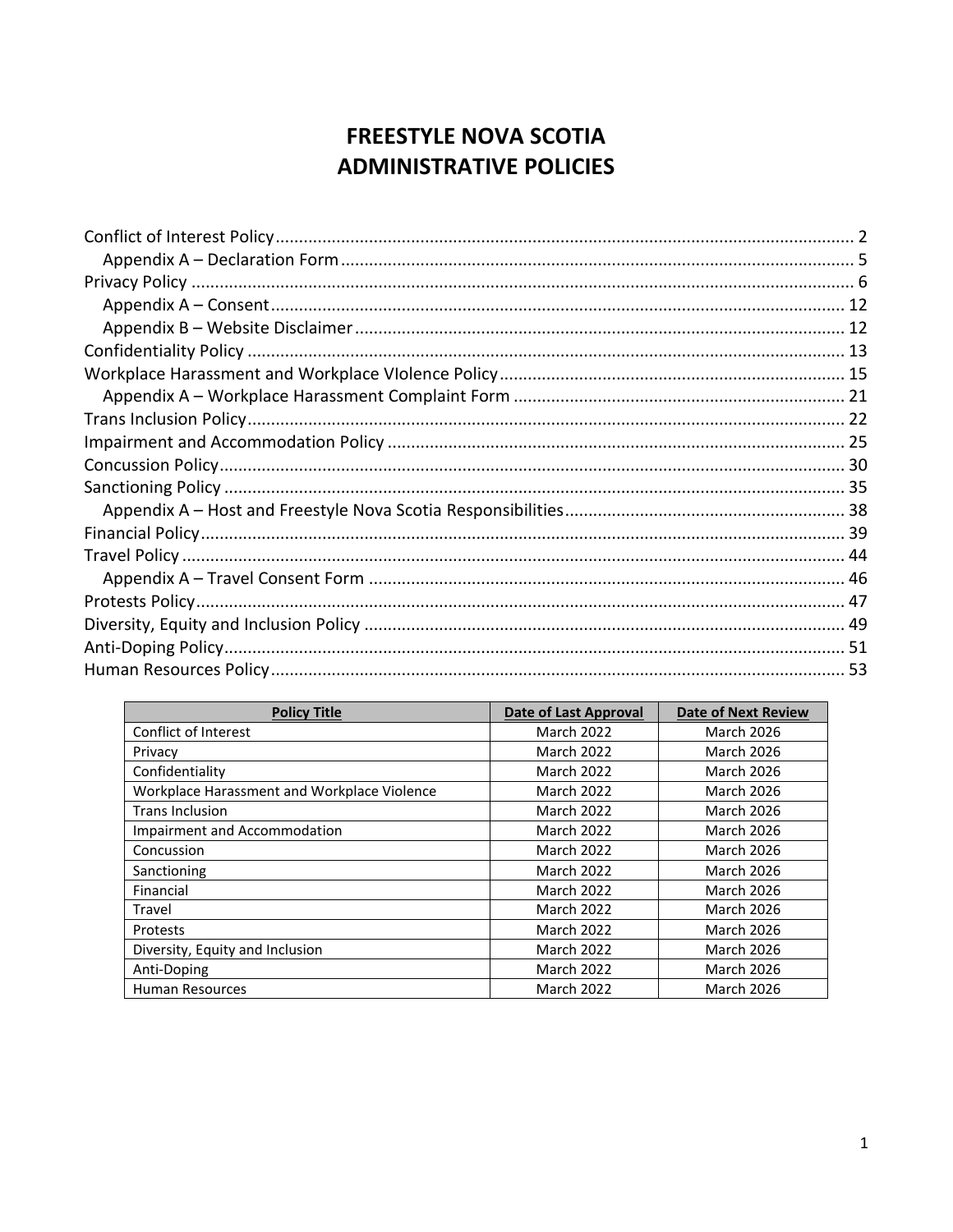# FREESTYLE NOVA SCOTIA
# ADMINISTRATIVE POLICIES

Conflict of Interest Policy .......... 2
- Appendix A – Declaration Form .......... 5

Privacy Policy .......... 6
- Appendix A – Consent .......... 12
- Appendix B – Website Disclaimer .......... 12

Confidentiality Policy .......... 13

Workplace Harassment and Workplace VIolence Policy .......... 15
- Appendix A – Workplace Harassment Complaint Form .......... 21

Trans Inclusion Policy .......... 22

Impairment and Accommodation Policy .......... 25

Concussion Policy .......... 30

Sanctioning Policy .......... 35
- Appendix A – Host and Freestyle Nova Scotia Responsibilities .......... 38

Financial Policy .......... 39

Travel Policy .......... 44
- Appendix A – Travel Consent Form .......... 46

Protests Policy .......... 47

Diversity, Equity and Inclusion Policy .......... 49

Anti-Doping Policy .......... 51

Human Resources Policy .......... 53

| Policy Title | Date of Last Approval | Date of Next Review |
|---|---|---|
| Conflict of Interest | March 2022 | March 2026 |
| Privacy | March 2022 | March 2026 |
| Confidentiality | March 2022 | March 2026 |
| Workplace Harassment and Workplace Violence | March 2022 | March 2026 |
| Trans Inclusion | March 2022 | March 2026 |
| Impairment and Accommodation | March 2022 | March 2026 |
| Concussion | March 2022 | March 2026 |
| Sanctioning | March 2022 | March 2026 |
| Financial | March 2022 | March 2026 |
| Travel | March 2022 | March 2026 |
| Protests | March 2022 | March 2026 |
| Diversity, Equity and Inclusion | March 2022 | March 2026 |
| Anti-Doping | March 2022 | March 2026 |
| Human Resources | March 2022 | March 2026 |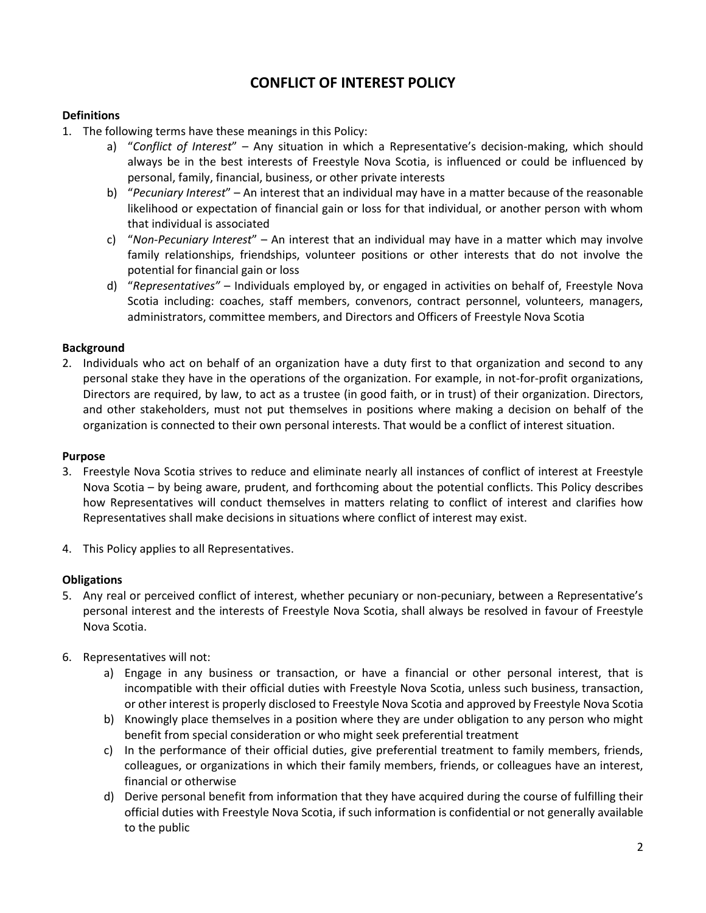# CONFLICT OF INTEREST POLICY

**Definitions**

1. The following terms have these meanings in this Policy:
   a) "*Conflict of Interest*" – Any situation in which a Representative's decision-making, which should always be in the best interests of Freestyle Nova Scotia, is influenced or could be influenced by personal, family, financial, business, or other private interests
   b) "*Pecuniary Interest*" – An interest that an individual may have in a matter because of the reasonable likelihood or expectation of financial gain or loss for that individual, or another person with whom that individual is associated
   c) "*Non-Pecuniary Interest*" – An interest that an individual may have in a matter which may involve family relationships, friendships, volunteer positions or other interests that do not involve the potential for financial gain or loss
   d) "*Representatives"* – Individuals employed by, or engaged in activities on behalf of, Freestyle Nova Scotia including: coaches, staff members, convenors, contract personnel, volunteers, managers, administrators, committee members, and Directors and Officers of Freestyle Nova Scotia

**Background**

2. Individuals who act on behalf of an organization have a duty first to that organization and second to any personal stake they have in the operations of the organization. For example, in not-for-profit organizations, Directors are required, by law, to act as a trustee (in good faith, or in trust) of their organization. Directors, and other stakeholders, must not put themselves in positions where making a decision on behalf of the organization is connected to their own personal interests. That would be a conflict of interest situation.

**Purpose**

3. Freestyle Nova Scotia strives to reduce and eliminate nearly all instances of conflict of interest at Freestyle Nova Scotia – by being aware, prudent, and forthcoming about the potential conflicts. This Policy describes how Representatives will conduct themselves in matters relating to conflict of interest and clarifies how Representatives shall make decisions in situations where conflict of interest may exist.

4. This Policy applies to all Representatives.

**Obligations**

5. Any real or perceived conflict of interest, whether pecuniary or non-pecuniary, between a Representative's personal interest and the interests of Freestyle Nova Scotia, shall always be resolved in favour of Freestyle Nova Scotia.

6. Representatives will not:
   a) Engage in any business or transaction, or have a financial or other personal interest, that is incompatible with their official duties with Freestyle Nova Scotia, unless such business, transaction, or other interest is properly disclosed to Freestyle Nova Scotia and approved by Freestyle Nova Scotia
   b) Knowingly place themselves in a position where they are under obligation to any person who might benefit from special consideration or who might seek preferential treatment
   c) In the performance of their official duties, give preferential treatment to family members, friends, colleagues, or organizations in which their family members, friends, or colleagues have an interest, financial or otherwise
   d) Derive personal benefit from information that they have acquired during the course of fulfilling their official duties with Freestyle Nova Scotia, if such information is confidential or not generally available to the public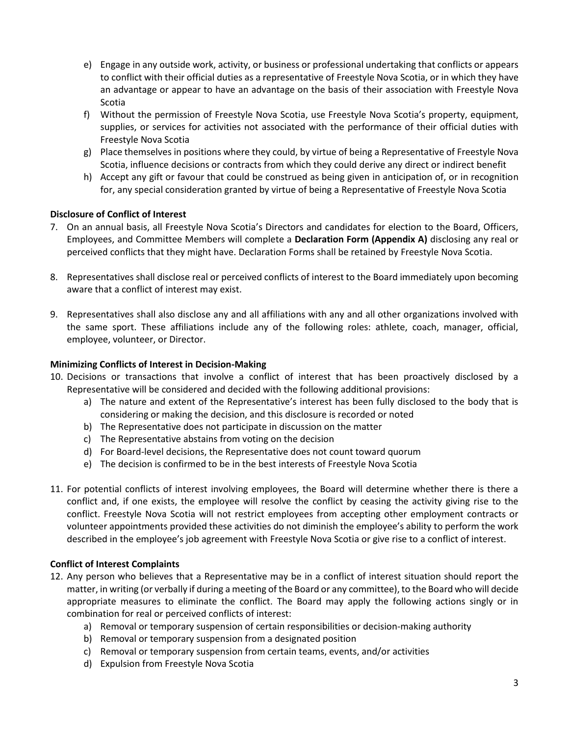e) Engage in any outside work, activity, or business or professional undertaking that conflicts or appears to conflict with their official duties as a representative of Freestyle Nova Scotia, or in which they have an advantage or appear to have an advantage on the basis of their association with Freestyle Nova Scotia
f) Without the permission of Freestyle Nova Scotia, use Freestyle Nova Scotia's property, equipment, supplies, or services for activities not associated with the performance of their official duties with Freestyle Nova Scotia
g) Place themselves in positions where they could, by virtue of being a Representative of Freestyle Nova Scotia, influence decisions or contracts from which they could derive any direct or indirect benefit
h) Accept any gift or favour that could be construed as being given in anticipation of, or in recognition for, any special consideration granted by virtue of being a Representative of Freestyle Nova Scotia

**Disclosure of Conflict of Interest**

7. On an annual basis, all Freestyle Nova Scotia's Directors and candidates for election to the Board, Officers, Employees, and Committee Members will complete a **Declaration Form (Appendix A)** disclosing any real or perceived conflicts that they might have. Declaration Forms shall be retained by Freestyle Nova Scotia.

8. Representatives shall disclose real or perceived conflicts of interest to the Board immediately upon becoming aware that a conflict of interest may exist.

9. Representatives shall also disclose any and all affiliations with any and all other organizations involved with the same sport. These affiliations include any of the following roles: athlete, coach, manager, official, employee, volunteer, or Director.

**Minimizing Conflicts of Interest in Decision-Making**

10. Decisions or transactions that involve a conflict of interest that has been proactively disclosed by a Representative will be considered and decided with the following additional provisions:
    a) The nature and extent of the Representative's interest has been fully disclosed to the body that is considering or making the decision, and this disclosure is recorded or noted
    b) The Representative does not participate in discussion on the matter
    c) The Representative abstains from voting on the decision
    d) For Board-level decisions, the Representative does not count toward quorum
    e) The decision is confirmed to be in the best interests of Freestyle Nova Scotia

11. For potential conflicts of interest involving employees, the Board will determine whether there is there a conflict and, if one exists, the employee will resolve the conflict by ceasing the activity giving rise to the conflict. Freestyle Nova Scotia will not restrict employees from accepting other employment contracts or volunteer appointments provided these activities do not diminish the employee's ability to perform the work described in the employee's job agreement with Freestyle Nova Scotia or give rise to a conflict of interest.

**Conflict of Interest Complaints**

12. Any person who believes that a Representative may be in a conflict of interest situation should report the matter, in writing (or verbally if during a meeting of the Board or any committee), to the Board who will decide appropriate measures to eliminate the conflict. The Board may apply the following actions singly or in combination for real or perceived conflicts of interest:
    a) Removal or temporary suspension of certain responsibilities or decision-making authority
    b) Removal or temporary suspension from a designated position
    c) Removal or temporary suspension from certain teams, events, and/or activities
    d) Expulsion from Freestyle Nova Scotia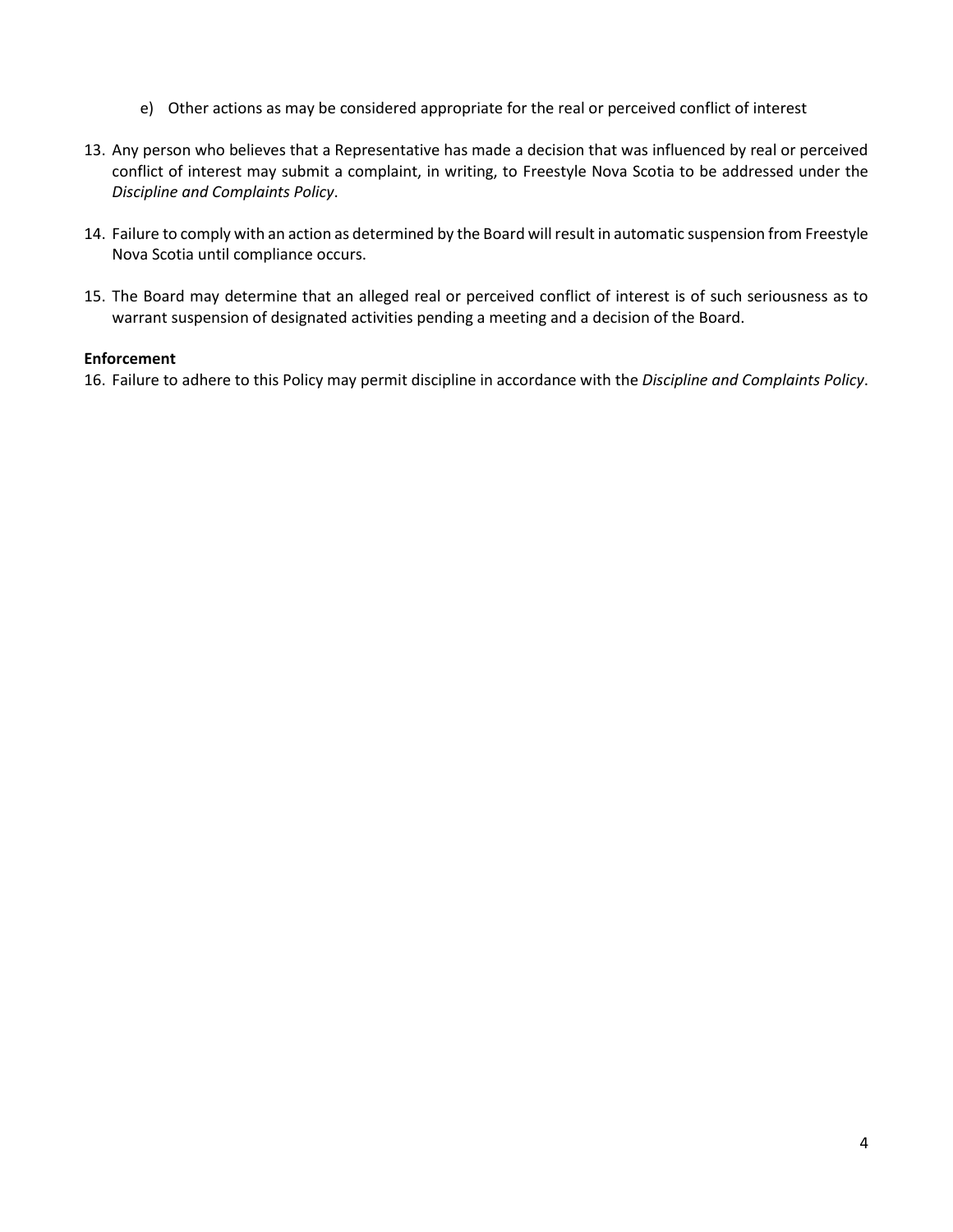e) Other actions as may be considered appropriate for the real or perceived conflict of interest

13. Any person who believes that a Representative has made a decision that was influenced by real or perceived conflict of interest may submit a complaint, in writing, to Freestyle Nova Scotia to be addressed under the *Discipline and Complaints Policy*.
14. Failure to comply with an action as determined by the Board will result in automatic suspension from Freestyle Nova Scotia until compliance occurs.
15. The Board may determine that an alleged real or perceived conflict of interest is of such seriousness as to warrant suspension of designated activities pending a meeting and a decision of the Board.

**Enforcement**

16. Failure to adhere to this Policy may permit discipline in accordance with the *Discipline and Complaints Policy*.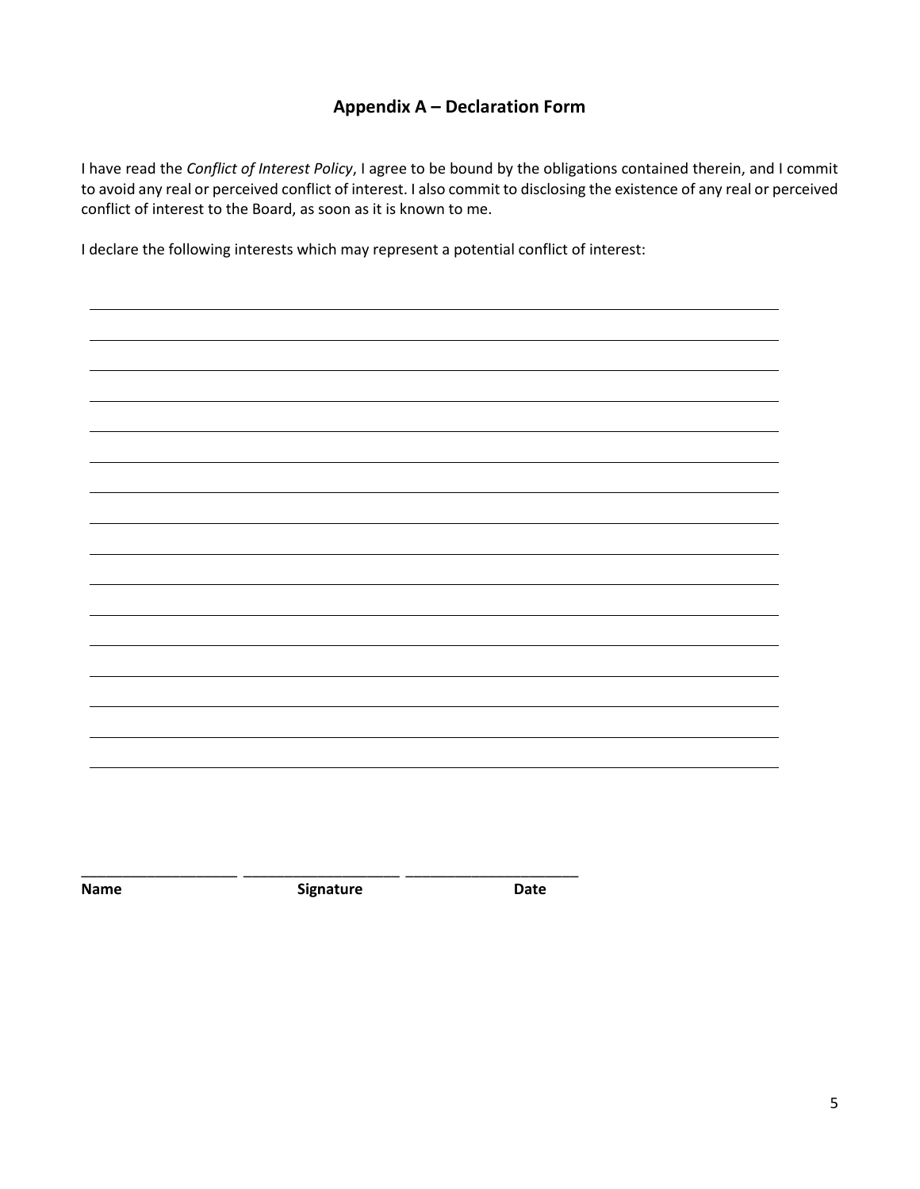## Appendix A – Declaration Form

I have read the *Conflict of Interest Policy*, I agree to be bound by the obligations contained therein, and I commit to avoid any real or perceived conflict of interest. I also commit to disclosing the existence of any real or perceived conflict of interest to the Board, as soon as it is known to me.

I declare the following interests which may represent a potential conflict of interest:

______________________________________________________________________________

______________________________________________________________________________

______________________________________________________________________________

______________________________________________________________________________

______________________________________________________________________________

______________________________________________________________________________

______________________________________________________________________________

______________________________________________________________________________

______________________________________________________________________________

______________________________________________________________________________

______________________________________________________________________________

______________________________________________________________________________

______________________________________________________________________________

______________________________________________________________________________

______________________________________________________________________________

___________________ ___________________ ____________________

**Name** **Signature** **Date**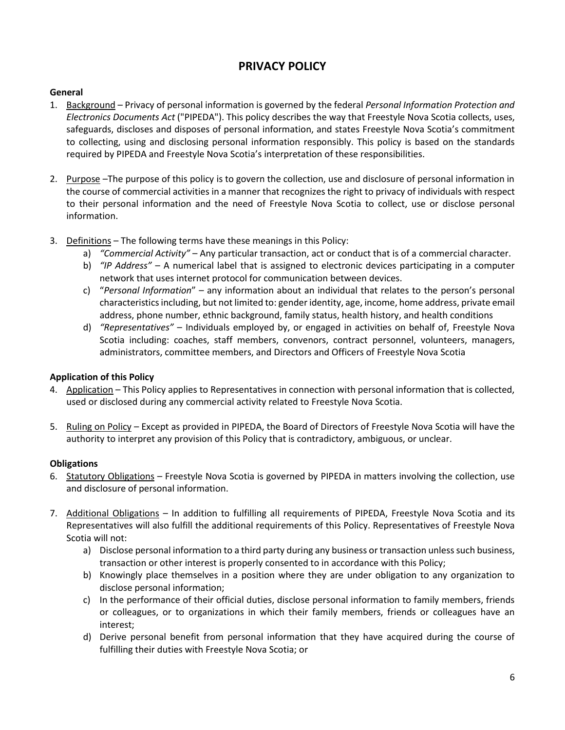# PRIVACY POLICY

**General**

1. Background – Privacy of personal information is governed by the federal *Personal Information Protection and Electronics Documents Act* ("PIPEDA"). This policy describes the way that Freestyle Nova Scotia collects, uses, safeguards, discloses and disposes of personal information, and states Freestyle Nova Scotia's commitment to collecting, using and disclosing personal information responsibly. This policy is based on the standards required by PIPEDA and Freestyle Nova Scotia's interpretation of these responsibilities.

2. Purpose –The purpose of this policy is to govern the collection, use and disclosure of personal information in the course of commercial activities in a manner that recognizes the right to privacy of individuals with respect to their personal information and the need of Freestyle Nova Scotia to collect, use or disclose personal information.

3. Definitions – The following terms have these meanings in this Policy:
   a) *"Commercial Activity"* – Any particular transaction, act or conduct that is of a commercial character.
   b) *"IP Address"* – A numerical label that is assigned to electronic devices participating in a computer network that uses internet protocol for communication between devices.
   c) "*Personal Information*" – any information about an individual that relates to the person's personal characteristics including, but not limited to: gender identity, age, income, home address, private email address, phone number, ethnic background, family status, health history, and health conditions
   d) *"Representatives"* – Individuals employed by, or engaged in activities on behalf of, Freestyle Nova Scotia including: coaches, staff members, convenors, contract personnel, volunteers, managers, administrators, committee members, and Directors and Officers of Freestyle Nova Scotia

**Application of this Policy**

4. Application – This Policy applies to Representatives in connection with personal information that is collected, used or disclosed during any commercial activity related to Freestyle Nova Scotia.

5. Ruling on Policy – Except as provided in PIPEDA, the Board of Directors of Freestyle Nova Scotia will have the authority to interpret any provision of this Policy that is contradictory, ambiguous, or unclear.

**Obligations**

6. Statutory Obligations – Freestyle Nova Scotia is governed by PIPEDA in matters involving the collection, use and disclosure of personal information.

7. Additional Obligations – In addition to fulfilling all requirements of PIPEDA, Freestyle Nova Scotia and its Representatives will also fulfill the additional requirements of this Policy. Representatives of Freestyle Nova Scotia will not:
   a) Disclose personal information to a third party during any business or transaction unless such business, transaction or other interest is properly consented to in accordance with this Policy;
   b) Knowingly place themselves in a position where they are under obligation to any organization to disclose personal information;
   c) In the performance of their official duties, disclose personal information to family members, friends or colleagues, or to organizations in which their family members, friends or colleagues have an interest;
   d) Derive personal benefit from personal information that they have acquired during the course of fulfilling their duties with Freestyle Nova Scotia; or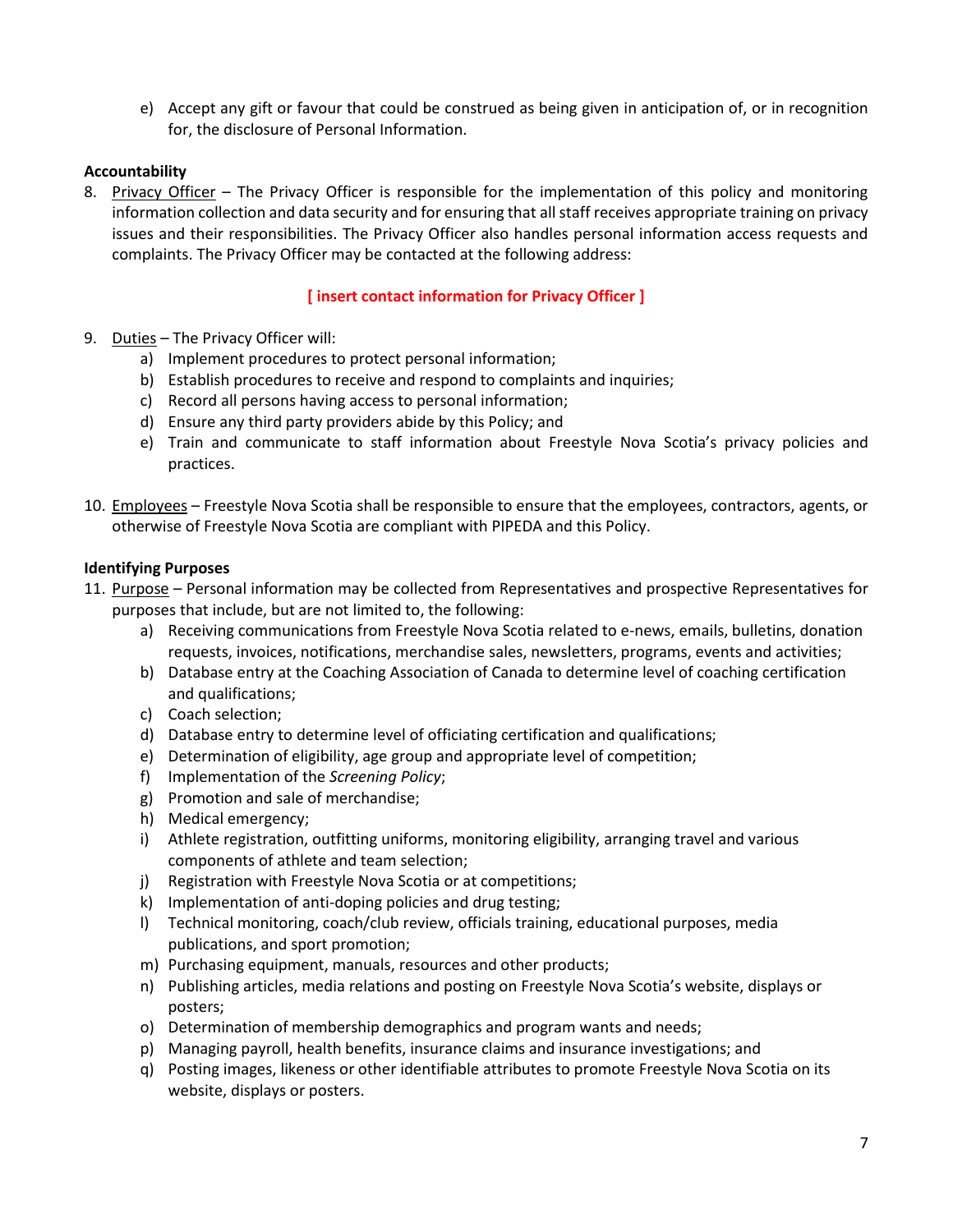e) Accept any gift or favour that could be construed as being given in anticipation of, or in recognition for, the disclosure of Personal Information.

**Accountability**

8. Privacy Officer – The Privacy Officer is responsible for the implementation of this policy and monitoring information collection and data security and for ensuring that all staff receives appropriate training on privacy issues and their responsibilities. The Privacy Officer also handles personal information access requests and complaints. The Privacy Officer may be contacted at the following address:

**[ insert contact information for Privacy Officer ]**

9. Duties – The Privacy Officer will:
   a) Implement procedures to protect personal information;
   b) Establish procedures to receive and respond to complaints and inquiries;
   c) Record all persons having access to personal information;
   d) Ensure any third party providers abide by this Policy; and
   e) Train and communicate to staff information about Freestyle Nova Scotia's privacy policies and practices.

10. Employees – Freestyle Nova Scotia shall be responsible to ensure that the employees, contractors, agents, or otherwise of Freestyle Nova Scotia are compliant with PIPEDA and this Policy.

**Identifying Purposes**

11. Purpose – Personal information may be collected from Representatives and prospective Representatives for purposes that include, but are not limited to, the following:
   a) Receiving communications from Freestyle Nova Scotia related to e-news, emails, bulletins, donation requests, invoices, notifications, merchandise sales, newsletters, programs, events and activities;
   b) Database entry at the Coaching Association of Canada to determine level of coaching certification and qualifications;
   c) Coach selection;
   d) Database entry to determine level of officiating certification and qualifications;
   e) Determination of eligibility, age group and appropriate level of competition;
   f) Implementation of the *Screening Policy*;
   g) Promotion and sale of merchandise;
   h) Medical emergency;
   i) Athlete registration, outfitting uniforms, monitoring eligibility, arranging travel and various components of athlete and team selection;
   j) Registration with Freestyle Nova Scotia or at competitions;
   k) Implementation of anti-doping policies and drug testing;
   l) Technical monitoring, coach/club review, officials training, educational purposes, media publications, and sport promotion;
   m) Purchasing equipment, manuals, resources and other products;
   n) Publishing articles, media relations and posting on Freestyle Nova Scotia's website, displays or posters;
   o) Determination of membership demographics and program wants and needs;
   p) Managing payroll, health benefits, insurance claims and insurance investigations; and
   q) Posting images, likeness or other identifiable attributes to promote Freestyle Nova Scotia on its website, displays or posters.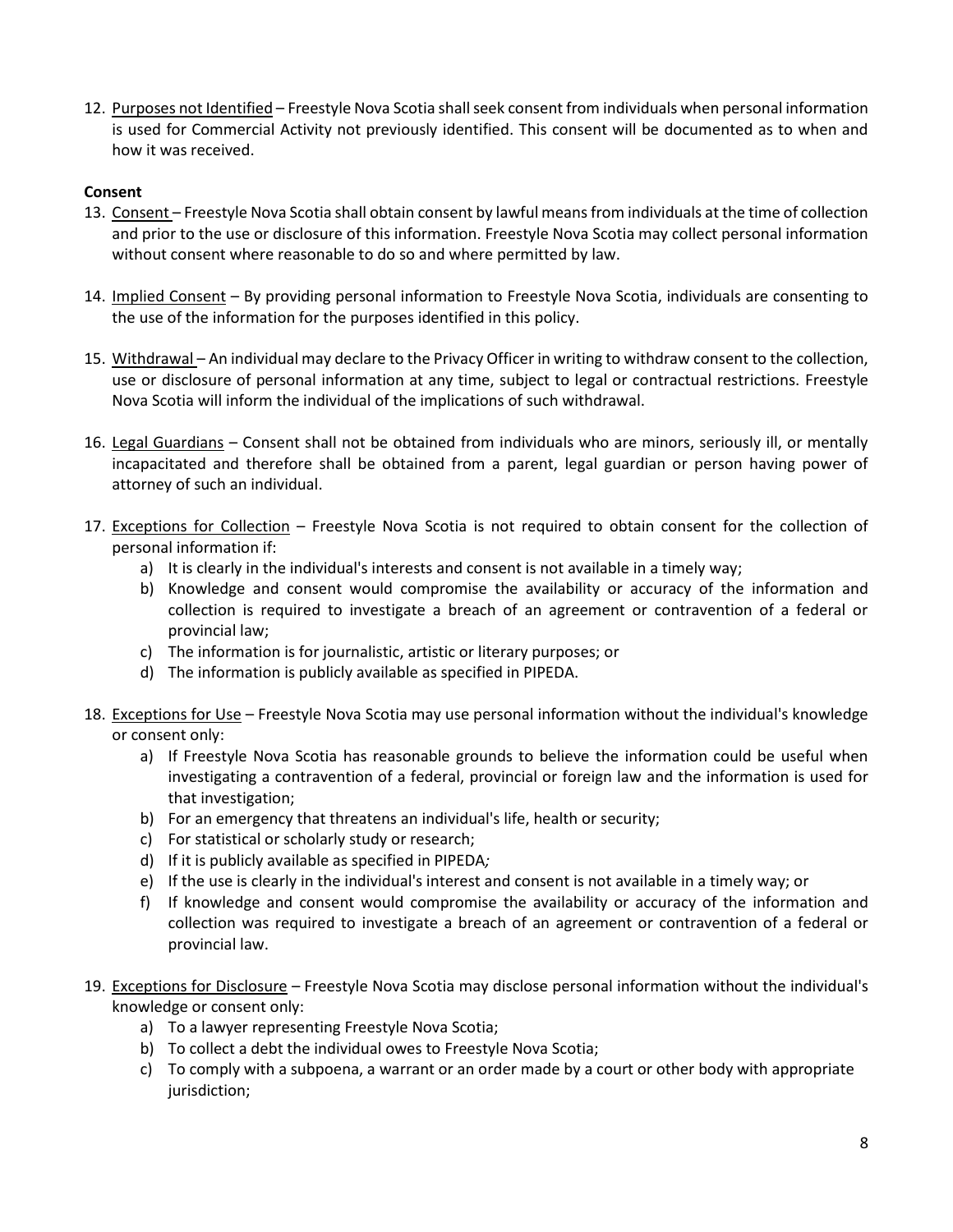12. Purposes not Identified – Freestyle Nova Scotia shall seek consent from individuals when personal information is used for Commercial Activity not previously identified. This consent will be documented as to when and how it was received.

**Consent**

13. Consent – Freestyle Nova Scotia shall obtain consent by lawful means from individuals at the time of collection and prior to the use or disclosure of this information. Freestyle Nova Scotia may collect personal information without consent where reasonable to do so and where permitted by law.

14. Implied Consent – By providing personal information to Freestyle Nova Scotia, individuals are consenting to the use of the information for the purposes identified in this policy.

15. Withdrawal – An individual may declare to the Privacy Officer in writing to withdraw consent to the collection, use or disclosure of personal information at any time, subject to legal or contractual restrictions. Freestyle Nova Scotia will inform the individual of the implications of such withdrawal.

16. Legal Guardians – Consent shall not be obtained from individuals who are minors, seriously ill, or mentally incapacitated and therefore shall be obtained from a parent, legal guardian or person having power of attorney of such an individual.

17. Exceptions for Collection – Freestyle Nova Scotia is not required to obtain consent for the collection of personal information if:
    a) It is clearly in the individual's interests and consent is not available in a timely way;
    b) Knowledge and consent would compromise the availability or accuracy of the information and collection is required to investigate a breach of an agreement or contravention of a federal or provincial law;
    c) The information is for journalistic, artistic or literary purposes; or
    d) The information is publicly available as specified in PIPEDA.

18. Exceptions for Use – Freestyle Nova Scotia may use personal information without the individual's knowledge or consent only:
    a) If Freestyle Nova Scotia has reasonable grounds to believe the information could be useful when investigating a contravention of a federal, provincial or foreign law and the information is used for that investigation;
    b) For an emergency that threatens an individual's life, health or security;
    c) For statistical or scholarly study or research;
    d) If it is publicly available as specified in PIPEDA;
    e) If the use is clearly in the individual's interest and consent is not available in a timely way; or
    f) If knowledge and consent would compromise the availability or accuracy of the information and collection was required to investigate a breach of an agreement or contravention of a federal or provincial law.

19. Exceptions for Disclosure – Freestyle Nova Scotia may disclose personal information without the individual's knowledge or consent only:
    a) To a lawyer representing Freestyle Nova Scotia;
    b) To collect a debt the individual owes to Freestyle Nova Scotia;
    c) To comply with a subpoena, a warrant or an order made by a court or other body with appropriate jurisdiction;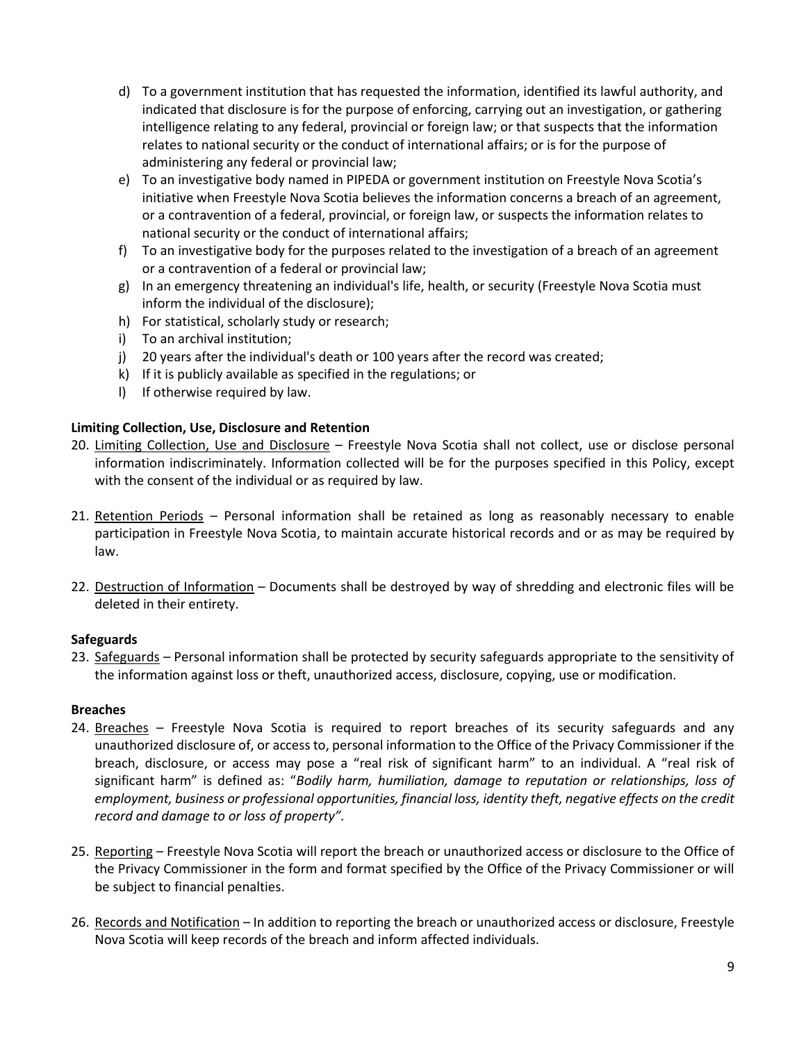d) To a government institution that has requested the information, identified its lawful authority, and indicated that disclosure is for the purpose of enforcing, carrying out an investigation, or gathering intelligence relating to any federal, provincial or foreign law; or that suspects that the information relates to national security or the conduct of international affairs; or is for the purpose of administering any federal or provincial law;
e) To an investigative body named in PIPEDA or government institution on Freestyle Nova Scotia's initiative when Freestyle Nova Scotia believes the information concerns a breach of an agreement, or a contravention of a federal, provincial, or foreign law, or suspects the information relates to national security or the conduct of international affairs;
f) To an investigative body for the purposes related to the investigation of a breach of an agreement or a contravention of a federal or provincial law;
g) In an emergency threatening an individual's life, health, or security (Freestyle Nova Scotia must inform the individual of the disclosure);
h) For statistical, scholarly study or research;
i) To an archival institution;
j) 20 years after the individual's death or 100 years after the record was created;
k) If it is publicly available as specified in the regulations; or
l) If otherwise required by law.

**Limiting Collection, Use, Disclosure and Retention**

20. Limiting Collection, Use and Disclosure – Freestyle Nova Scotia shall not collect, use or disclose personal information indiscriminately. Information collected will be for the purposes specified in this Policy, except with the consent of the individual or as required by law.

21. Retention Periods – Personal information shall be retained as long as reasonably necessary to enable participation in Freestyle Nova Scotia, to maintain accurate historical records and or as may be required by law.

22. Destruction of Information – Documents shall be destroyed by way of shredding and electronic files will be deleted in their entirety.

**Safeguards**

23. Safeguards – Personal information shall be protected by security safeguards appropriate to the sensitivity of the information against loss or theft, unauthorized access, disclosure, copying, use or modification.

**Breaches**

24. Breaches – Freestyle Nova Scotia is required to report breaches of its security safeguards and any unauthorized disclosure of, or access to, personal information to the Office of the Privacy Commissioner if the breach, disclosure, or access may pose a "real risk of significant harm" to an individual. A "real risk of significant harm" is defined as: "*Bodily harm, humiliation, damage to reputation or relationships, loss of employment, business or professional opportunities, financial loss, identity theft, negative effects on the credit record and damage to or loss of property".*

25. Reporting – Freestyle Nova Scotia will report the breach or unauthorized access or disclosure to the Office of the Privacy Commissioner in the form and format specified by the Office of the Privacy Commissioner or will be subject to financial penalties.

26. Records and Notification – In addition to reporting the breach or unauthorized access or disclosure, Freestyle Nova Scotia will keep records of the breach and inform affected individuals.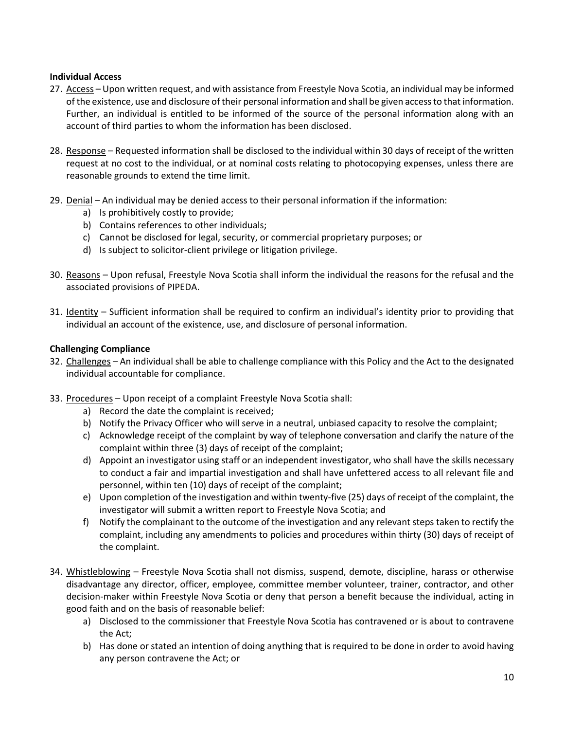**Individual Access**

27. Access – Upon written request, and with assistance from Freestyle Nova Scotia, an individual may be informed of the existence, use and disclosure of their personal information and shall be given access to that information. Further, an individual is entitled to be informed of the source of the personal information along with an account of third parties to whom the information has been disclosed.

28. Response – Requested information shall be disclosed to the individual within 30 days of receipt of the written request at no cost to the individual, or at nominal costs relating to photocopying expenses, unless there are reasonable grounds to extend the time limit.

29. Denial – An individual may be denied access to their personal information if the information:
    a) Is prohibitively costly to provide;
    b) Contains references to other individuals;
    c) Cannot be disclosed for legal, security, or commercial proprietary purposes; or
    d) Is subject to solicitor-client privilege or litigation privilege.

30. Reasons – Upon refusal, Freestyle Nova Scotia shall inform the individual the reasons for the refusal and the associated provisions of PIPEDA.

31. Identity – Sufficient information shall be required to confirm an individual's identity prior to providing that individual an account of the existence, use, and disclosure of personal information.

**Challenging Compliance**

32. Challenges – An individual shall be able to challenge compliance with this Policy and the Act to the designated individual accountable for compliance.

33. Procedures – Upon receipt of a complaint Freestyle Nova Scotia shall:
    a) Record the date the complaint is received;
    b) Notify the Privacy Officer who will serve in a neutral, unbiased capacity to resolve the complaint;
    c) Acknowledge receipt of the complaint by way of telephone conversation and clarify the nature of the complaint within three (3) days of receipt of the complaint;
    d) Appoint an investigator using staff or an independent investigator, who shall have the skills necessary to conduct a fair and impartial investigation and shall have unfettered access to all relevant file and personnel, within ten (10) days of receipt of the complaint;
    e) Upon completion of the investigation and within twenty-five (25) days of receipt of the complaint, the investigator will submit a written report to Freestyle Nova Scotia; and
    f) Notify the complainant to the outcome of the investigation and any relevant steps taken to rectify the complaint, including any amendments to policies and procedures within thirty (30) days of receipt of the complaint.

34. Whistleblowing – Freestyle Nova Scotia shall not dismiss, suspend, demote, discipline, harass or otherwise disadvantage any director, officer, employee, committee member volunteer, trainer, contractor, and other decision-maker within Freestyle Nova Scotia or deny that person a benefit because the individual, acting in good faith and on the basis of reasonable belief:
    a) Disclosed to the commissioner that Freestyle Nova Scotia has contravened or is about to contravene the Act;
    b) Has done or stated an intention of doing anything that is required to be done in order to avoid having any person contravene the Act; or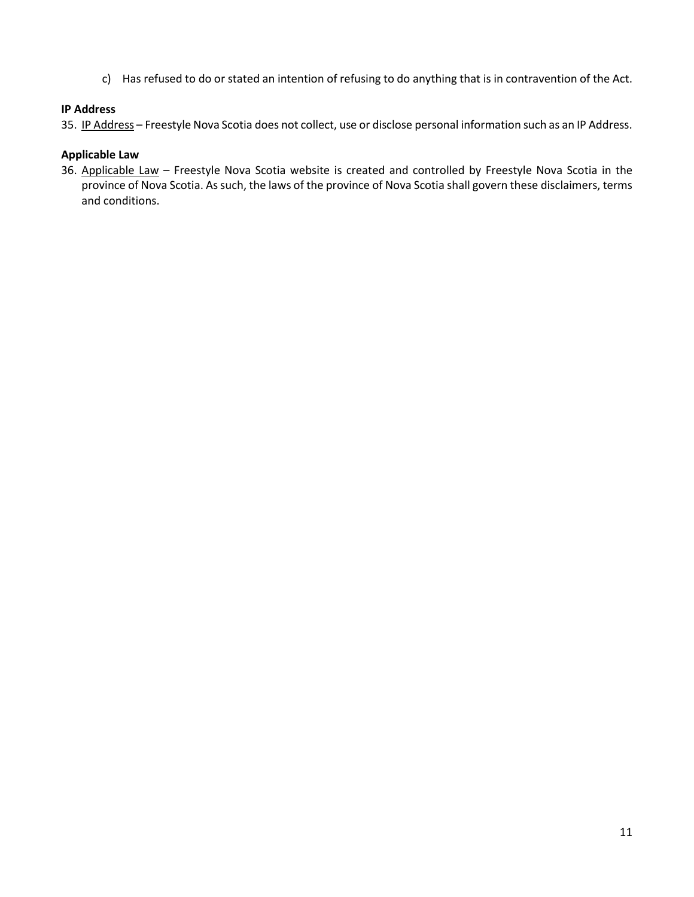c) Has refused to do or stated an intention of refusing to do anything that is in contravention of the Act.

**IP Address**

35. <u>IP Address</u> – Freestyle Nova Scotia does not collect, use or disclose personal information such as an IP Address.

**Applicable Law**

36. <u>Applicable Law</u> – Freestyle Nova Scotia website is created and controlled by Freestyle Nova Scotia in the province of Nova Scotia. As such, the laws of the province of Nova Scotia shall govern these disclaimers, terms and conditions.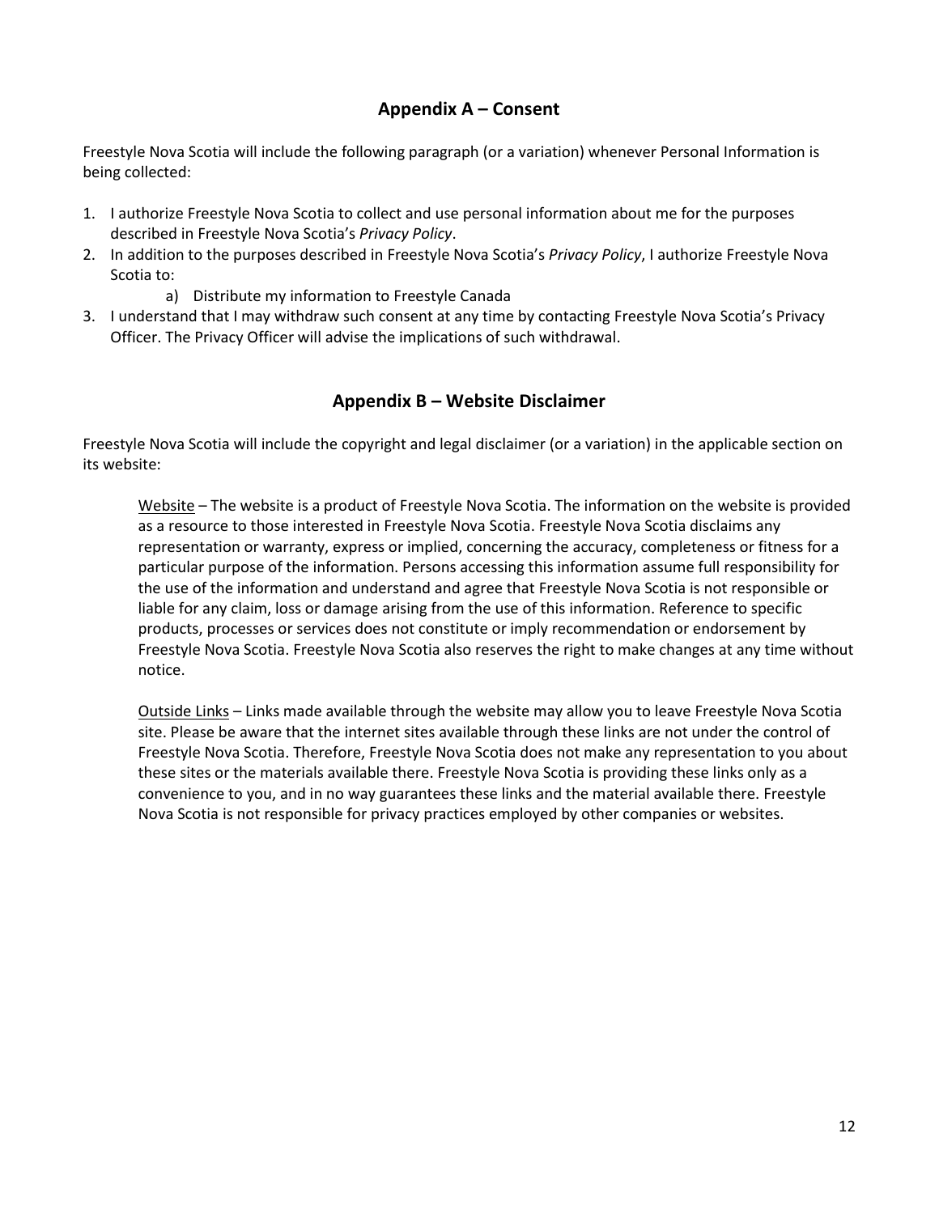## Appendix A – Consent

Freestyle Nova Scotia will include the following paragraph (or a variation) whenever Personal Information is being collected:

1. I authorize Freestyle Nova Scotia to collect and use personal information about me for the purposes described in Freestyle Nova Scotia's *Privacy Policy*.
2. In addition to the purposes described in Freestyle Nova Scotia's *Privacy Policy*, I authorize Freestyle Nova Scotia to:
    a) Distribute my information to Freestyle Canada
3. I understand that I may withdraw such consent at any time by contacting Freestyle Nova Scotia's Privacy Officer. The Privacy Officer will advise the implications of such withdrawal.

## Appendix B – Website Disclaimer

Freestyle Nova Scotia will include the copyright and legal disclaimer (or a variation) in the applicable section on its website:

> <u>Website</u> – The website is a product of Freestyle Nova Scotia. The information on the website is provided as a resource to those interested in Freestyle Nova Scotia. Freestyle Nova Scotia disclaims any representation or warranty, express or implied, concerning the accuracy, completeness or fitness for a particular purpose of the information. Persons accessing this information assume full responsibility for the use of the information and understand and agree that Freestyle Nova Scotia is not responsible or liable for any claim, loss or damage arising from the use of this information. Reference to specific products, processes or services does not constitute or imply recommendation or endorsement by Freestyle Nova Scotia. Freestyle Nova Scotia also reserves the right to make changes at any time without notice.
>
> <u>Outside Links</u> – Links made available through the website may allow you to leave Freestyle Nova Scotia site. Please be aware that the internet sites available through these links are not under the control of Freestyle Nova Scotia. Therefore, Freestyle Nova Scotia does not make any representation to you about these sites or the materials available there. Freestyle Nova Scotia is providing these links only as a convenience to you, and in no way guarantees these links and the material available there. Freestyle Nova Scotia is not responsible for privacy practices employed by other companies or websites.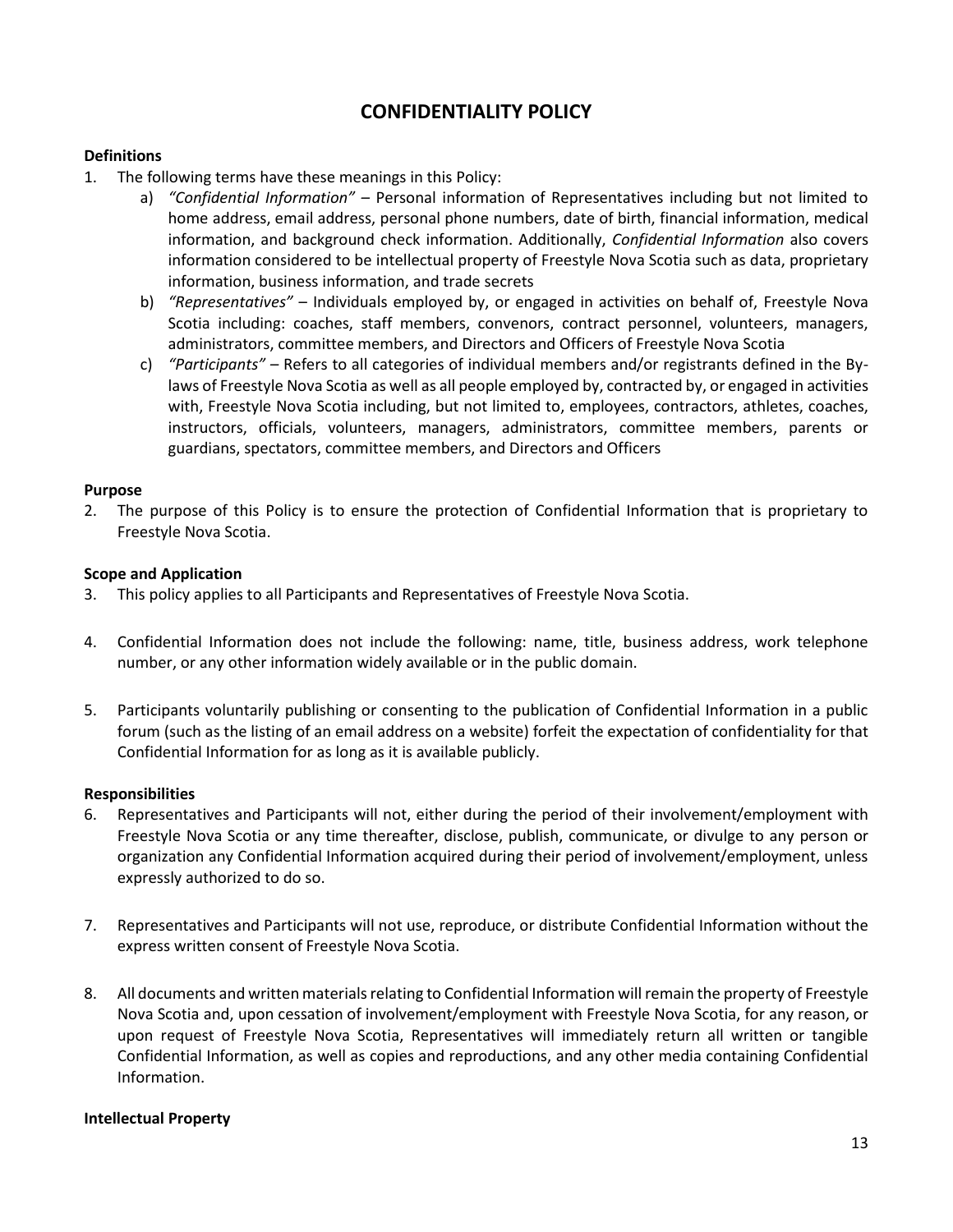# CONFIDENTIALITY POLICY

### Definitions

1. The following terms have these meanings in this Policy:
   a) *"Confidential Information"* – Personal information of Representatives including but not limited to home address, email address, personal phone numbers, date of birth, financial information, medical information, and background check information. Additionally, *Confidential Information* also covers information considered to be intellectual property of Freestyle Nova Scotia such as data, proprietary information, business information, and trade secrets
   b) *"Representatives"* – Individuals employed by, or engaged in activities on behalf of, Freestyle Nova Scotia including: coaches, staff members, convenors, contract personnel, volunteers, managers, administrators, committee members, and Directors and Officers of Freestyle Nova Scotia
   c) *"Participants"* – Refers to all categories of individual members and/or registrants defined in the By-laws of Freestyle Nova Scotia as well as all people employed by, contracted by, or engaged in activities with, Freestyle Nova Scotia including, but not limited to, employees, contractors, athletes, coaches, instructors, officials, volunteers, managers, administrators, committee members, parents or guardians, spectators, committee members, and Directors and Officers

### Purpose

2. The purpose of this Policy is to ensure the protection of Confidential Information that is proprietary to Freestyle Nova Scotia.

### Scope and Application

3. This policy applies to all Participants and Representatives of Freestyle Nova Scotia.

4. Confidential Information does not include the following: name, title, business address, work telephone number, or any other information widely available or in the public domain.

5. Participants voluntarily publishing or consenting to the publication of Confidential Information in a public forum (such as the listing of an email address on a website) forfeit the expectation of confidentiality for that Confidential Information for as long as it is available publicly.

### Responsibilities

6. Representatives and Participants will not, either during the period of their involvement/employment with Freestyle Nova Scotia or any time thereafter, disclose, publish, communicate, or divulge to any person or organization any Confidential Information acquired during their period of involvement/employment, unless expressly authorized to do so.

7. Representatives and Participants will not use, reproduce, or distribute Confidential Information without the express written consent of Freestyle Nova Scotia.

8. All documents and written materials relating to Confidential Information will remain the property of Freestyle Nova Scotia and, upon cessation of involvement/employment with Freestyle Nova Scotia, for any reason, or upon request of Freestyle Nova Scotia, Representatives will immediately return all written or tangible Confidential Information, as well as copies and reproductions, and any other media containing Confidential Information.

### Intellectual Property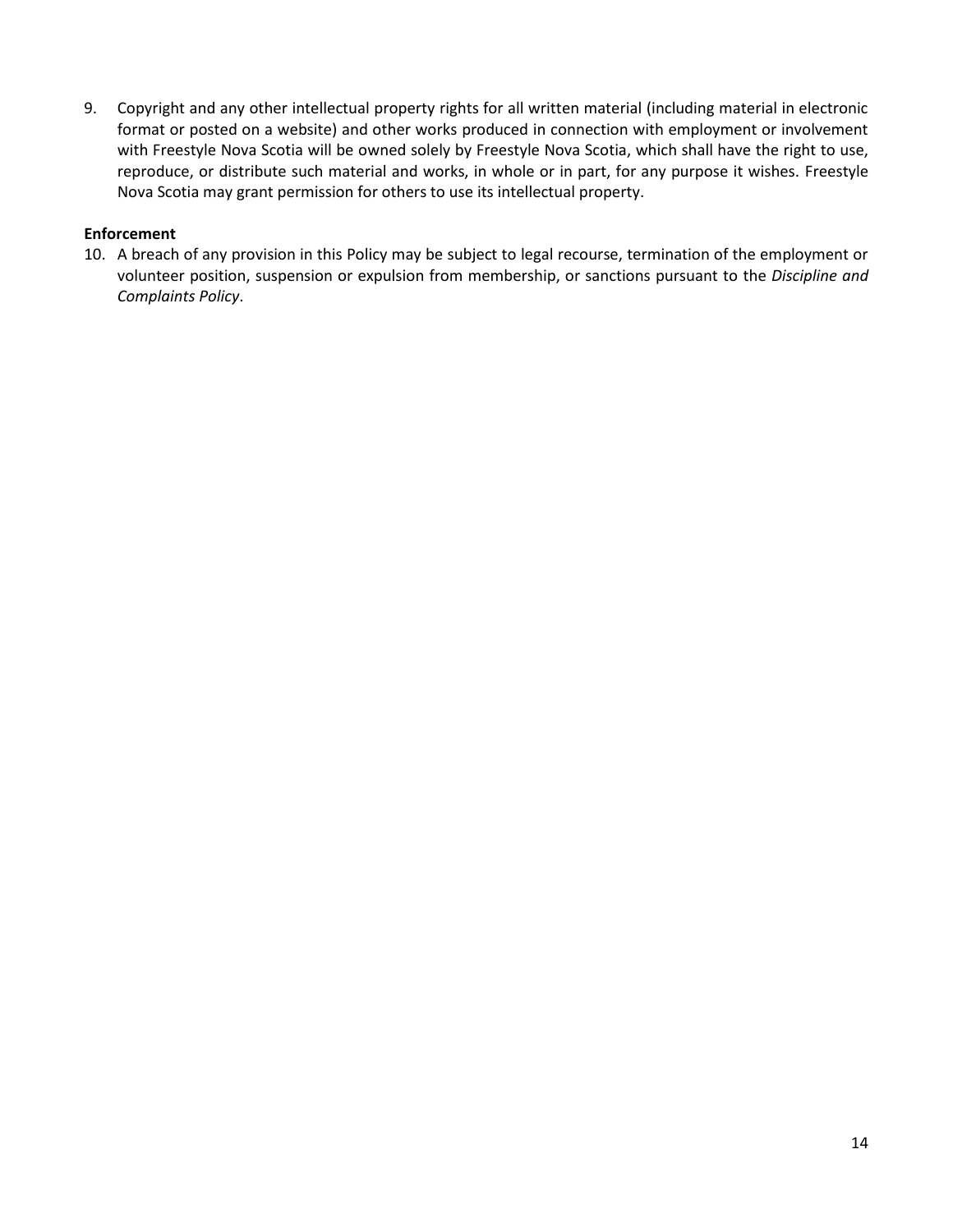9. Copyright and any other intellectual property rights for all written material (including material in electronic format or posted on a website) and other works produced in connection with employment or involvement with Freestyle Nova Scotia will be owned solely by Freestyle Nova Scotia, which shall have the right to use, reproduce, or distribute such material and works, in whole or in part, for any purpose it wishes. Freestyle Nova Scotia may grant permission for others to use its intellectual property.

**Enforcement**

10. A breach of any provision in this Policy may be subject to legal recourse, termination of the employment or volunteer position, suspension or expulsion from membership, or sanctions pursuant to the *Discipline and Complaints Policy*.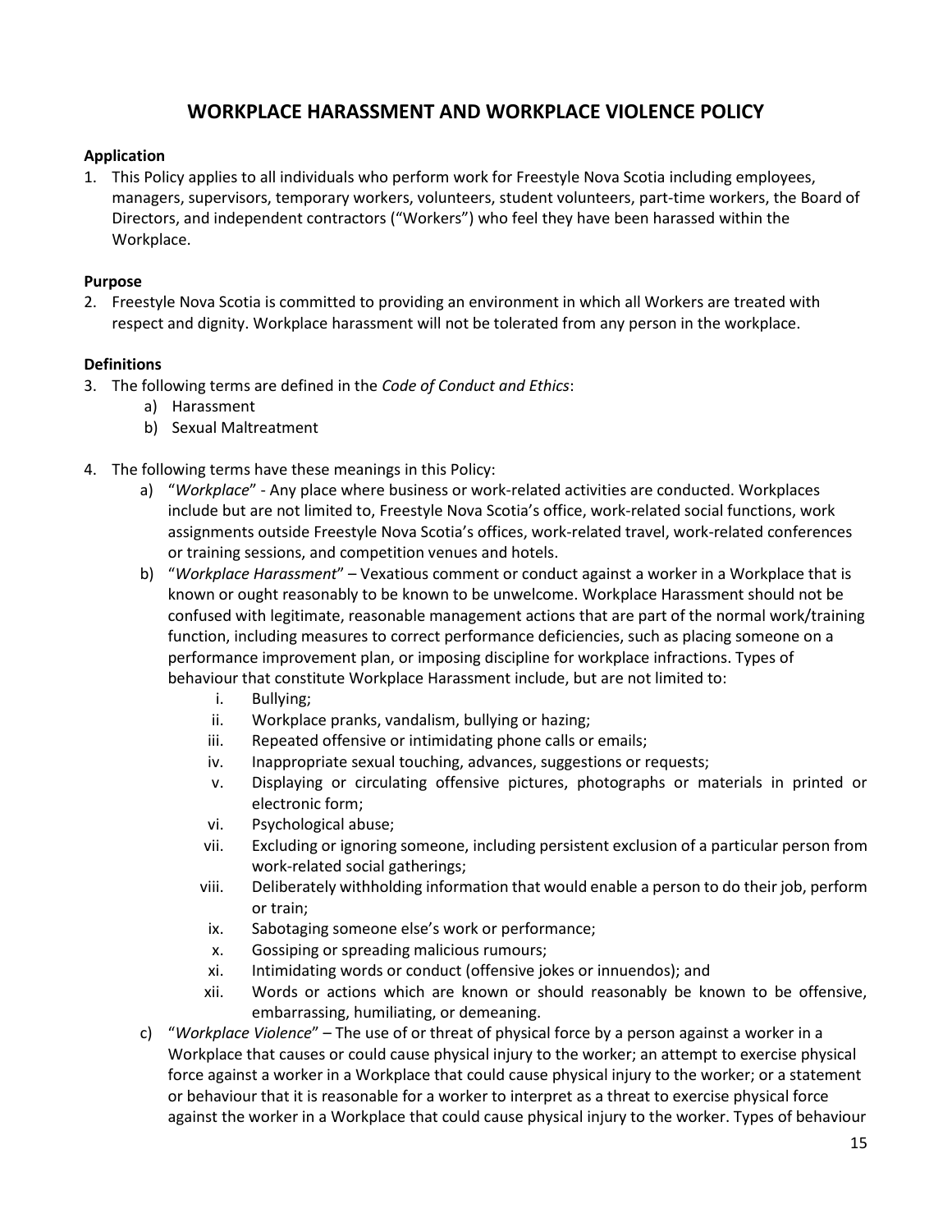# WORKPLACE HARASSMENT AND WORKPLACE VIOLENCE POLICY

**Application**

1. This Policy applies to all individuals who perform work for Freestyle Nova Scotia including employees, managers, supervisors, temporary workers, volunteers, student volunteers, part-time workers, the Board of Directors, and independent contractors ("Workers") who feel they have been harassed within the Workplace.

**Purpose**

2. Freestyle Nova Scotia is committed to providing an environment in which all Workers are treated with respect and dignity. Workplace harassment will not be tolerated from any person in the workplace.

**Definitions**

3. The following terms are defined in the *Code of Conduct and Ethics*:
    a) Harassment
    b) Sexual Maltreatment

4. The following terms have these meanings in this Policy:
    a) "*Workplace*" - Any place where business or work-related activities are conducted. Workplaces include but are not limited to, Freestyle Nova Scotia's office, work-related social functions, work assignments outside Freestyle Nova Scotia's offices, work-related travel, work-related conferences or training sessions, and competition venues and hotels.
    b) "*Workplace Harassment*" – Vexatious comment or conduct against a worker in a Workplace that is known or ought reasonably to be known to be unwelcome. Workplace Harassment should not be confused with legitimate, reasonable management actions that are part of the normal work/training function, including measures to correct performance deficiencies, such as placing someone on a performance improvement plan, or imposing discipline for workplace infractions. Types of behaviour that constitute Workplace Harassment include, but are not limited to:
        i. Bullying;
        ii. Workplace pranks, vandalism, bullying or hazing;
        iii. Repeated offensive or intimidating phone calls or emails;
        iv. Inappropriate sexual touching, advances, suggestions or requests;
        v. Displaying or circulating offensive pictures, photographs or materials in printed or electronic form;
        vi. Psychological abuse;
        vii. Excluding or ignoring someone, including persistent exclusion of a particular person from work-related social gatherings;
        viii. Deliberately withholding information that would enable a person to do their job, perform or train;
        ix. Sabotaging someone else's work or performance;
        x. Gossiping or spreading malicious rumours;
        xi. Intimidating words or conduct (offensive jokes or innuendos); and
        xii. Words or actions which are known or should reasonably be known to be offensive, embarrassing, humiliating, or demeaning.
    c) "*Workplace Violence*" – The use of or threat of physical force by a person against a worker in a Workplace that causes or could cause physical injury to the worker; an attempt to exercise physical force against a worker in a Workplace that could cause physical injury to the worker; or a statement or behaviour that it is reasonable for a worker to interpret as a threat to exercise physical force against the worker in a Workplace that could cause physical injury to the worker. Types of behaviour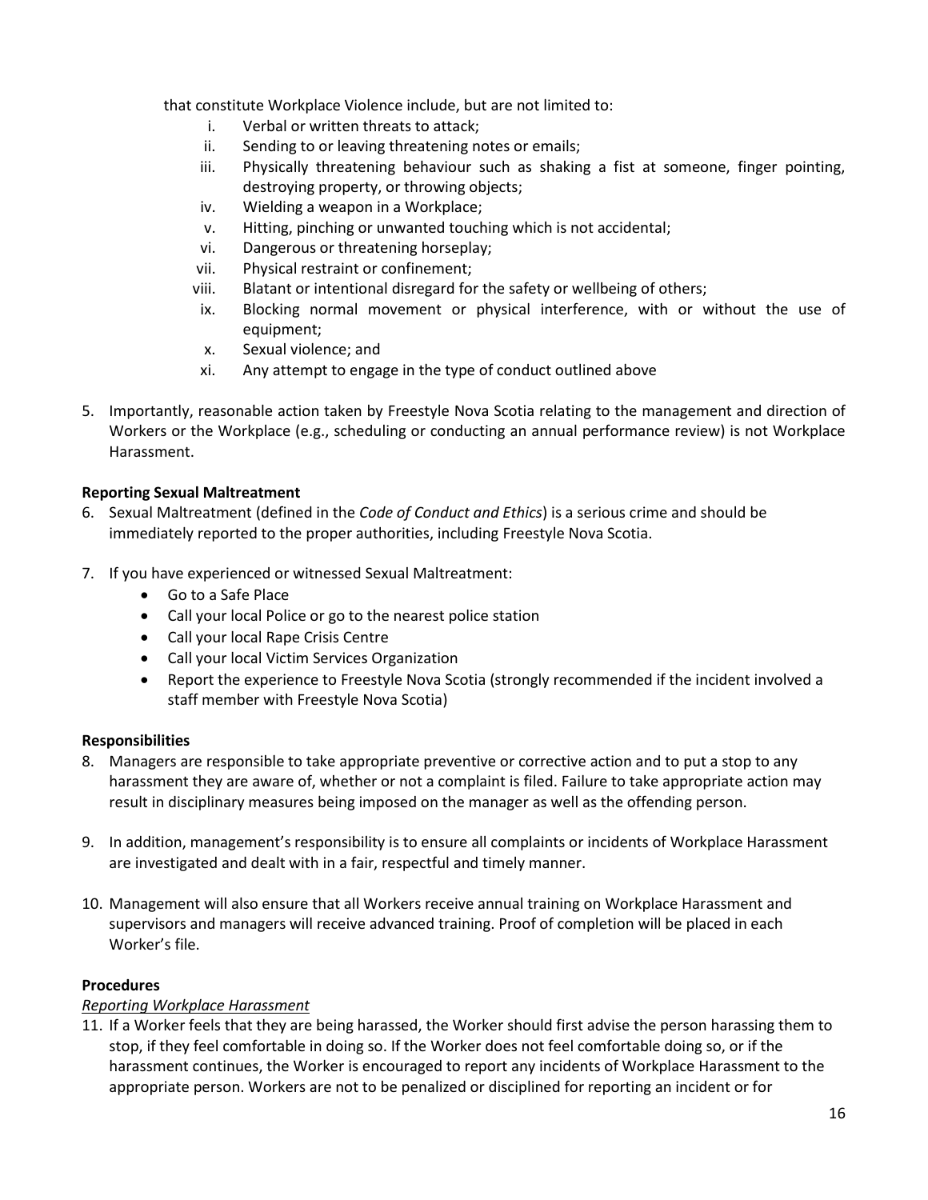that constitute Workplace Violence include, but are not limited to:

i. Verbal or written threats to attack;
ii. Sending to or leaving threatening notes or emails;
iii. Physically threatening behaviour such as shaking a fist at someone, finger pointing, destroying property, or throwing objects;
iv. Wielding a weapon in a Workplace;
v. Hitting, pinching or unwanted touching which is not accidental;
vi. Dangerous or threatening horseplay;
vii. Physical restraint or confinement;
viii. Blatant or intentional disregard for the safety or wellbeing of others;
ix. Blocking normal movement or physical interference, with or without the use of equipment;
x. Sexual violence; and
xi. Any attempt to engage in the type of conduct outlined above

5. Importantly, reasonable action taken by Freestyle Nova Scotia relating to the management and direction of Workers or the Workplace (e.g., scheduling or conducting an annual performance review) is not Workplace Harassment.

**Reporting Sexual Maltreatment**

6. Sexual Maltreatment (defined in the *Code of Conduct and Ethics*) is a serious crime and should be immediately reported to the proper authorities, including Freestyle Nova Scotia.

7. If you have experienced or witnessed Sexual Maltreatment:
   - Go to a Safe Place
   - Call your local Police or go to the nearest police station
   - Call your local Rape Crisis Centre
   - Call your local Victim Services Organization
   - Report the experience to Freestyle Nova Scotia (strongly recommended if the incident involved a staff member with Freestyle Nova Scotia)

**Responsibilities**

8. Managers are responsible to take appropriate preventive or corrective action and to put a stop to any harassment they are aware of, whether or not a complaint is filed. Failure to take appropriate action may result in disciplinary measures being imposed on the manager as well as the offending person.

9. In addition, management's responsibility is to ensure all complaints or incidents of Workplace Harassment are investigated and dealt with in a fair, respectful and timely manner.

10. Management will also ensure that all Workers receive annual training on Workplace Harassment and supervisors and managers will receive advanced training. Proof of completion will be placed in each Worker's file.

**Procedures**

*Reporting Workplace Harassment*

11. If a Worker feels that they are being harassed, the Worker should first advise the person harassing them to stop, if they feel comfortable in doing so. If the Worker does not feel comfortable doing so, or if the harassment continues, the Worker is encouraged to report any incidents of Workplace Harassment to the appropriate person. Workers are not to be penalized or disciplined for reporting an incident or for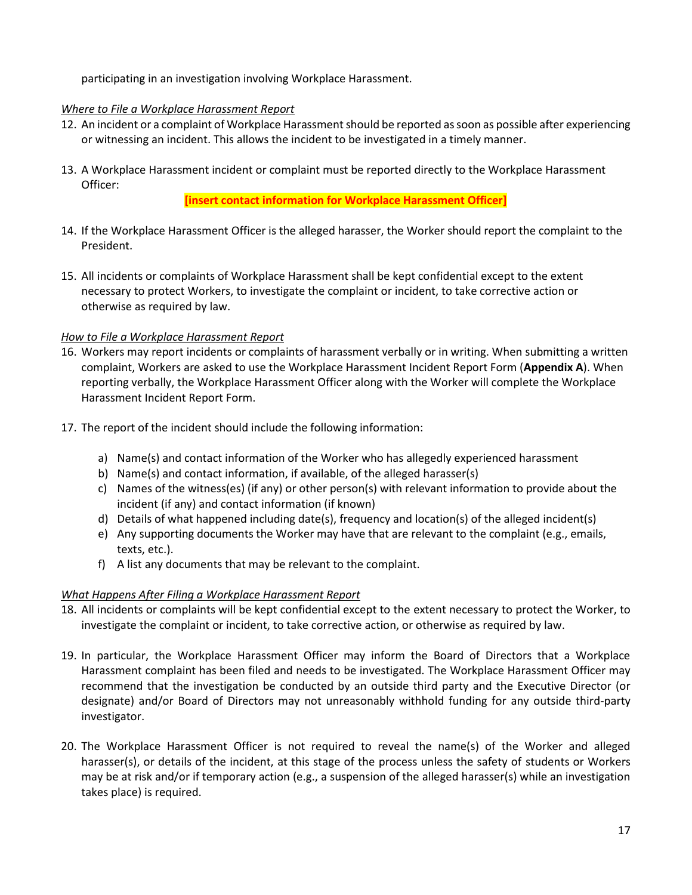participating in an investigation involving Workplace Harassment.

*Where to File a Workplace Harassment Report*

12. An incident or a complaint of Workplace Harassment should be reported as soon as possible after experiencing or witnessing an incident. This allows the incident to be investigated in a timely manner.

13. A Workplace Harassment incident or complaint must be reported directly to the Workplace Harassment Officer:

    **[insert contact information for Workplace Harassment Officer]**

14. If the Workplace Harassment Officer is the alleged harasser, the Worker should report the complaint to the President.

15. All incidents or complaints of Workplace Harassment shall be kept confidential except to the extent necessary to protect Workers, to investigate the complaint or incident, to take corrective action or otherwise as required by law.

*How to File a Workplace Harassment Report*

16. Workers may report incidents or complaints of harassment verbally or in writing. When submitting a written complaint, Workers are asked to use the Workplace Harassment Incident Report Form (**Appendix A**). When reporting verbally, the Workplace Harassment Officer along with the Worker will complete the Workplace Harassment Incident Report Form.

17. The report of the incident should include the following information:

    a) Name(s) and contact information of the Worker who has allegedly experienced harassment
    b) Name(s) and contact information, if available, of the alleged harasser(s)
    c) Names of the witness(es) (if any) or other person(s) with relevant information to provide about the incident (if any) and contact information (if known)
    d) Details of what happened including date(s), frequency and location(s) of the alleged incident(s)
    e) Any supporting documents the Worker may have that are relevant to the complaint (e.g., emails, texts, etc.).
    f) A list any documents that may be relevant to the complaint.

*What Happens After Filing a Workplace Harassment Report*

18. All incidents or complaints will be kept confidential except to the extent necessary to protect the Worker, to investigate the complaint or incident, to take corrective action, or otherwise as required by law.

19. In particular, the Workplace Harassment Officer may inform the Board of Directors that a Workplace Harassment complaint has been filed and needs to be investigated. The Workplace Harassment Officer may recommend that the investigation be conducted by an outside third party and the Executive Director (or designate) and/or Board of Directors may not unreasonably withhold funding for any outside third-party investigator.

20. The Workplace Harassment Officer is not required to reveal the name(s) of the Worker and alleged harasser(s), or details of the incident, at this stage of the process unless the safety of students or Workers may be at risk and/or if temporary action (e.g., a suspension of the alleged harasser(s) while an investigation takes place) is required.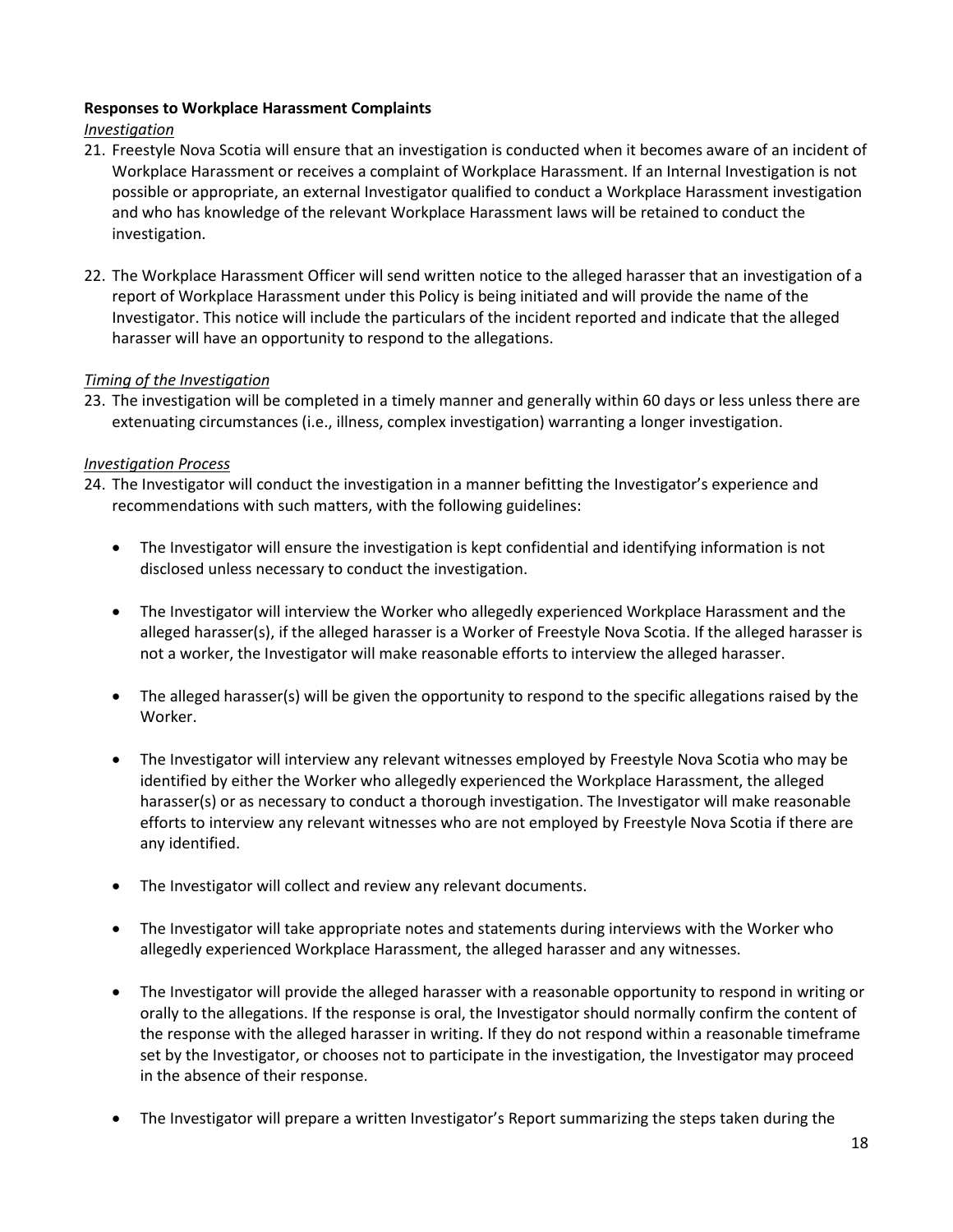**Responses to Workplace Harassment Complaints**

*Investigation*

21. Freestyle Nova Scotia will ensure that an investigation is conducted when it becomes aware of an incident of Workplace Harassment or receives a complaint of Workplace Harassment. If an Internal Investigation is not possible or appropriate, an external Investigator qualified to conduct a Workplace Harassment investigation and who has knowledge of the relevant Workplace Harassment laws will be retained to conduct the investigation.

22. The Workplace Harassment Officer will send written notice to the alleged harasser that an investigation of a report of Workplace Harassment under this Policy is being initiated and will provide the name of the Investigator. This notice will include the particulars of the incident reported and indicate that the alleged harasser will have an opportunity to respond to the allegations.

*Timing of the Investigation*

23. The investigation will be completed in a timely manner and generally within 60 days or less unless there are extenuating circumstances (i.e., illness, complex investigation) warranting a longer investigation.

*Investigation Process*

24. The Investigator will conduct the investigation in a manner befitting the Investigator's experience and recommendations with such matters, with the following guidelines:

    - The Investigator will ensure the investigation is kept confidential and identifying information is not disclosed unless necessary to conduct the investigation.

    - The Investigator will interview the Worker who allegedly experienced Workplace Harassment and the alleged harasser(s), if the alleged harasser is a Worker of Freestyle Nova Scotia. If the alleged harasser is not a worker, the Investigator will make reasonable efforts to interview the alleged harasser.

    - The alleged harasser(s) will be given the opportunity to respond to the specific allegations raised by the Worker.

    - The Investigator will interview any relevant witnesses employed by Freestyle Nova Scotia who may be identified by either the Worker who allegedly experienced the Workplace Harassment, the alleged harasser(s) or as necessary to conduct a thorough investigation. The Investigator will make reasonable efforts to interview any relevant witnesses who are not employed by Freestyle Nova Scotia if there are any identified.

    - The Investigator will collect and review any relevant documents.

    - The Investigator will take appropriate notes and statements during interviews with the Worker who allegedly experienced Workplace Harassment, the alleged harasser and any witnesses.

    - The Investigator will provide the alleged harasser with a reasonable opportunity to respond in writing or orally to the allegations. If the response is oral, the Investigator should normally confirm the content of the response with the alleged harasser in writing. If they do not respond within a reasonable timeframe set by the Investigator, or chooses not to participate in the investigation, the Investigator may proceed in the absence of their response.

    - The Investigator will prepare a written Investigator's Report summarizing the steps taken during the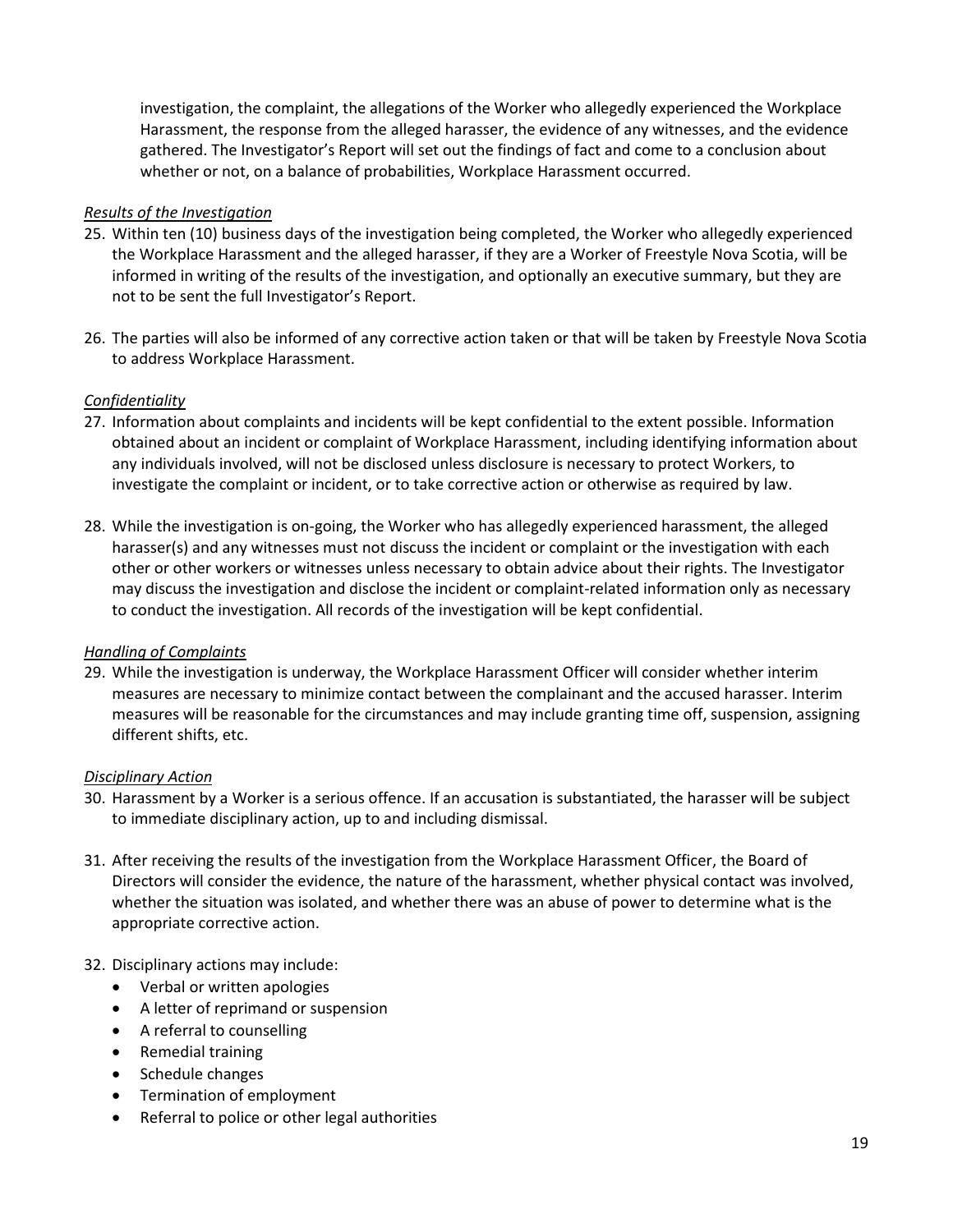investigation, the complaint, the allegations of the Worker who allegedly experienced the Workplace Harassment, the response from the alleged harasser, the evidence of any witnesses, and the evidence gathered. The Investigator's Report will set out the findings of fact and come to a conclusion about whether or not, on a balance of probabilities, Workplace Harassment occurred.

*Results of the Investigation*

25. Within ten (10) business days of the investigation being completed, the Worker who allegedly experienced the Workplace Harassment and the alleged harasser, if they are a Worker of Freestyle Nova Scotia, will be informed in writing of the results of the investigation, and optionally an executive summary, but they are not to be sent the full Investigator's Report.

26. The parties will also be informed of any corrective action taken or that will be taken by Freestyle Nova Scotia to address Workplace Harassment.

*Confidentiality*

27. Information about complaints and incidents will be kept confidential to the extent possible. Information obtained about an incident or complaint of Workplace Harassment, including identifying information about any individuals involved, will not be disclosed unless disclosure is necessary to protect Workers, to investigate the complaint or incident, or to take corrective action or otherwise as required by law.

28. While the investigation is on-going, the Worker who has allegedly experienced harassment, the alleged harasser(s) and any witnesses must not discuss the incident or complaint or the investigation with each other or other workers or witnesses unless necessary to obtain advice about their rights. The Investigator may discuss the investigation and disclose the incident or complaint-related information only as necessary to conduct the investigation. All records of the investigation will be kept confidential.

*Handling of Complaints*

29. While the investigation is underway, the Workplace Harassment Officer will consider whether interim measures are necessary to minimize contact between the complainant and the accused harasser. Interim measures will be reasonable for the circumstances and may include granting time off, suspension, assigning different shifts, etc.

*Disciplinary Action*

30. Harassment by a Worker is a serious offence. If an accusation is substantiated, the harasser will be subject to immediate disciplinary action, up to and including dismissal.

31. After receiving the results of the investigation from the Workplace Harassment Officer, the Board of Directors will consider the evidence, the nature of the harassment, whether physical contact was involved, whether the situation was isolated, and whether there was an abuse of power to determine what is the appropriate corrective action.

32. Disciplinary actions may include:
    - Verbal or written apologies
    - A letter of reprimand or suspension
    - A referral to counselling
    - Remedial training
    - Schedule changes
    - Termination of employment
    - Referral to police or other legal authorities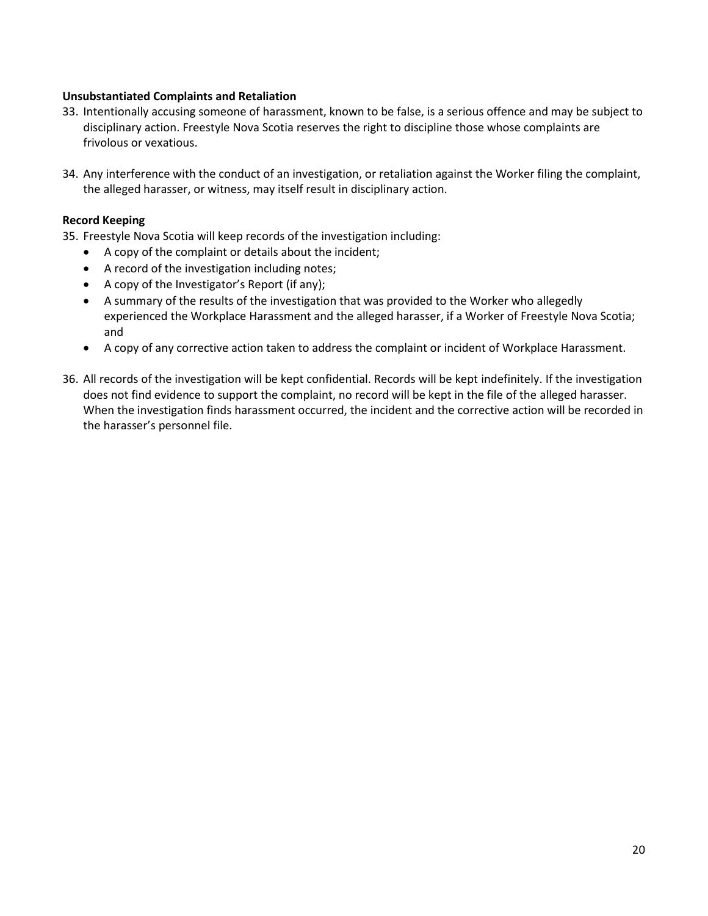**Unsubstantiated Complaints and Retaliation**

33. Intentionally accusing someone of harassment, known to be false, is a serious offence and may be subject to disciplinary action. Freestyle Nova Scotia reserves the right to discipline those whose complaints are frivolous or vexatious.

34. Any interference with the conduct of an investigation, or retaliation against the Worker filing the complaint, the alleged harasser, or witness, may itself result in disciplinary action.

**Record Keeping**

35. Freestyle Nova Scotia will keep records of the investigation including:
    - A copy of the complaint or details about the incident;
    - A record of the investigation including notes;
    - A copy of the Investigator's Report (if any);
    - A summary of the results of the investigation that was provided to the Worker who allegedly experienced the Workplace Harassment and the alleged harasser, if a Worker of Freestyle Nova Scotia; and
    - A copy of any corrective action taken to address the complaint or incident of Workplace Harassment.

36. All records of the investigation will be kept confidential. Records will be kept indefinitely. If the investigation does not find evidence to support the complaint, no record will be kept in the file of the alleged harasser. When the investigation finds harassment occurred, the incident and the corrective action will be recorded in the harasser's personnel file.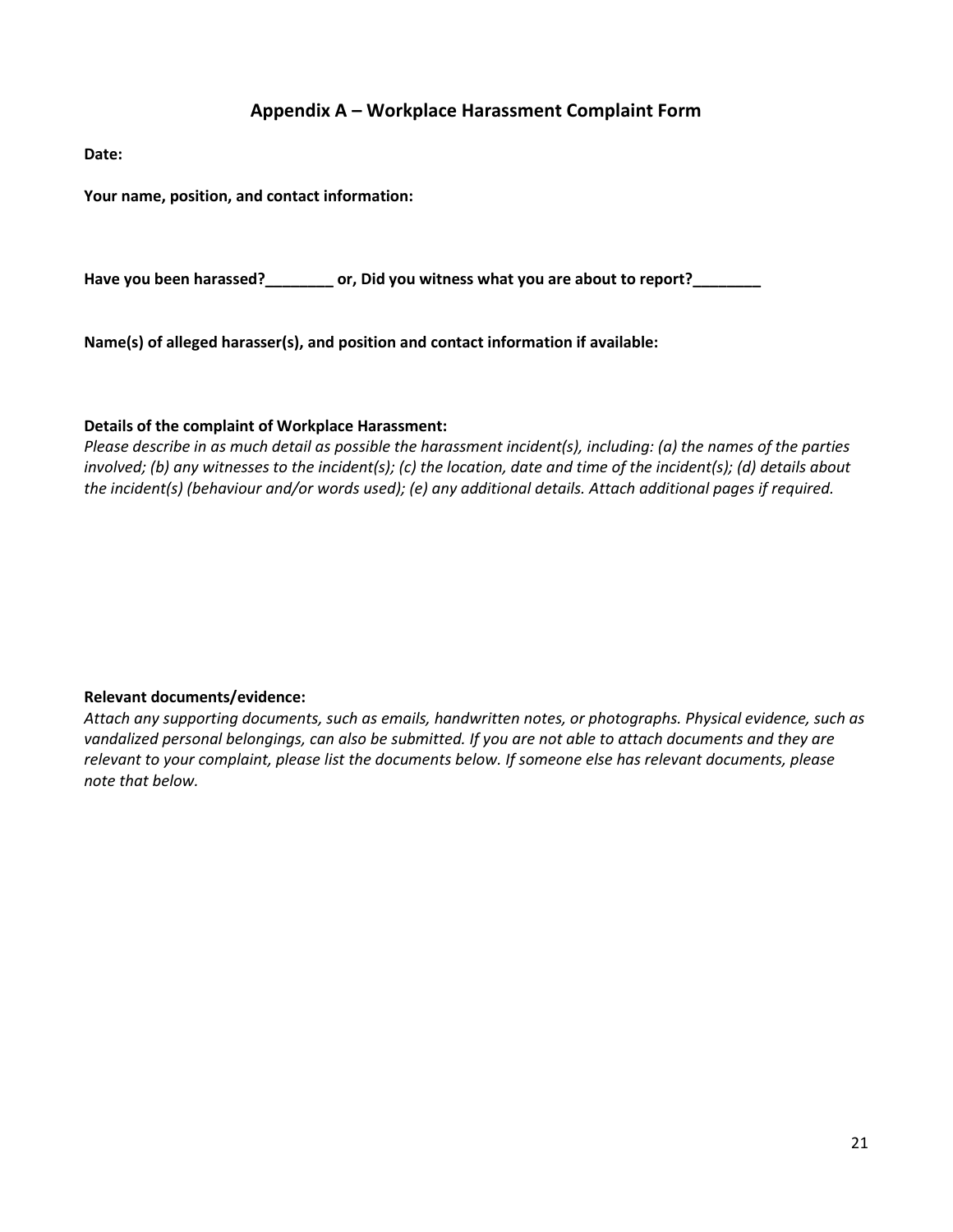## Appendix A – Workplace Harassment Complaint Form

**Date:**

**Your name, position, and contact information:**

**Have you been harassed?________ or, Did you witness what you are about to report?________**

**Name(s) of alleged harasser(s), and position and contact information if available:**

**Details of the complaint of Workplace Harassment:**

*Please describe in as much detail as possible the harassment incident(s), including: (a) the names of the parties involved; (b) any witnesses to the incident(s); (c) the location, date and time of the incident(s); (d) details about the incident(s) (behaviour and/or words used); (e) any additional details. Attach additional pages if required.*

**Relevant documents/evidence:**

*Attach any supporting documents, such as emails, handwritten notes, or photographs. Physical evidence, such as vandalized personal belongings, can also be submitted. If you are not able to attach documents and they are relevant to your complaint, please list the documents below. If someone else has relevant documents, please note that below.*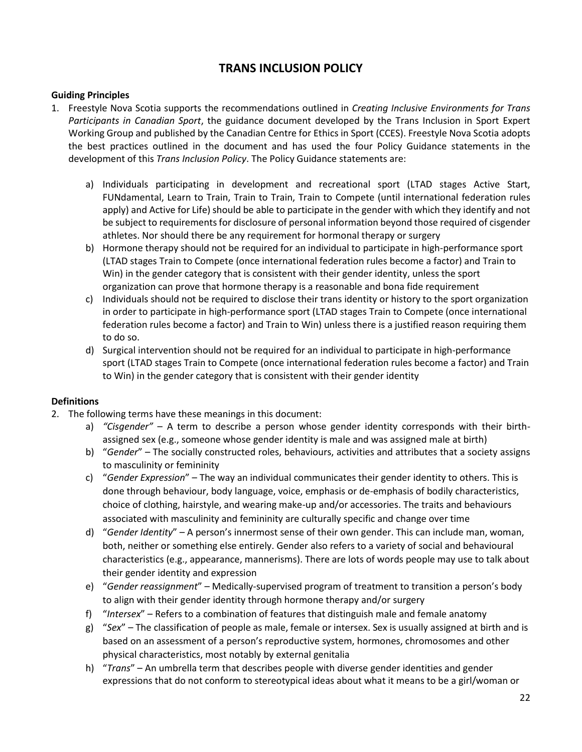# TRANS INCLUSION POLICY

**Guiding Principles**

1. Freestyle Nova Scotia supports the recommendations outlined in *Creating Inclusive Environments for Trans Participants in Canadian Sport*, the guidance document developed by the Trans Inclusion in Sport Expert Working Group and published by the Canadian Centre for Ethics in Sport (CCES). Freestyle Nova Scotia adopts the best practices outlined in the document and has used the four Policy Guidance statements in the development of this *Trans Inclusion Policy*. The Policy Guidance statements are:

    a) Individuals participating in development and recreational sport (LTAD stages Active Start, FUNdamental, Learn to Train, Train to Train, Train to Compete (until international federation rules apply) and Active for Life) should be able to participate in the gender with which they identify and not be subject to requirements for disclosure of personal information beyond those required of cisgender athletes. Nor should there be any requirement for hormonal therapy or surgery

    b) Hormone therapy should not be required for an individual to participate in high-performance sport (LTAD stages Train to Compete (once international federation rules become a factor) and Train to Win) in the gender category that is consistent with their gender identity, unless the sport organization can prove that hormone therapy is a reasonable and bona fide requirement

    c) Individuals should not be required to disclose their trans identity or history to the sport organization in order to participate in high-performance sport (LTAD stages Train to Compete (once international federation rules become a factor) and Train to Win) unless there is a justified reason requiring them to do so.

    d) Surgical intervention should not be required for an individual to participate in high-performance sport (LTAD stages Train to Compete (once international federation rules become a factor) and Train to Win) in the gender category that is consistent with their gender identity

**Definitions**

2. The following terms have these meanings in this document:

    a) *"Cisgender"* – A term to describe a person whose gender identity corresponds with their birth-assigned sex (e.g., someone whose gender identity is male and was assigned male at birth)

    b) "*Gender*" – The socially constructed roles, behaviours, activities and attributes that a society assigns to masculinity or femininity

    c) "*Gender Expression*" – The way an individual communicates their gender identity to others. This is done through behaviour, body language, voice, emphasis or de-emphasis of bodily characteristics, choice of clothing, hairstyle, and wearing make-up and/or accessories. The traits and behaviours associated with masculinity and femininity are culturally specific and change over time

    d) "*Gender Identity*" – A person's innermost sense of their own gender. This can include man, woman, both, neither or something else entirely. Gender also refers to a variety of social and behavioural characteristics (e.g., appearance, mannerisms). There are lots of words people may use to talk about their gender identity and expression

    e) "*Gender reassignment*" – Medically-supervised program of treatment to transition a person's body to align with their gender identity through hormone therapy and/or surgery

    f) "*Intersex*" – Refers to a combination of features that distinguish male and female anatomy

    g) "*Sex*" – The classification of people as male, female or intersex. Sex is usually assigned at birth and is based on an assessment of a person's reproductive system, hormones, chromosomes and other physical characteristics, most notably by external genitalia

    h) "*Trans*" – An umbrella term that describes people with diverse gender identities and gender expressions that do not conform to stereotypical ideas about what it means to be a girl/woman or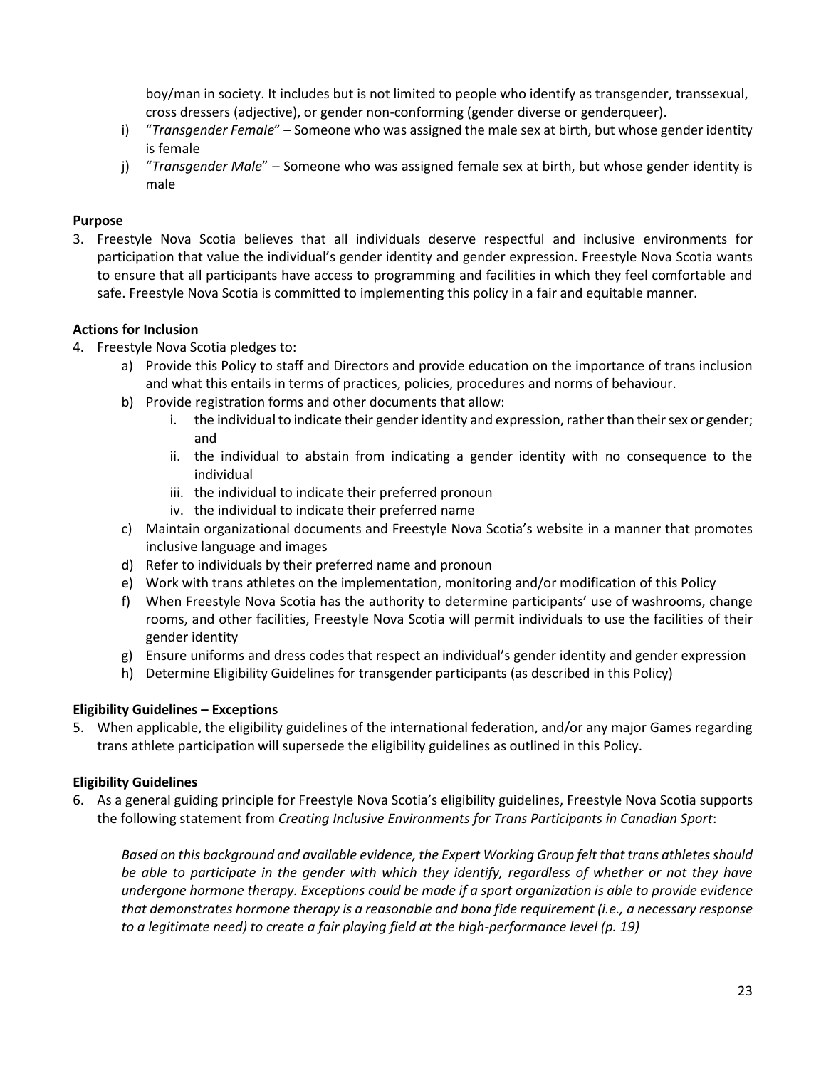boy/man in society. It includes but is not limited to people who identify as transgender, transsexual, cross dressers (adjective), or gender non-conforming (gender diverse or genderqueer).

i) "*Transgender Female*" – Someone who was assigned the male sex at birth, but whose gender identity is female
j) "*Transgender Male*" – Someone who was assigned female sex at birth, but whose gender identity is male

**Purpose**

3. Freestyle Nova Scotia believes that all individuals deserve respectful and inclusive environments for participation that value the individual's gender identity and gender expression. Freestyle Nova Scotia wants to ensure that all participants have access to programming and facilities in which they feel comfortable and safe. Freestyle Nova Scotia is committed to implementing this policy in a fair and equitable manner.

**Actions for Inclusion**

4. Freestyle Nova Scotia pledges to:
    a) Provide this Policy to staff and Directors and provide education on the importance of trans inclusion and what this entails in terms of practices, policies, procedures and norms of behaviour.
    b) Provide registration forms and other documents that allow:
        i. the individual to indicate their gender identity and expression, rather than their sex or gender; and
        ii. the individual to abstain from indicating a gender identity with no consequence to the individual
        iii. the individual to indicate their preferred pronoun
        iv. the individual to indicate their preferred name
    c) Maintain organizational documents and Freestyle Nova Scotia's website in a manner that promotes inclusive language and images
    d) Refer to individuals by their preferred name and pronoun
    e) Work with trans athletes on the implementation, monitoring and/or modification of this Policy
    f) When Freestyle Nova Scotia has the authority to determine participants' use of washrooms, change rooms, and other facilities, Freestyle Nova Scotia will permit individuals to use the facilities of their gender identity
    g) Ensure uniforms and dress codes that respect an individual's gender identity and gender expression
    h) Determine Eligibility Guidelines for transgender participants (as described in this Policy)

**Eligibility Guidelines – Exceptions**

5. When applicable, the eligibility guidelines of the international federation, and/or any major Games regarding trans athlete participation will supersede the eligibility guidelines as outlined in this Policy.

**Eligibility Guidelines**

6. As a general guiding principle for Freestyle Nova Scotia's eligibility guidelines, Freestyle Nova Scotia supports the following statement from *Creating Inclusive Environments for Trans Participants in Canadian Sport*:

    *Based on this background and available evidence, the Expert Working Group felt that trans athletes should be able to participate in the gender with which they identify, regardless of whether or not they have undergone hormone therapy. Exceptions could be made if a sport organization is able to provide evidence that demonstrates hormone therapy is a reasonable and bona fide requirement (i.e., a necessary response to a legitimate need) to create a fair playing field at the high-performance level (p. 19)*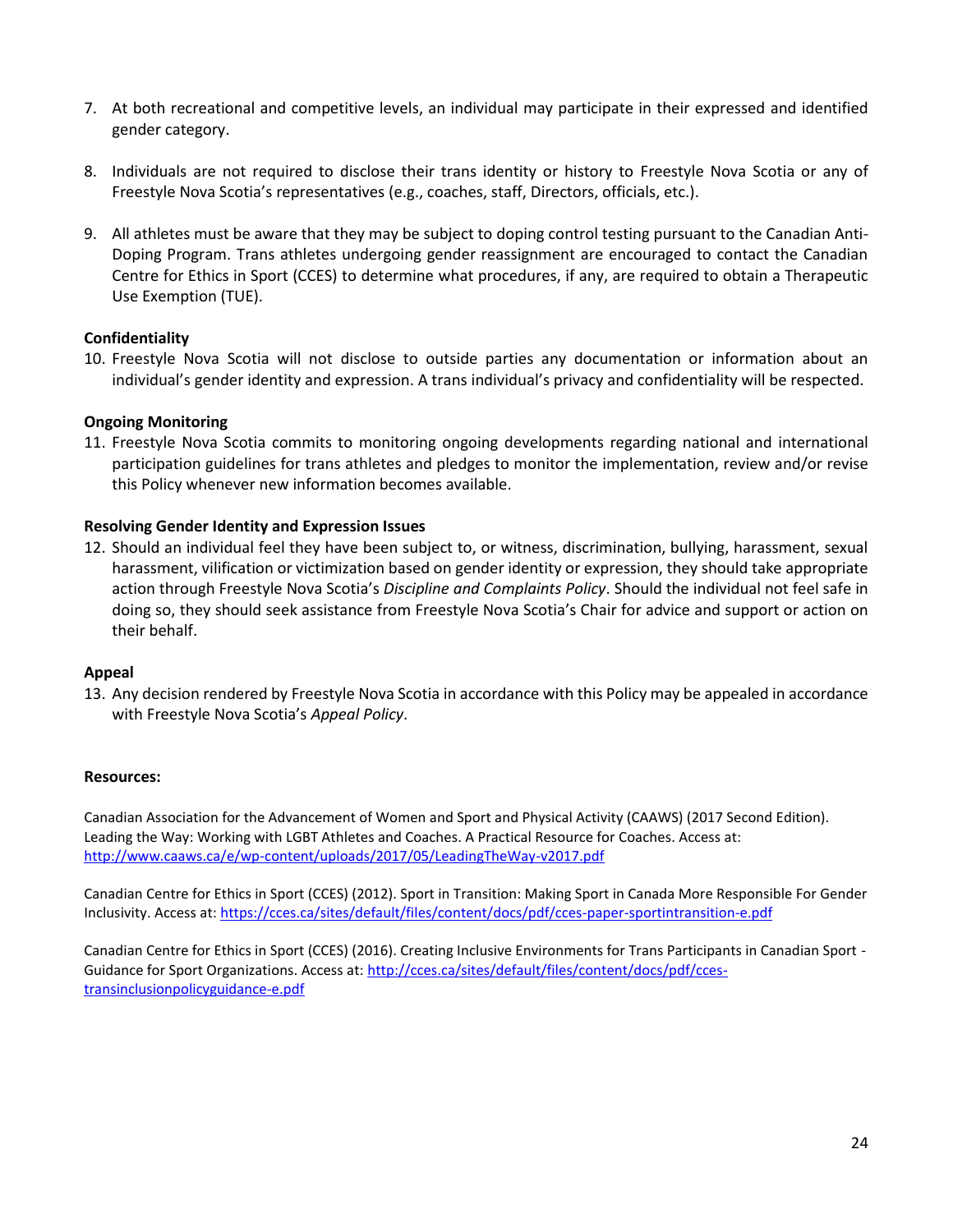7. At both recreational and competitive levels, an individual may participate in their expressed and identified gender category.

8. Individuals are not required to disclose their trans identity or history to Freestyle Nova Scotia or any of Freestyle Nova Scotia's representatives (e.g., coaches, staff, Directors, officials, etc.).

9. All athletes must be aware that they may be subject to doping control testing pursuant to the Canadian Anti-Doping Program. Trans athletes undergoing gender reassignment are encouraged to contact the Canadian Centre for Ethics in Sport (CCES) to determine what procedures, if any, are required to obtain a Therapeutic Use Exemption (TUE).

**Confidentiality**

10. Freestyle Nova Scotia will not disclose to outside parties any documentation or information about an individual's gender identity and expression. A trans individual's privacy and confidentiality will be respected.

**Ongoing Monitoring**

11. Freestyle Nova Scotia commits to monitoring ongoing developments regarding national and international participation guidelines for trans athletes and pledges to monitor the implementation, review and/or revise this Policy whenever new information becomes available.

**Resolving Gender Identity and Expression Issues**

12. Should an individual feel they have been subject to, or witness, discrimination, bullying, harassment, sexual harassment, vilification or victimization based on gender identity or expression, they should take appropriate action through Freestyle Nova Scotia's *Discipline and Complaints Policy*. Should the individual not feel safe in doing so, they should seek assistance from Freestyle Nova Scotia's Chair for advice and support or action on their behalf.

**Appeal**

13. Any decision rendered by Freestyle Nova Scotia in accordance with this Policy may be appealed in accordance with Freestyle Nova Scotia's *Appeal Policy*.

**Resources:**

Canadian Association for the Advancement of Women and Sport and Physical Activity (CAAWS) (2017 Second Edition). Leading the Way: Working with LGBT Athletes and Coaches. A Practical Resource for Coaches. Access at: http://www.caaws.ca/e/wp-content/uploads/2017/05/LeadingTheWay-v2017.pdf

Canadian Centre for Ethics in Sport (CCES) (2012). Sport in Transition: Making Sport in Canada More Responsible For Gender Inclusivity. Access at: https://cces.ca/sites/default/files/content/docs/pdf/cces-paper-sportintransition-e.pdf

Canadian Centre for Ethics in Sport (CCES) (2016). Creating Inclusive Environments for Trans Participants in Canadian Sport - Guidance for Sport Organizations. Access at: http://cces.ca/sites/default/files/content/docs/pdf/cces-transinclusionpolicyguidance-e.pdf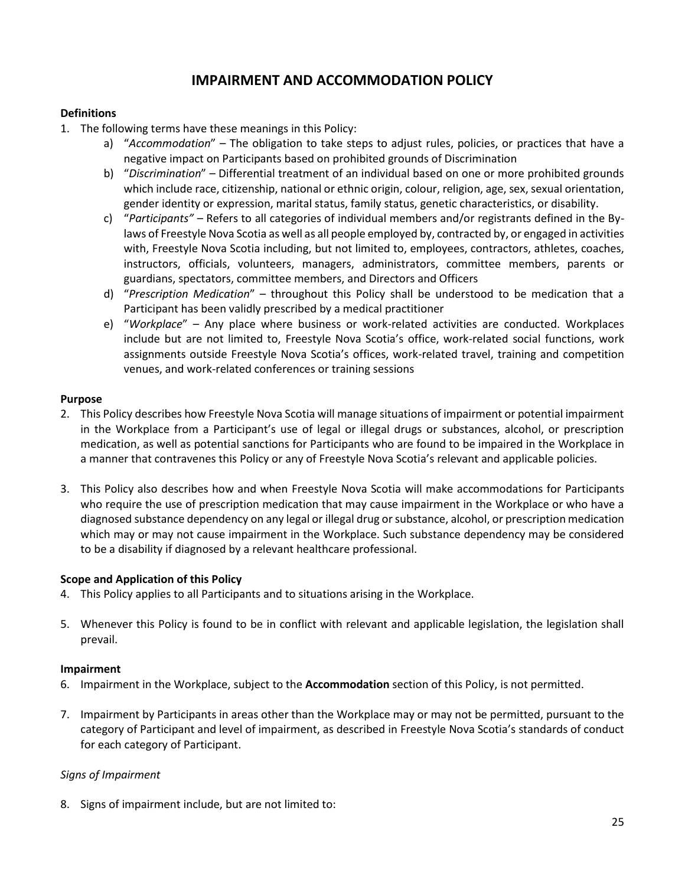# IMPAIRMENT AND ACCOMMODATION POLICY

**Definitions**

1. The following terms have these meanings in this Policy:
    a) "*Accommodation*" – The obligation to take steps to adjust rules, policies, or practices that have a negative impact on Participants based on prohibited grounds of Discrimination
    b) "*Discrimination*" – Differential treatment of an individual based on one or more prohibited grounds which include race, citizenship, national or ethnic origin, colour, religion, age, sex, sexual orientation, gender identity or expression, marital status, family status, genetic characteristics, or disability.
    c) "*Participants"* – Refers to all categories of individual members and/or registrants defined in the By-laws of Freestyle Nova Scotia as well as all people employed by, contracted by, or engaged in activities with, Freestyle Nova Scotia including, but not limited to, employees, contractors, athletes, coaches, instructors, officials, volunteers, managers, administrators, committee members, parents or guardians, spectators, committee members, and Directors and Officers
    d) "*Prescription Medication*" – throughout this Policy shall be understood to be medication that a Participant has been validly prescribed by a medical practitioner
    e) "*Workplace*" – Any place where business or work-related activities are conducted. Workplaces include but are not limited to, Freestyle Nova Scotia's office, work-related social functions, work assignments outside Freestyle Nova Scotia's offices, work-related travel, training and competition venues, and work-related conferences or training sessions

**Purpose**

2. This Policy describes how Freestyle Nova Scotia will manage situations of impairment or potential impairment in the Workplace from a Participant's use of legal or illegal drugs or substances, alcohol, or prescription medication, as well as potential sanctions for Participants who are found to be impaired in the Workplace in a manner that contravenes this Policy or any of Freestyle Nova Scotia's relevant and applicable policies.

3. This Policy also describes how and when Freestyle Nova Scotia will make accommodations for Participants who require the use of prescription medication that may cause impairment in the Workplace or who have a diagnosed substance dependency on any legal or illegal drug or substance, alcohol, or prescription medication which may or may not cause impairment in the Workplace. Such substance dependency may be considered to be a disability if diagnosed by a relevant healthcare professional.

**Scope and Application of this Policy**

4. This Policy applies to all Participants and to situations arising in the Workplace.

5. Whenever this Policy is found to be in conflict with relevant and applicable legislation, the legislation shall prevail.

**Impairment**

6. Impairment in the Workplace, subject to the **Accommodation** section of this Policy, is not permitted.

7. Impairment by Participants in areas other than the Workplace may or may not be permitted, pursuant to the category of Participant and level of impairment, as described in Freestyle Nova Scotia's standards of conduct for each category of Participant.

*Signs of Impairment*

8. Signs of impairment include, but are not limited to: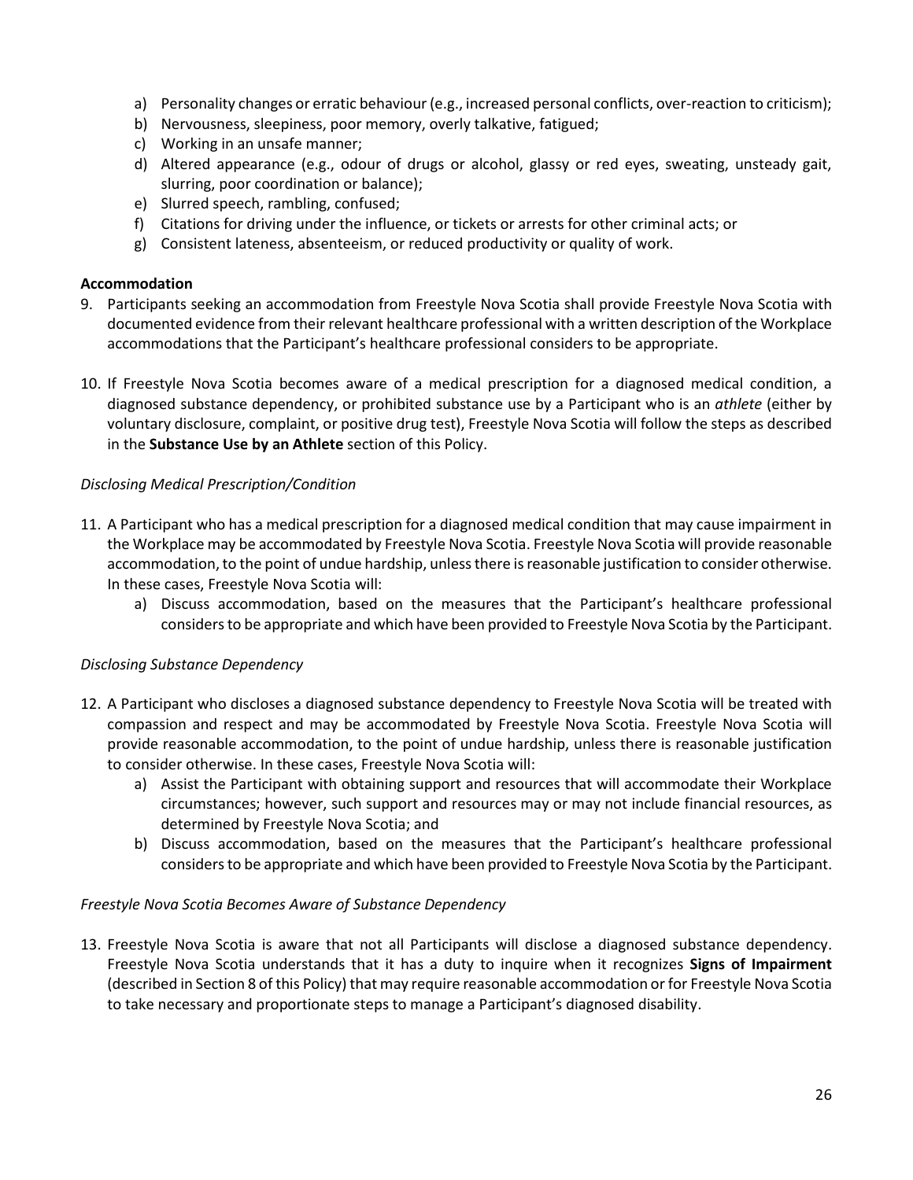a) Personality changes or erratic behaviour (e.g., increased personal conflicts, over-reaction to criticism);
b) Nervousness, sleepiness, poor memory, overly talkative, fatigued;
c) Working in an unsafe manner;
d) Altered appearance (e.g., odour of drugs or alcohol, glassy or red eyes, sweating, unsteady gait, slurring, poor coordination or balance);
e) Slurred speech, rambling, confused;
f) Citations for driving under the influence, or tickets or arrests for other criminal acts; or
g) Consistent lateness, absenteeism, or reduced productivity or quality of work.

**Accommodation**

9. Participants seeking an accommodation from Freestyle Nova Scotia shall provide Freestyle Nova Scotia with documented evidence from their relevant healthcare professional with a written description of the Workplace accommodations that the Participant's healthcare professional considers to be appropriate.

10. If Freestyle Nova Scotia becomes aware of a medical prescription for a diagnosed medical condition, a diagnosed substance dependency, or prohibited substance use by a Participant who is an *athlete* (either by voluntary disclosure, complaint, or positive drug test), Freestyle Nova Scotia will follow the steps as described in the **Substance Use by an Athlete** section of this Policy.

*Disclosing Medical Prescription/Condition*

11. A Participant who has a medical prescription for a diagnosed medical condition that may cause impairment in the Workplace may be accommodated by Freestyle Nova Scotia. Freestyle Nova Scotia will provide reasonable accommodation, to the point of undue hardship, unless there is reasonable justification to consider otherwise. In these cases, Freestyle Nova Scotia will:
    a) Discuss accommodation, based on the measures that the Participant's healthcare professional considers to be appropriate and which have been provided to Freestyle Nova Scotia by the Participant.

*Disclosing Substance Dependency*

12. A Participant who discloses a diagnosed substance dependency to Freestyle Nova Scotia will be treated with compassion and respect and may be accommodated by Freestyle Nova Scotia. Freestyle Nova Scotia will provide reasonable accommodation, to the point of undue hardship, unless there is reasonable justification to consider otherwise. In these cases, Freestyle Nova Scotia will:
    a) Assist the Participant with obtaining support and resources that will accommodate their Workplace circumstances; however, such support and resources may or may not include financial resources, as determined by Freestyle Nova Scotia; and
    b) Discuss accommodation, based on the measures that the Participant's healthcare professional considers to be appropriate and which have been provided to Freestyle Nova Scotia by the Participant.

*Freestyle Nova Scotia Becomes Aware of Substance Dependency*

13. Freestyle Nova Scotia is aware that not all Participants will disclose a diagnosed substance dependency. Freestyle Nova Scotia understands that it has a duty to inquire when it recognizes **Signs of Impairment** (described in Section 8 of this Policy) that may require reasonable accommodation or for Freestyle Nova Scotia to take necessary and proportionate steps to manage a Participant's diagnosed disability.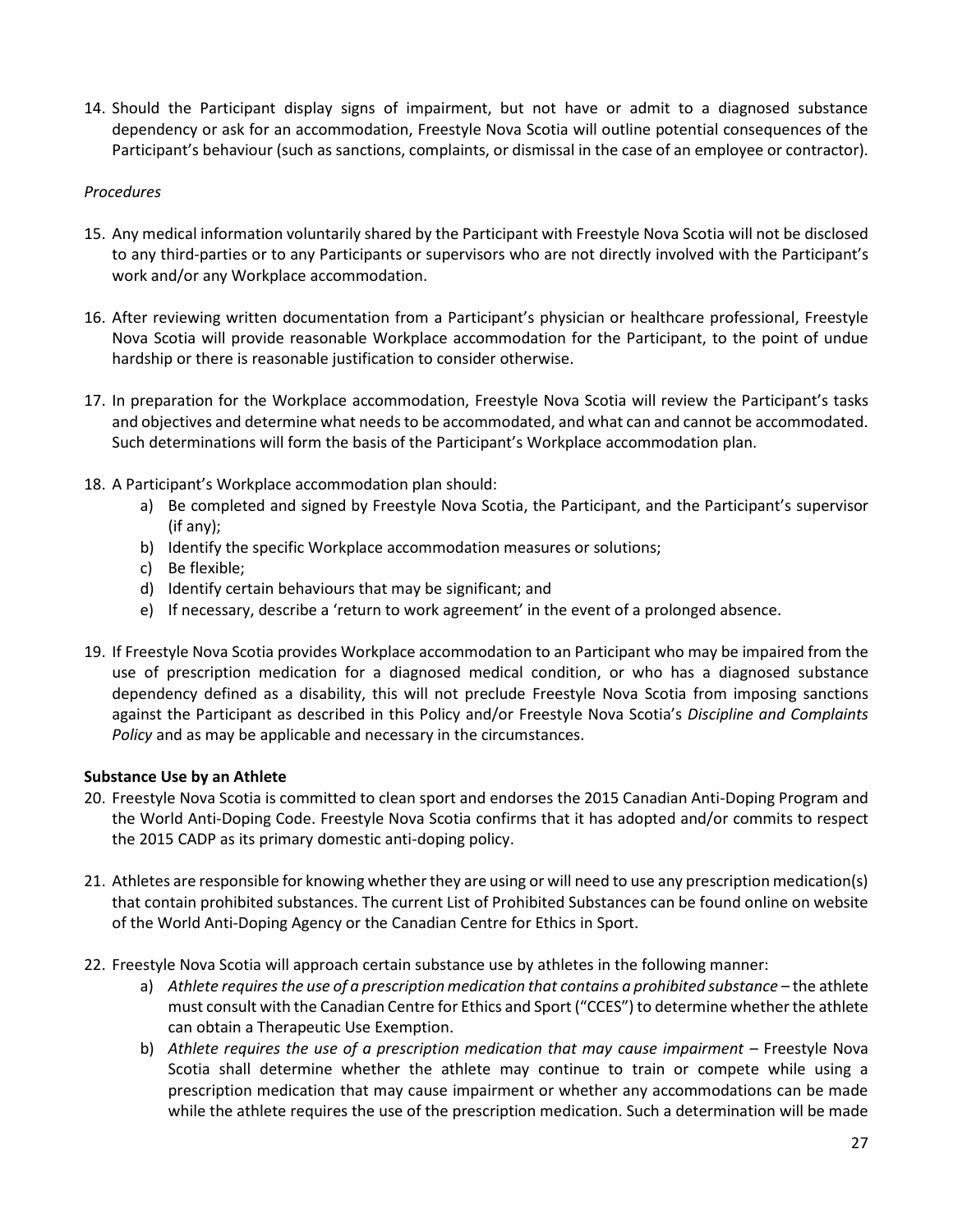14. Should the Participant display signs of impairment, but not have or admit to a diagnosed substance dependency or ask for an accommodation, Freestyle Nova Scotia will outline potential consequences of the Participant's behaviour (such as sanctions, complaints, or dismissal in the case of an employee or contractor).

*Procedures*

15. Any medical information voluntarily shared by the Participant with Freestyle Nova Scotia will not be disclosed to any third-parties or to any Participants or supervisors who are not directly involved with the Participant's work and/or any Workplace accommodation.

16. After reviewing written documentation from a Participant's physician or healthcare professional, Freestyle Nova Scotia will provide reasonable Workplace accommodation for the Participant, to the point of undue hardship or there is reasonable justification to consider otherwise.

17. In preparation for the Workplace accommodation, Freestyle Nova Scotia will review the Participant's tasks and objectives and determine what needs to be accommodated, and what can and cannot be accommodated. Such determinations will form the basis of the Participant's Workplace accommodation plan.

18. A Participant's Workplace accommodation plan should:
    a) Be completed and signed by Freestyle Nova Scotia, the Participant, and the Participant's supervisor (if any);
    b) Identify the specific Workplace accommodation measures or solutions;
    c) Be flexible;
    d) Identify certain behaviours that may be significant; and
    e) If necessary, describe a 'return to work agreement' in the event of a prolonged absence.

19. If Freestyle Nova Scotia provides Workplace accommodation to an Participant who may be impaired from the use of prescription medication for a diagnosed medical condition, or who has a diagnosed substance dependency defined as a disability, this will not preclude Freestyle Nova Scotia from imposing sanctions against the Participant as described in this Policy and/or Freestyle Nova Scotia's *Discipline and Complaints Policy* and as may be applicable and necessary in the circumstances.

**Substance Use by an Athlete**

20. Freestyle Nova Scotia is committed to clean sport and endorses the 2015 Canadian Anti-Doping Program and the World Anti-Doping Code. Freestyle Nova Scotia confirms that it has adopted and/or commits to respect the 2015 CADP as its primary domestic anti-doping policy.

21. Athletes are responsible for knowing whether they are using or will need to use any prescription medication(s) that contain prohibited substances. The current List of Prohibited Substances can be found online on website of the World Anti-Doping Agency or the Canadian Centre for Ethics in Sport.

22. Freestyle Nova Scotia will approach certain substance use by athletes in the following manner:
    a) *Athlete requires the use of a prescription medication that contains a prohibited substance* – the athlete must consult with the Canadian Centre for Ethics and Sport ("CCES") to determine whether the athlete can obtain a Therapeutic Use Exemption.
    b) *Athlete requires the use of a prescription medication that may cause impairment* – Freestyle Nova Scotia shall determine whether the athlete may continue to train or compete while using a prescription medication that may cause impairment or whether any accommodations can be made while the athlete requires the use of the prescription medication. Such a determination will be made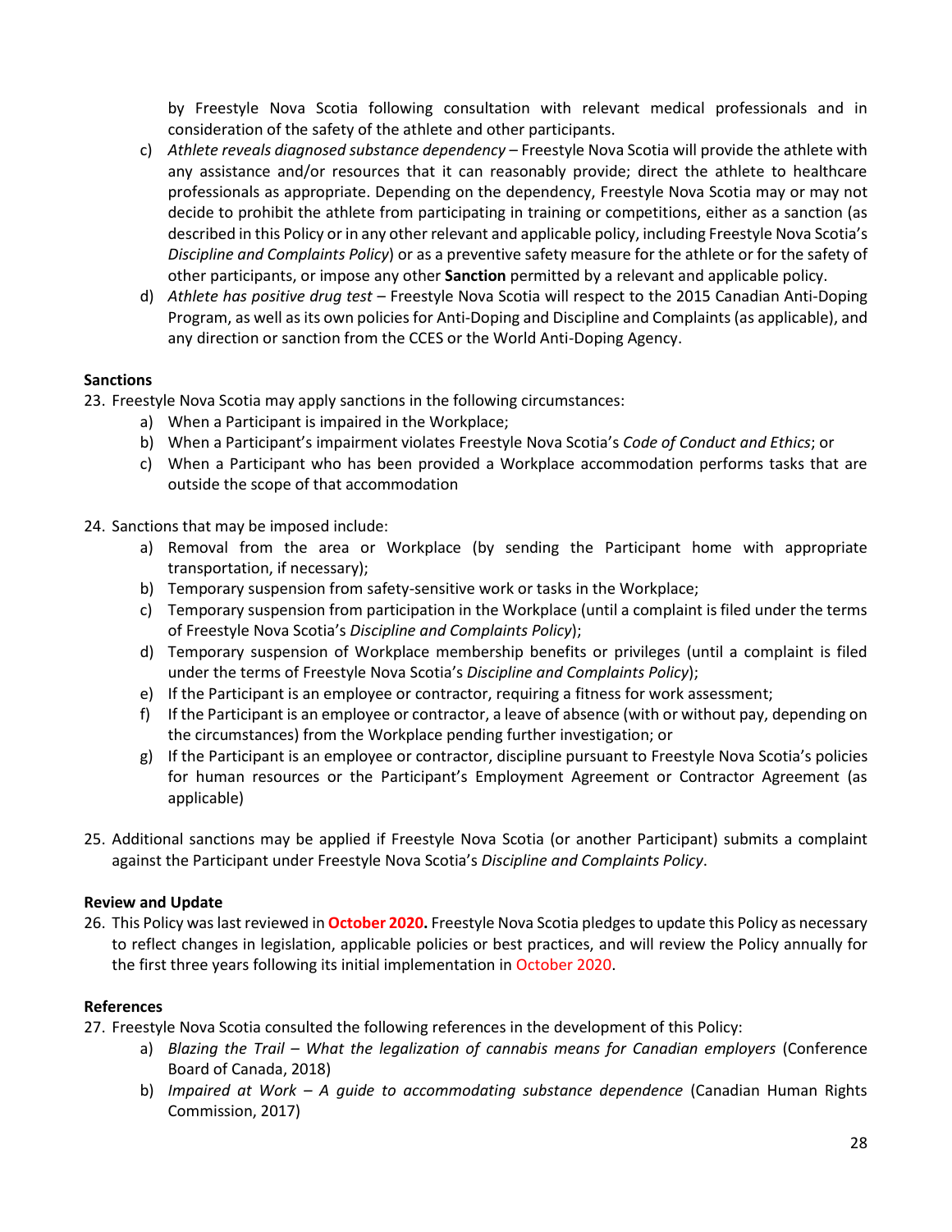by Freestyle Nova Scotia following consultation with relevant medical professionals and in consideration of the safety of the athlete and other participants.

c) *Athlete reveals diagnosed substance dependency* – Freestyle Nova Scotia will provide the athlete with any assistance and/or resources that it can reasonably provide; direct the athlete to healthcare professionals as appropriate. Depending on the dependency, Freestyle Nova Scotia may or may not decide to prohibit the athlete from participating in training or competitions, either as a sanction (as described in this Policy or in any other relevant and applicable policy, including Freestyle Nova Scotia's *Discipline and Complaints Policy*) or as a preventive safety measure for the athlete or for the safety of other participants, or impose any other **Sanction** permitted by a relevant and applicable policy.

d) *Athlete has positive drug test* – Freestyle Nova Scotia will respect to the 2015 Canadian Anti-Doping Program, as well as its own policies for Anti-Doping and Discipline and Complaints (as applicable), and any direction or sanction from the CCES or the World Anti-Doping Agency.

**Sanctions**

23. Freestyle Nova Scotia may apply sanctions in the following circumstances:
    a) When a Participant is impaired in the Workplace;
    b) When a Participant's impairment violates Freestyle Nova Scotia's *Code of Conduct and Ethics*; or
    c) When a Participant who has been provided a Workplace accommodation performs tasks that are outside the scope of that accommodation

24. Sanctions that may be imposed include:
    a) Removal from the area or Workplace (by sending the Participant home with appropriate transportation, if necessary);
    b) Temporary suspension from safety-sensitive work or tasks in the Workplace;
    c) Temporary suspension from participation in the Workplace (until a complaint is filed under the terms of Freestyle Nova Scotia's *Discipline and Complaints Policy*);
    d) Temporary suspension of Workplace membership benefits or privileges (until a complaint is filed under the terms of Freestyle Nova Scotia's *Discipline and Complaints Policy*);
    e) If the Participant is an employee or contractor, requiring a fitness for work assessment;
    f) If the Participant is an employee or contractor, a leave of absence (with or without pay, depending on the circumstances) from the Workplace pending further investigation; or
    g) If the Participant is an employee or contractor, discipline pursuant to Freestyle Nova Scotia's policies for human resources or the Participant's Employment Agreement or Contractor Agreement (as applicable)

25. Additional sanctions may be applied if Freestyle Nova Scotia (or another Participant) submits a complaint against the Participant under Freestyle Nova Scotia's *Discipline and Complaints Policy*.

**Review and Update**

26. This Policy was last reviewed in **October 2020.** Freestyle Nova Scotia pledges to update this Policy as necessary to reflect changes in legislation, applicable policies or best practices, and will review the Policy annually for the first three years following its initial implementation in October 2020.

**References**

27. Freestyle Nova Scotia consulted the following references in the development of this Policy:
    a) *Blazing the Trail – What the legalization of cannabis means for Canadian employers* (Conference Board of Canada, 2018)
    b) *Impaired at Work – A guide to accommodating substance dependence* (Canadian Human Rights Commission, 2017)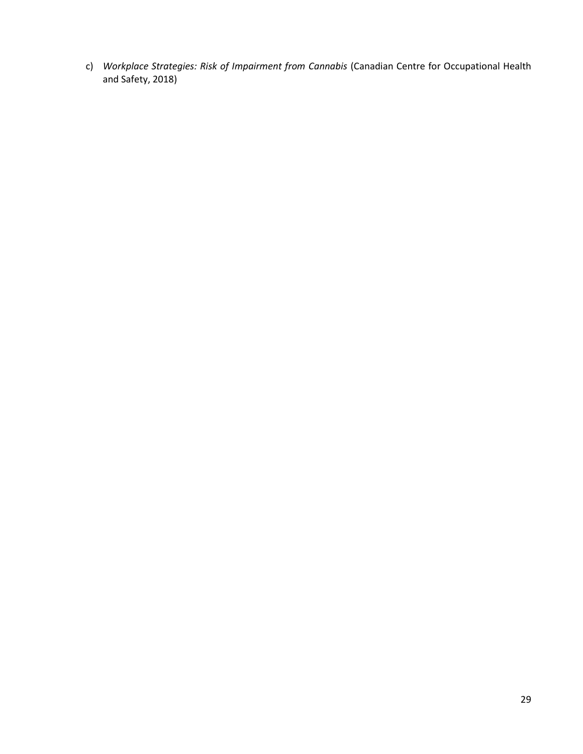c) *Workplace Strategies: Risk of Impairment from Cannabis* (Canadian Centre for Occupational Health and Safety, 2018)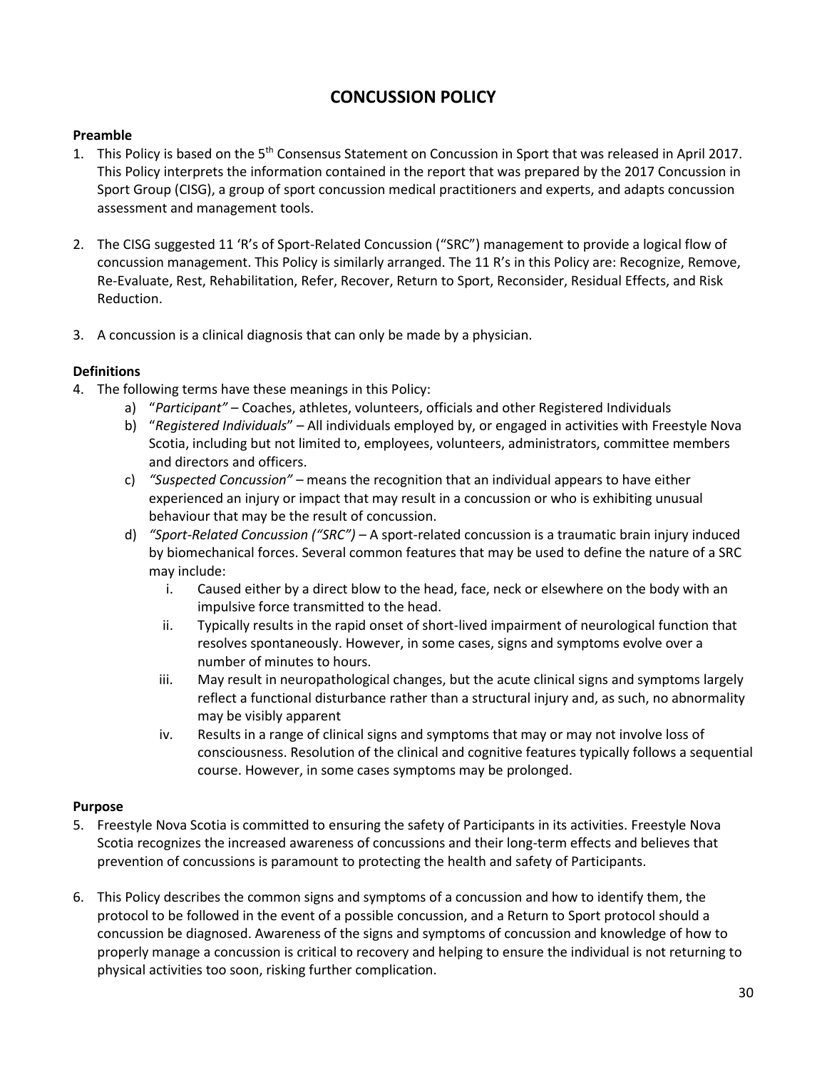# CONCUSSION POLICY

**Preamble**

1. This Policy is based on the 5th Consensus Statement on Concussion in Sport that was released in April 2017. This Policy interprets the information contained in the report that was prepared by the 2017 Concussion in Sport Group (CISG), a group of sport concussion medical practitioners and experts, and adapts concussion assessment and management tools.

2. The CISG suggested 11 'R's of Sport-Related Concussion ("SRC") management to provide a logical flow of concussion management. This Policy is similarly arranged. The 11 R's in this Policy are: Recognize, Remove, Re-Evaluate, Rest, Rehabilitation, Refer, Recover, Return to Sport, Reconsider, Residual Effects, and Risk Reduction.

3. A concussion is a clinical diagnosis that can only be made by a physician.

**Definitions**

4. The following terms have these meanings in this Policy:
   a) "*Participant"* – Coaches, athletes, volunteers, officials and other Registered Individuals
   b) "*Registered Individuals*" – All individuals employed by, or engaged in activities with Freestyle Nova Scotia, including but not limited to, employees, volunteers, administrators, committee members and directors and officers.
   c) *"Suspected Concussion"* – means the recognition that an individual appears to have either experienced an injury or impact that may result in a concussion or who is exhibiting unusual behaviour that may be the result of concussion.
   d) *"Sport-Related Concussion ("SRC")* – A sport-related concussion is a traumatic brain injury induced by biomechanical forces. Several common features that may be used to define the nature of a SRC may include:
      i. Caused either by a direct blow to the head, face, neck or elsewhere on the body with an impulsive force transmitted to the head.
      ii. Typically results in the rapid onset of short-lived impairment of neurological function that resolves spontaneously. However, in some cases, signs and symptoms evolve over a number of minutes to hours.
      iii. May result in neuropathological changes, but the acute clinical signs and symptoms largely reflect a functional disturbance rather than a structural injury and, as such, no abnormality may be visibly apparent
      iv. Results in a range of clinical signs and symptoms that may or may not involve loss of consciousness. Resolution of the clinical and cognitive features typically follows a sequential course. However, in some cases symptoms may be prolonged.

**Purpose**

5. Freestyle Nova Scotia is committed to ensuring the safety of Participants in its activities. Freestyle Nova Scotia recognizes the increased awareness of concussions and their long-term effects and believes that prevention of concussions is paramount to protecting the health and safety of Participants.

6. This Policy describes the common signs and symptoms of a concussion and how to identify them, the protocol to be followed in the event of a possible concussion, and a Return to Sport protocol should a concussion be diagnosed. Awareness of the signs and symptoms of concussion and knowledge of how to properly manage a concussion is critical to recovery and helping to ensure the individual is not returning to physical activities too soon, risking further complication.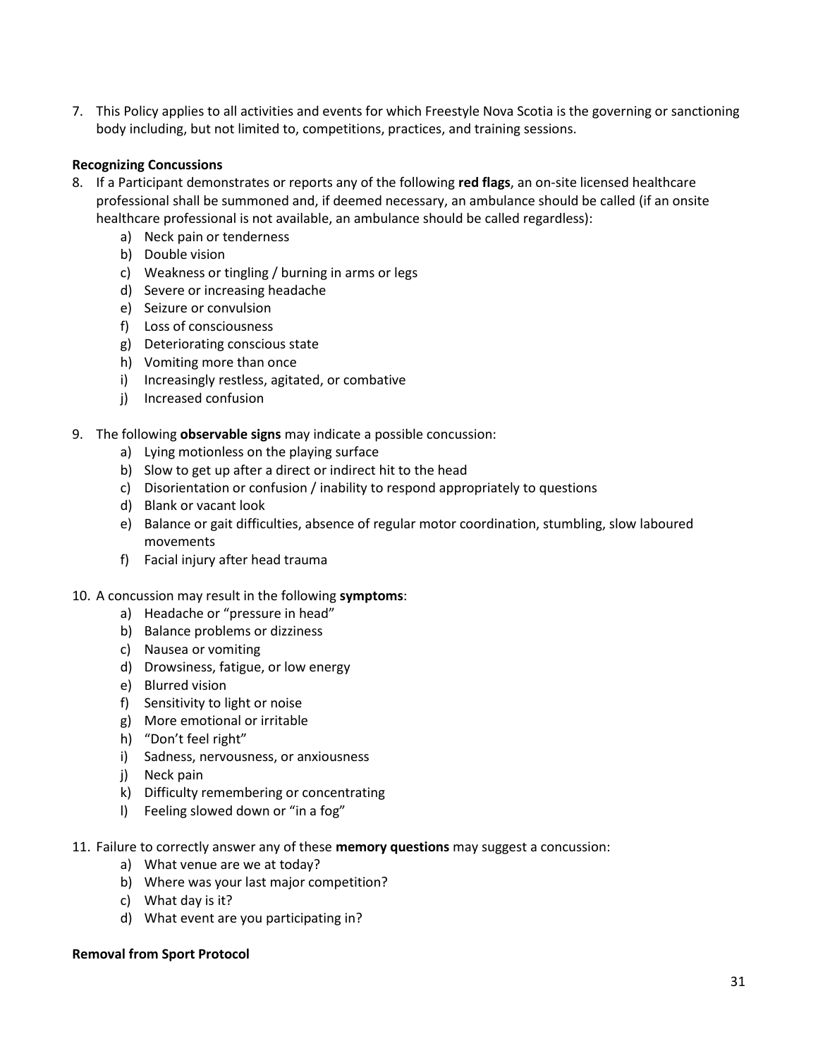7. This Policy applies to all activities and events for which Freestyle Nova Scotia is the governing or sanctioning body including, but not limited to, competitions, practices, and training sessions.

**Recognizing Concussions**

8. If a Participant demonstrates or reports any of the following **red flags**, an on-site licensed healthcare professional shall be summoned and, if deemed necessary, an ambulance should be called (if an onsite healthcare professional is not available, an ambulance should be called regardless):
   a) Neck pain or tenderness
   b) Double vision
   c) Weakness or tingling / burning in arms or legs
   d) Severe or increasing headache
   e) Seizure or convulsion
   f) Loss of consciousness
   g) Deteriorating conscious state
   h) Vomiting more than once
   i) Increasingly restless, agitated, or combative
   j) Increased confusion

9. The following **observable signs** may indicate a possible concussion:
   a) Lying motionless on the playing surface
   b) Slow to get up after a direct or indirect hit to the head
   c) Disorientation or confusion / inability to respond appropriately to questions
   d) Blank or vacant look
   e) Balance or gait difficulties, absence of regular motor coordination, stumbling, slow laboured movements
   f) Facial injury after head trauma

10. A concussion may result in the following **symptoms**:
    a) Headache or "pressure in head"
    b) Balance problems or dizziness
    c) Nausea or vomiting
    d) Drowsiness, fatigue, or low energy
    e) Blurred vision
    f) Sensitivity to light or noise
    g) More emotional or irritable
    h) "Don't feel right"
    i) Sadness, nervousness, or anxiousness
    j) Neck pain
    k) Difficulty remembering or concentrating
    l) Feeling slowed down or "in a fog"

11. Failure to correctly answer any of these **memory questions** may suggest a concussion:
    a) What venue are we at today?
    b) Where was your last major competition?
    c) What day is it?
    d) What event are you participating in?

**Removal from Sport Protocol**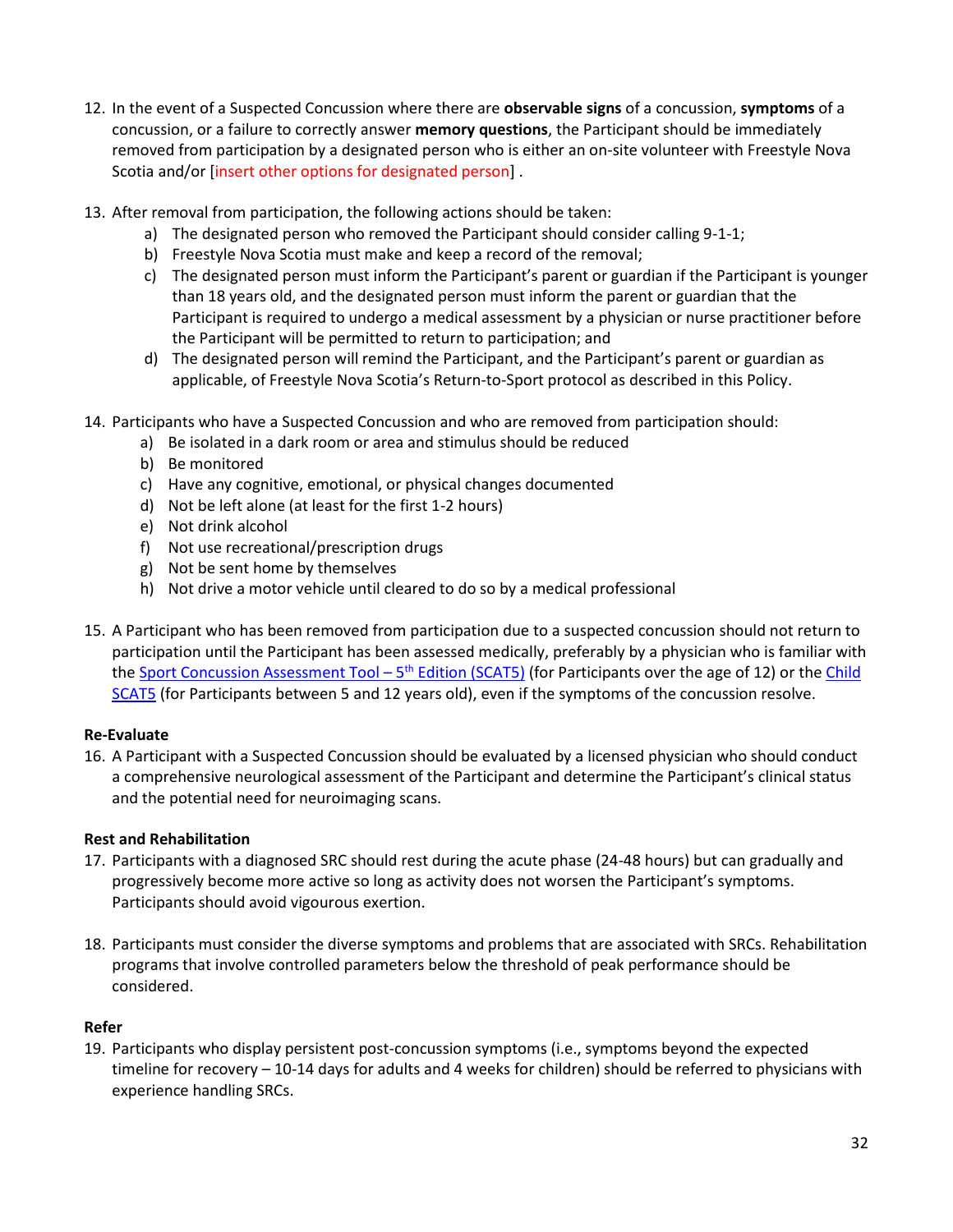12. In the event of a Suspected Concussion where there are **observable signs** of a concussion, **symptoms** of a concussion, or a failure to correctly answer **memory questions**, the Participant should be immediately removed from participation by a designated person who is either an on-site volunteer with Freestyle Nova Scotia and/or [insert other options for designated person] .

13. After removal from participation, the following actions should be taken:
    a) The designated person who removed the Participant should consider calling 9-1-1;
    b) Freestyle Nova Scotia must make and keep a record of the removal;
    c) The designated person must inform the Participant's parent or guardian if the Participant is younger than 18 years old, and the designated person must inform the parent or guardian that the Participant is required to undergo a medical assessment by a physician or nurse practitioner before the Participant will be permitted to return to participation; and
    d) The designated person will remind the Participant, and the Participant's parent or guardian as applicable, of Freestyle Nova Scotia's Return-to-Sport protocol as described in this Policy.

14. Participants who have a Suspected Concussion and who are removed from participation should:
    a) Be isolated in a dark room or area and stimulus should be reduced
    b) Be monitored
    c) Have any cognitive, emotional, or physical changes documented
    d) Not be left alone (at least for the first 1-2 hours)
    e) Not drink alcohol
    f) Not use recreational/prescription drugs
    g) Not be sent home by themselves
    h) Not drive a motor vehicle until cleared to do so by a medical professional

15. A Participant who has been removed from participation due to a suspected concussion should not return to participation until the Participant has been assessed medically, preferably by a physician who is familiar with the Sport Concussion Assessment Tool – 5th Edition (SCAT5) (for Participants over the age of 12) or the Child SCAT5 (for Participants between 5 and 12 years old), even if the symptoms of the concussion resolve.

**Re-Evaluate**

16. A Participant with a Suspected Concussion should be evaluated by a licensed physician who should conduct a comprehensive neurological assessment of the Participant and determine the Participant's clinical status and the potential need for neuroimaging scans.

**Rest and Rehabilitation**

17. Participants with a diagnosed SRC should rest during the acute phase (24-48 hours) but can gradually and progressively become more active so long as activity does not worsen the Participant's symptoms. Participants should avoid vigourous exertion.

18. Participants must consider the diverse symptoms and problems that are associated with SRCs. Rehabilitation programs that involve controlled parameters below the threshold of peak performance should be considered.

**Refer**

19. Participants who display persistent post-concussion symptoms (i.e., symptoms beyond the expected timeline for recovery – 10-14 days for adults and 4 weeks for children) should be referred to physicians with experience handling SRCs.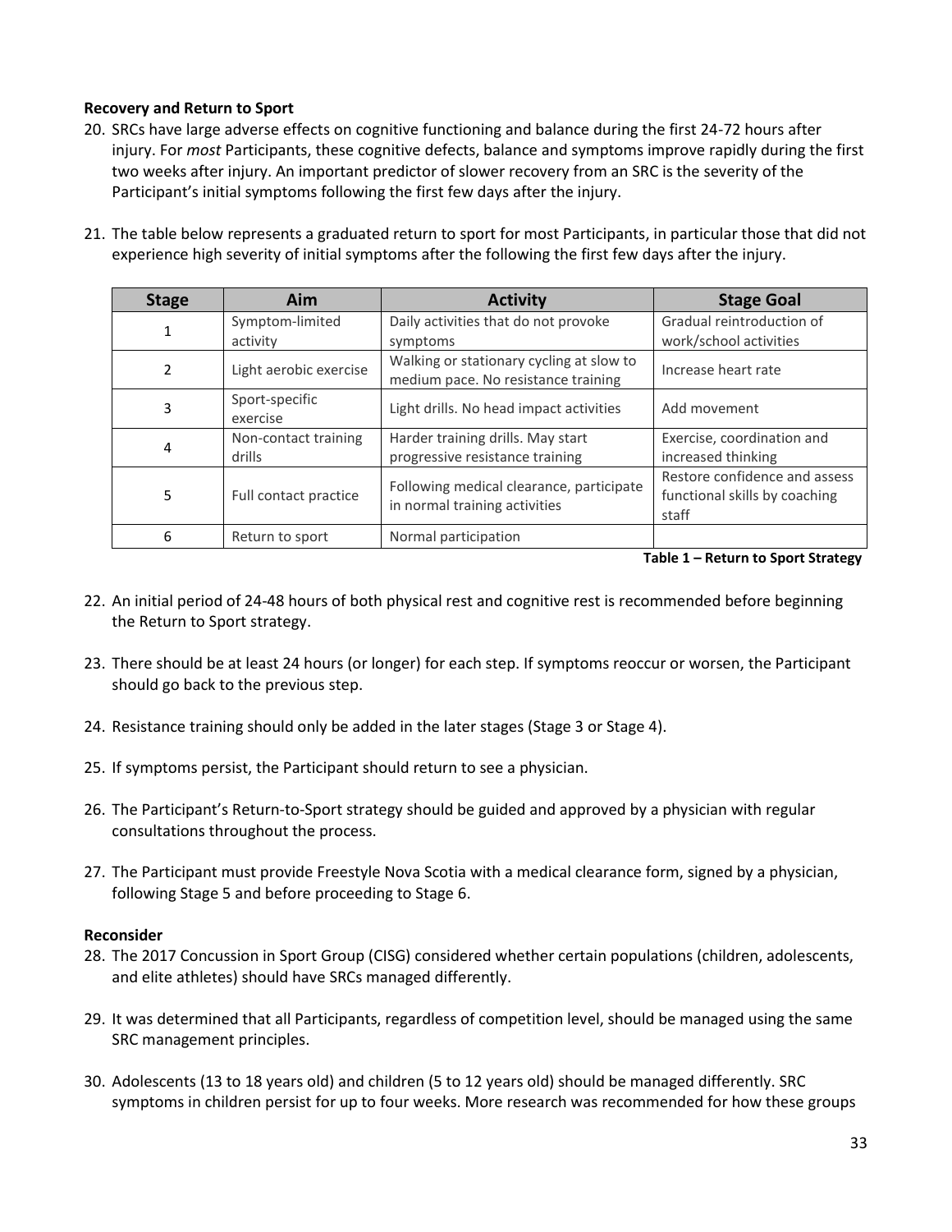**Recovery and Return to Sport**

20. SRCs have large adverse effects on cognitive functioning and balance during the first 24-72 hours after injury. For *most* Participants, these cognitive defects, balance and symptoms improve rapidly during the first two weeks after injury. An important predictor of slower recovery from an SRC is the severity of the Participant's initial symptoms following the first few days after the injury.

21. The table below represents a graduated return to sport for most Participants, in particular those that did not experience high severity of initial symptoms after the following the first few days after the injury.

| Stage | Aim | Activity | Stage Goal |
|---|---|---|---|
| 1 | Symptom-limited activity | Daily activities that do not provoke symptoms | Gradual reintroduction of work/school activities |
| 2 | Light aerobic exercise | Walking or stationary cycling at slow to medium pace. No resistance training | Increase heart rate |
| 3 | Sport-specific exercise | Light drills. No head impact activities | Add movement |
| 4 | Non-contact training drills | Harder training drills. May start progressive resistance training | Exercise, coordination and increased thinking |
| 5 | Full contact practice | Following medical clearance, participate in normal training activities | Restore confidence and assess functional skills by coaching staff |
| 6 | Return to sport | Normal participation | |

**Table 1 – Return to Sport Strategy**

22. An initial period of 24-48 hours of both physical rest and cognitive rest is recommended before beginning the Return to Sport strategy.

23. There should be at least 24 hours (or longer) for each step. If symptoms reoccur or worsen, the Participant should go back to the previous step.

24. Resistance training should only be added in the later stages (Stage 3 or Stage 4).

25. If symptoms persist, the Participant should return to see a physician.

26. The Participant's Return-to-Sport strategy should be guided and approved by a physician with regular consultations throughout the process.

27. The Participant must provide Freestyle Nova Scotia with a medical clearance form, signed by a physician, following Stage 5 and before proceeding to Stage 6.

**Reconsider**

28. The 2017 Concussion in Sport Group (CISG) considered whether certain populations (children, adolescents, and elite athletes) should have SRCs managed differently.

29. It was determined that all Participants, regardless of competition level, should be managed using the same SRC management principles.

30. Adolescents (13 to 18 years old) and children (5 to 12 years old) should be managed differently. SRC symptoms in children persist for up to four weeks. More research was recommended for how these groups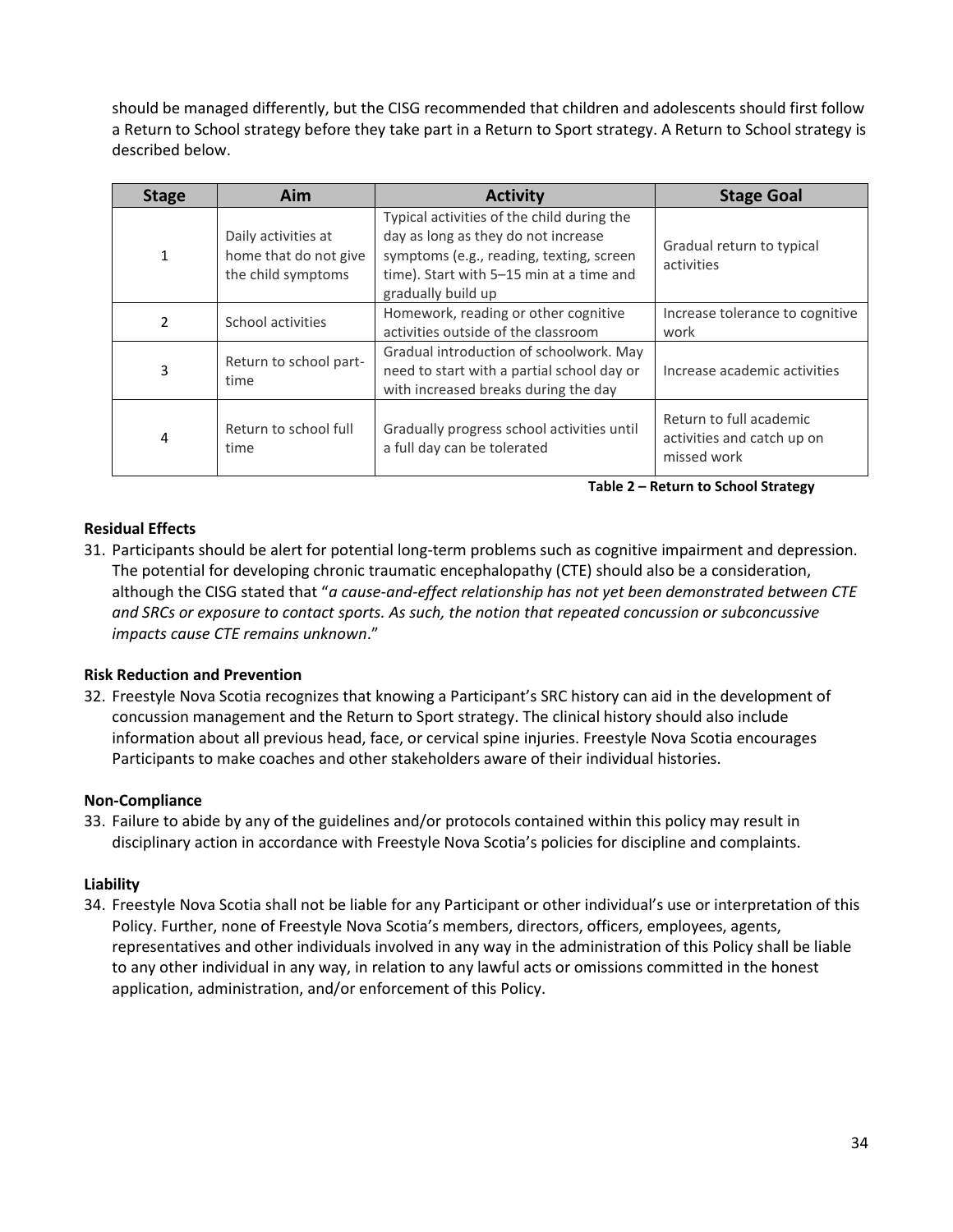should be managed differently, but the CISG recommended that children and adolescents should first follow a Return to School strategy before they take part in a Return to Sport strategy. A Return to School strategy is described below.

| Stage | Aim | Activity | Stage Goal |
| --- | --- | --- | --- |
| 1 | Daily activities at home that do not give the child symptoms | Typical activities of the child during the day as long as they do not increase symptoms (e.g., reading, texting, screen time). Start with 5–15 min at a time and gradually build up | Gradual return to typical activities |
| 2 | School activities | Homework, reading or other cognitive activities outside of the classroom | Increase tolerance to cognitive work |
| 3 | Return to school part-time | Gradual introduction of schoolwork. May need to start with a partial school day or with increased breaks during the day | Increase academic activities |
| 4 | Return to school full time | Gradually progress school activities until a full day can be tolerated | Return to full academic activities and catch up on missed work |

**Table 2 – Return to School Strategy**

**Residual Effects**

31. Participants should be alert for potential long-term problems such as cognitive impairment and depression. The potential for developing chronic traumatic encephalopathy (CTE) should also be a consideration, although the CISG stated that "*a cause-and-effect relationship has not yet been demonstrated between CTE and SRCs or exposure to contact sports. As such, the notion that repeated concussion or subconcussive impacts cause CTE remains unknown*."

**Risk Reduction and Prevention**

32. Freestyle Nova Scotia recognizes that knowing a Participant's SRC history can aid in the development of concussion management and the Return to Sport strategy. The clinical history should also include information about all previous head, face, or cervical spine injuries. Freestyle Nova Scotia encourages Participants to make coaches and other stakeholders aware of their individual histories.

**Non-Compliance**

33. Failure to abide by any of the guidelines and/or protocols contained within this policy may result in disciplinary action in accordance with Freestyle Nova Scotia's policies for discipline and complaints.

**Liability**

34. Freestyle Nova Scotia shall not be liable for any Participant or other individual's use or interpretation of this Policy. Further, none of Freestyle Nova Scotia's members, directors, officers, employees, agents, representatives and other individuals involved in any way in the administration of this Policy shall be liable to any other individual in any way, in relation to any lawful acts or omissions committed in the honest application, administration, and/or enforcement of this Policy.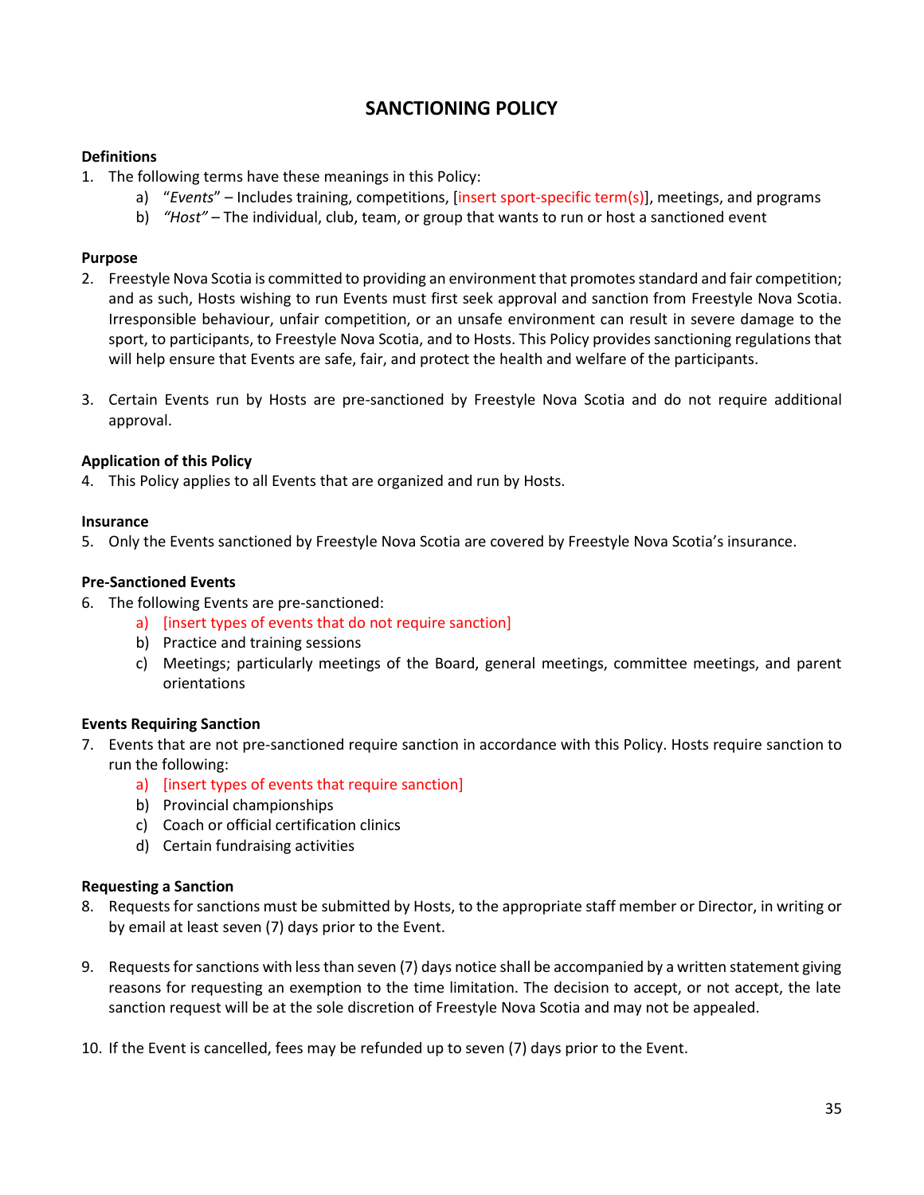# SANCTIONING POLICY

**Definitions**

1. The following terms have these meanings in this Policy:
    a) "*Events*" – Includes training, competitions, [insert sport-specific term(s)], meetings, and programs
    b) *"Host"* – The individual, club, team, or group that wants to run or host a sanctioned event

**Purpose**

2. Freestyle Nova Scotia is committed to providing an environment that promotes standard and fair competition; and as such, Hosts wishing to run Events must first seek approval and sanction from Freestyle Nova Scotia. Irresponsible behaviour, unfair competition, or an unsafe environment can result in severe damage to the sport, to participants, to Freestyle Nova Scotia, and to Hosts. This Policy provides sanctioning regulations that will help ensure that Events are safe, fair, and protect the health and welfare of the participants.

3. Certain Events run by Hosts are pre-sanctioned by Freestyle Nova Scotia and do not require additional approval.

**Application of this Policy**

4. This Policy applies to all Events that are organized and run by Hosts.

**Insurance**

5. Only the Events sanctioned by Freestyle Nova Scotia are covered by Freestyle Nova Scotia's insurance.

**Pre-Sanctioned Events**

6. The following Events are pre-sanctioned:
    a) [insert types of events that do not require sanction]
    b) Practice and training sessions
    c) Meetings; particularly meetings of the Board, general meetings, committee meetings, and parent orientations

**Events Requiring Sanction**

7. Events that are not pre-sanctioned require sanction in accordance with this Policy. Hosts require sanction to run the following:
    a) [insert types of events that require sanction]
    b) Provincial championships
    c) Coach or official certification clinics
    d) Certain fundraising activities

**Requesting a Sanction**

8. Requests for sanctions must be submitted by Hosts, to the appropriate staff member or Director, in writing or by email at least seven (7) days prior to the Event.

9. Requests for sanctions with less than seven (7) days notice shall be accompanied by a written statement giving reasons for requesting an exemption to the time limitation. The decision to accept, or not accept, the late sanction request will be at the sole discretion of Freestyle Nova Scotia and may not be appealed.

10. If the Event is cancelled, fees may be refunded up to seven (7) days prior to the Event.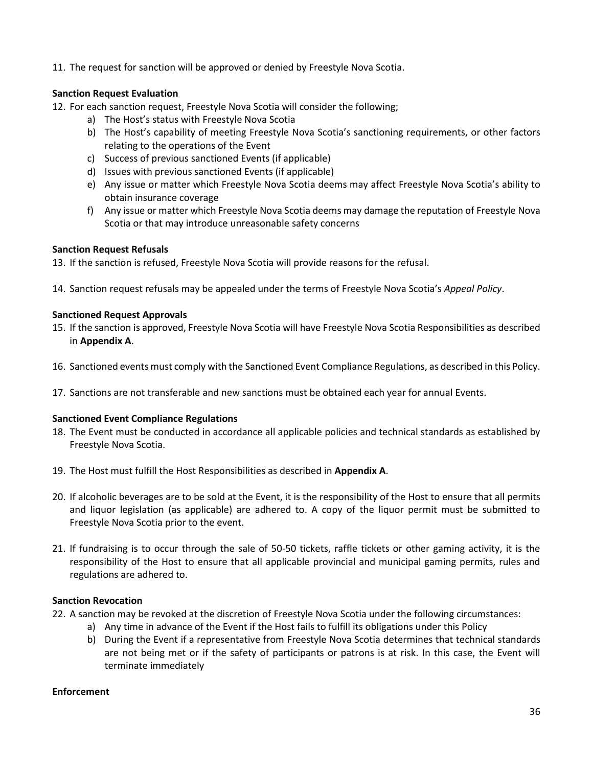11. The request for sanction will be approved or denied by Freestyle Nova Scotia.

**Sanction Request Evaluation**

12. For each sanction request, Freestyle Nova Scotia will consider the following;
    a) The Host's status with Freestyle Nova Scotia
    b) The Host's capability of meeting Freestyle Nova Scotia's sanctioning requirements, or other factors relating to the operations of the Event
    c) Success of previous sanctioned Events (if applicable)
    d) Issues with previous sanctioned Events (if applicable)
    e) Any issue or matter which Freestyle Nova Scotia deems may affect Freestyle Nova Scotia's ability to obtain insurance coverage
    f) Any issue or matter which Freestyle Nova Scotia deems may damage the reputation of Freestyle Nova Scotia or that may introduce unreasonable safety concerns

**Sanction Request Refusals**

13. If the sanction is refused, Freestyle Nova Scotia will provide reasons for the refusal.

14. Sanction request refusals may be appealed under the terms of Freestyle Nova Scotia's *Appeal Policy*.

**Sanctioned Request Approvals**

15. If the sanction is approved, Freestyle Nova Scotia will have Freestyle Nova Scotia Responsibilities as described in **Appendix A**.

16. Sanctioned events must comply with the Sanctioned Event Compliance Regulations, as described in this Policy.

17. Sanctions are not transferable and new sanctions must be obtained each year for annual Events.

**Sanctioned Event Compliance Regulations**

18. The Event must be conducted in accordance all applicable policies and technical standards as established by Freestyle Nova Scotia.

19. The Host must fulfill the Host Responsibilities as described in **Appendix A**.

20. If alcoholic beverages are to be sold at the Event, it is the responsibility of the Host to ensure that all permits and liquor legislation (as applicable) are adhered to. A copy of the liquor permit must be submitted to Freestyle Nova Scotia prior to the event.

21. If fundraising is to occur through the sale of 50-50 tickets, raffle tickets or other gaming activity, it is the responsibility of the Host to ensure that all applicable provincial and municipal gaming permits, rules and regulations are adhered to.

**Sanction Revocation**

22. A sanction may be revoked at the discretion of Freestyle Nova Scotia under the following circumstances:
    a) Any time in advance of the Event if the Host fails to fulfill its obligations under this Policy
    b) During the Event if a representative from Freestyle Nova Scotia determines that technical standards are not being met or if the safety of participants or patrons is at risk. In this case, the Event will terminate immediately

**Enforcement**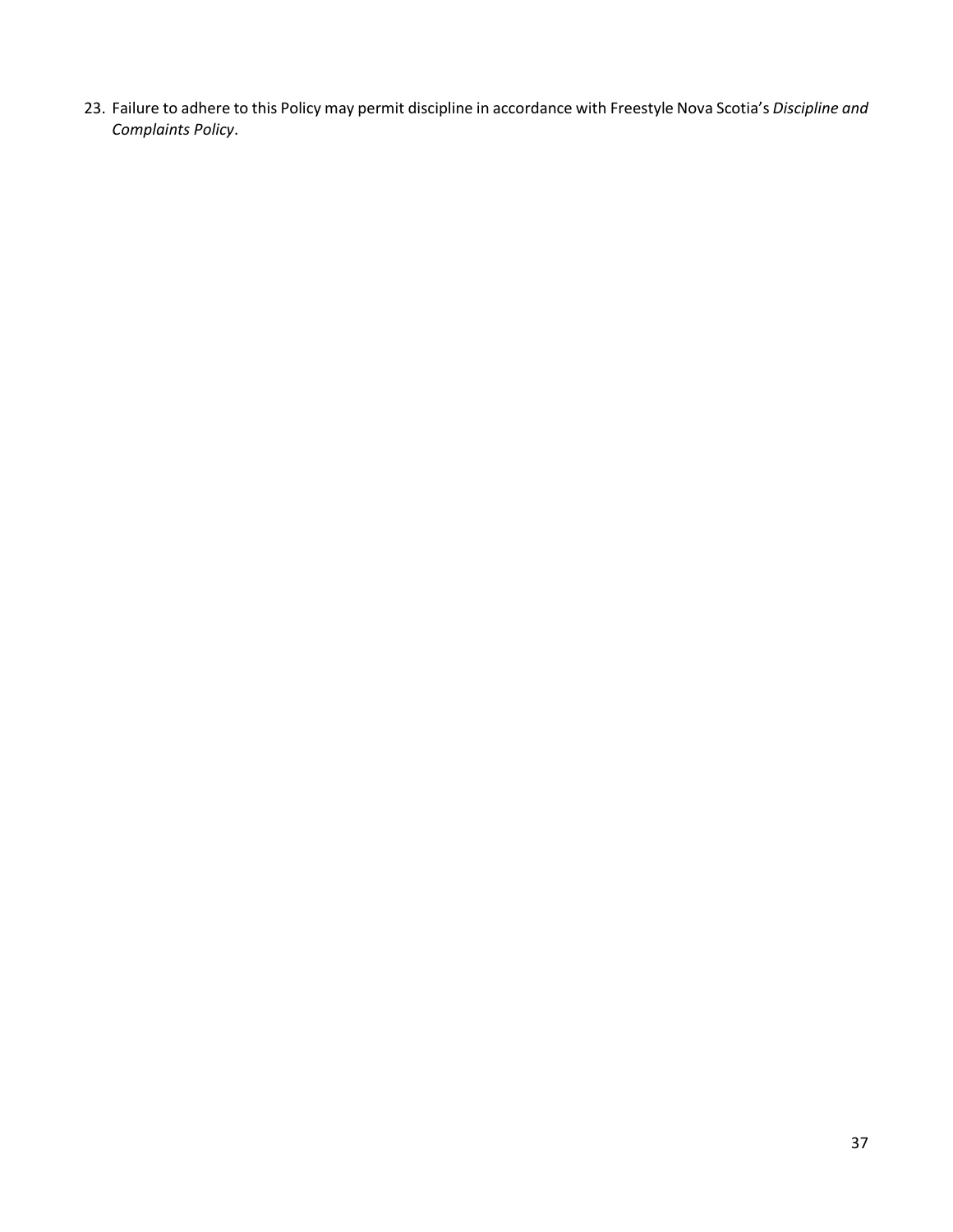23. Failure to adhere to this Policy may permit discipline in accordance with Freestyle Nova Scotia's *Discipline and Complaints Policy*.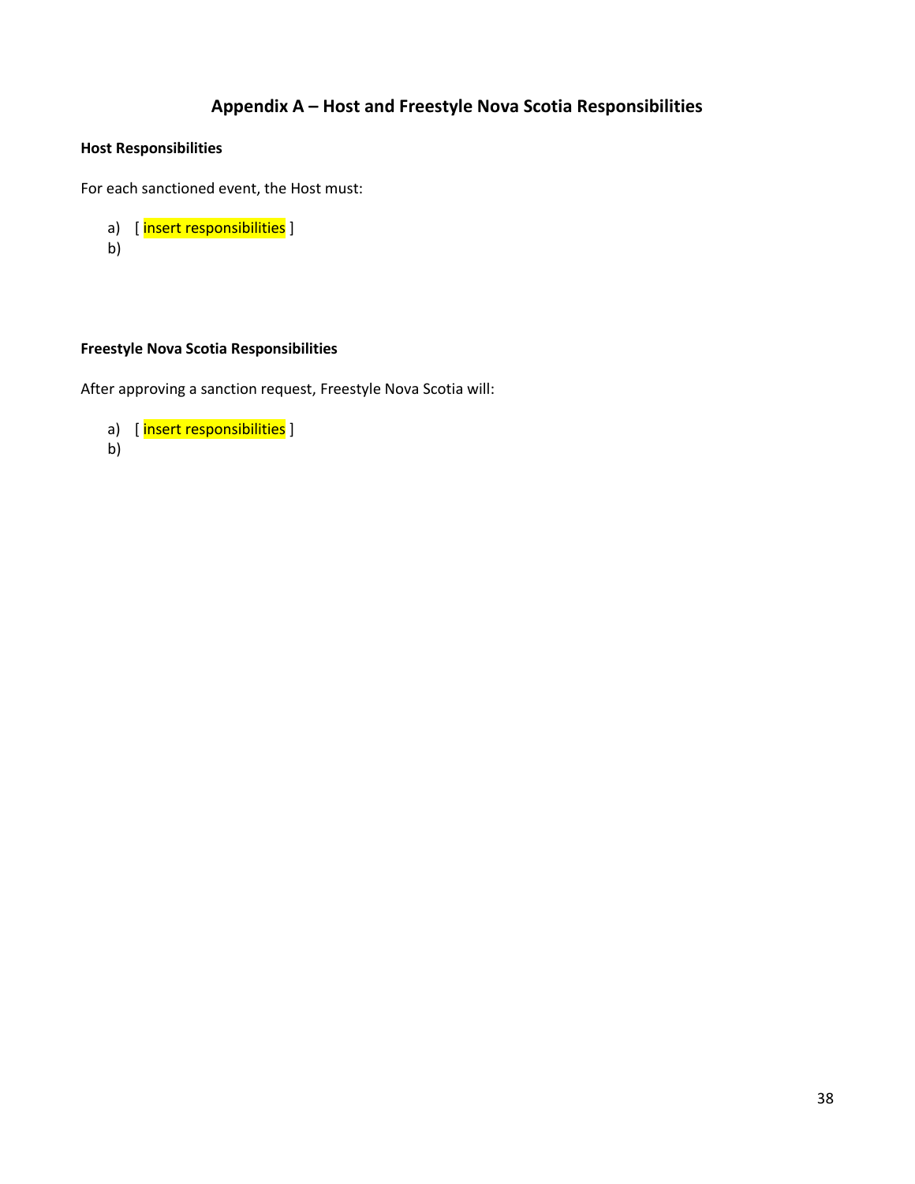## Appendix A – Host and Freestyle Nova Scotia Responsibilities

**Host Responsibilities**

For each sanctioned event, the Host must:

a) [ insert responsibilities ]
b)

**Freestyle Nova Scotia Responsibilities**

After approving a sanction request, Freestyle Nova Scotia will:

a) [ insert responsibilities ]
b)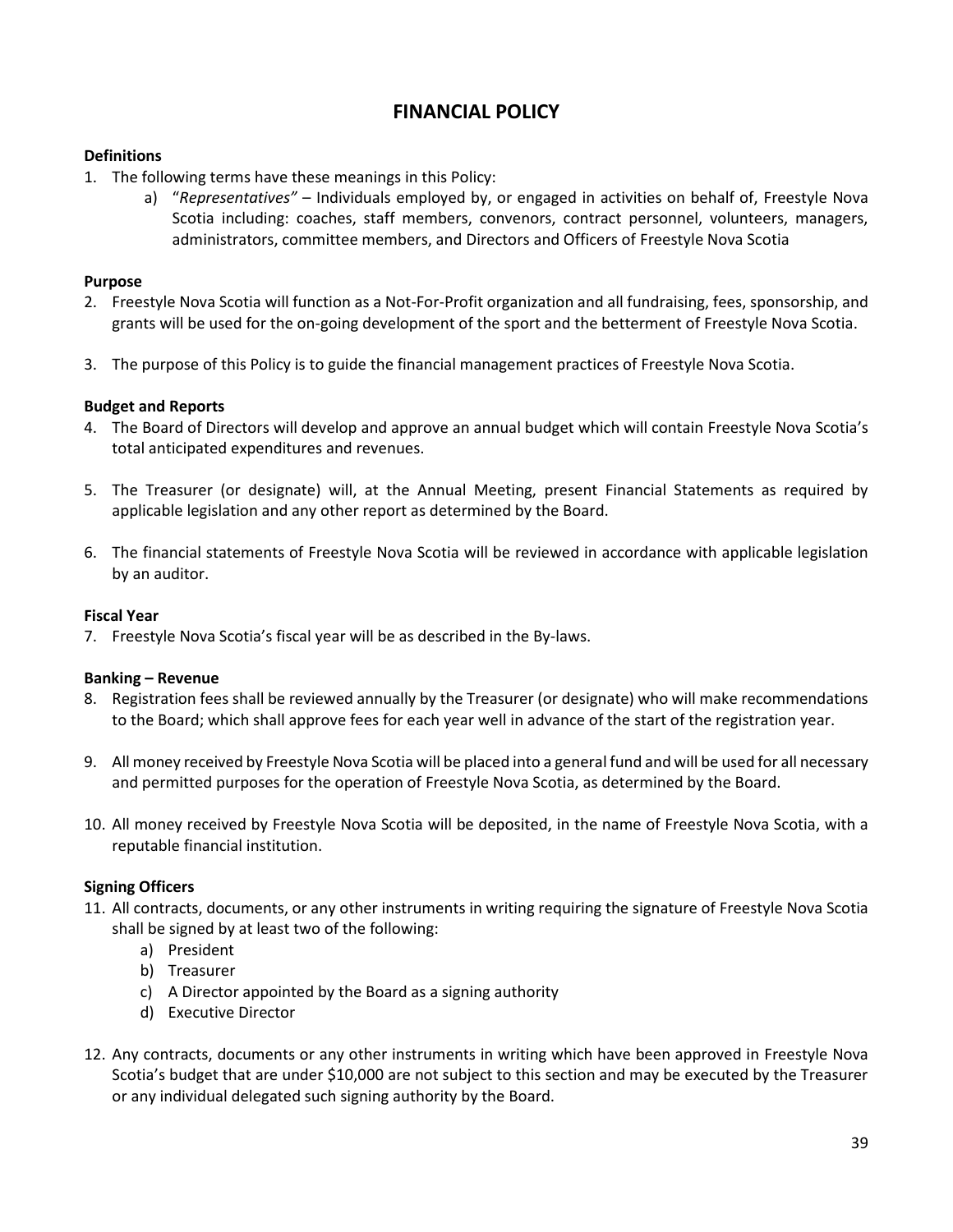# FINANCIAL POLICY

**Definitions**

1. The following terms have these meanings in this Policy:
   a) "*Representatives"* – Individuals employed by, or engaged in activities on behalf of, Freestyle Nova Scotia including: coaches, staff members, convenors, contract personnel, volunteers, managers, administrators, committee members, and Directors and Officers of Freestyle Nova Scotia

**Purpose**

2. Freestyle Nova Scotia will function as a Not-For-Profit organization and all fundraising, fees, sponsorship, and grants will be used for the on-going development of the sport and the betterment of Freestyle Nova Scotia.

3. The purpose of this Policy is to guide the financial management practices of Freestyle Nova Scotia.

**Budget and Reports**

4. The Board of Directors will develop and approve an annual budget which will contain Freestyle Nova Scotia's total anticipated expenditures and revenues.

5. The Treasurer (or designate) will, at the Annual Meeting, present Financial Statements as required by applicable legislation and any other report as determined by the Board.

6. The financial statements of Freestyle Nova Scotia will be reviewed in accordance with applicable legislation by an auditor.

**Fiscal Year**

7. Freestyle Nova Scotia's fiscal year will be as described in the By-laws.

**Banking – Revenue**

8. Registration fees shall be reviewed annually by the Treasurer (or designate) who will make recommendations to the Board; which shall approve fees for each year well in advance of the start of the registration year.

9. All money received by Freestyle Nova Scotia will be placed into a general fund and will be used for all necessary and permitted purposes for the operation of Freestyle Nova Scotia, as determined by the Board.

10. All money received by Freestyle Nova Scotia will be deposited, in the name of Freestyle Nova Scotia, with a reputable financial institution.

**Signing Officers**

11. All contracts, documents, or any other instruments in writing requiring the signature of Freestyle Nova Scotia shall be signed by at least two of the following:
    a) President
    b) Treasurer
    c) A Director appointed by the Board as a signing authority
    d) Executive Director

12. Any contracts, documents or any other instruments in writing which have been approved in Freestyle Nova Scotia's budget that are under $10,000 are not subject to this section and may be executed by the Treasurer or any individual delegated such signing authority by the Board.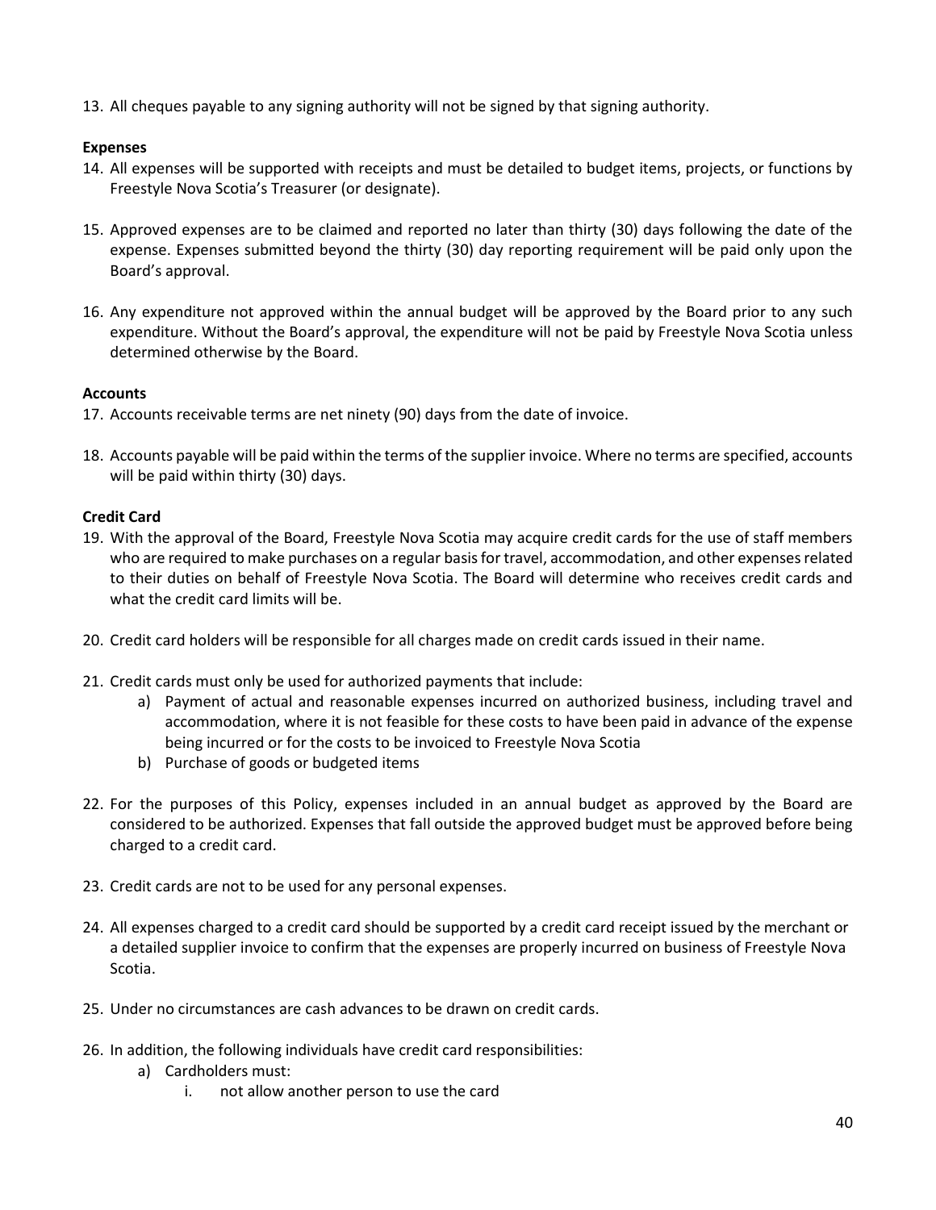13. All cheques payable to any signing authority will not be signed by that signing authority.

**Expenses**

14. All expenses will be supported with receipts and must be detailed to budget items, projects, or functions by Freestyle Nova Scotia's Treasurer (or designate).

15. Approved expenses are to be claimed and reported no later than thirty (30) days following the date of the expense. Expenses submitted beyond the thirty (30) day reporting requirement will be paid only upon the Board's approval.

16. Any expenditure not approved within the annual budget will be approved by the Board prior to any such expenditure. Without the Board's approval, the expenditure will not be paid by Freestyle Nova Scotia unless determined otherwise by the Board.

**Accounts**

17. Accounts receivable terms are net ninety (90) days from the date of invoice.

18. Accounts payable will be paid within the terms of the supplier invoice. Where no terms are specified, accounts will be paid within thirty (30) days.

**Credit Card**

19. With the approval of the Board, Freestyle Nova Scotia may acquire credit cards for the use of staff members who are required to make purchases on a regular basis for travel, accommodation, and other expenses related to their duties on behalf of Freestyle Nova Scotia. The Board will determine who receives credit cards and what the credit card limits will be.

20. Credit card holders will be responsible for all charges made on credit cards issued in their name.

21. Credit cards must only be used for authorized payments that include:
    a) Payment of actual and reasonable expenses incurred on authorized business, including travel and accommodation, where it is not feasible for these costs to have been paid in advance of the expense being incurred or for the costs to be invoiced to Freestyle Nova Scotia
    b) Purchase of goods or budgeted items

22. For the purposes of this Policy, expenses included in an annual budget as approved by the Board are considered to be authorized. Expenses that fall outside the approved budget must be approved before being charged to a credit card.

23. Credit cards are not to be used for any personal expenses.

24. All expenses charged to a credit card should be supported by a credit card receipt issued by the merchant or a detailed supplier invoice to confirm that the expenses are properly incurred on business of Freestyle Nova Scotia.

25. Under no circumstances are cash advances to be drawn on credit cards.

26. In addition, the following individuals have credit card responsibilities:
    a) Cardholders must:
        i. not allow another person to use the card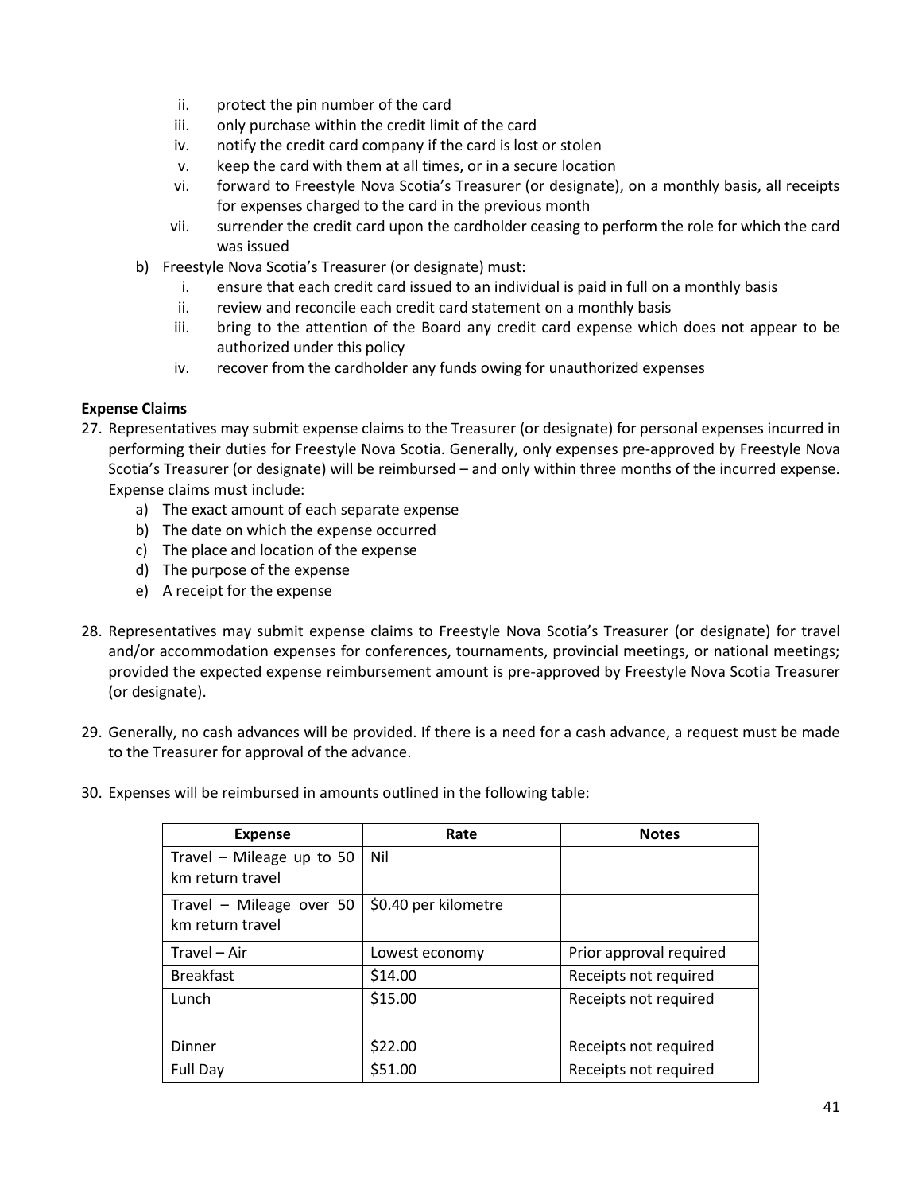ii. protect the pin number of the card
   iii. only purchase within the credit limit of the card
   iv. notify the credit card company if the card is lost or stolen
   v. keep the card with them at all times, or in a secure location
   vi. forward to Freestyle Nova Scotia's Treasurer (or designate), on a monthly basis, all receipts for expenses charged to the card in the previous month
   vii. surrender the credit card upon the cardholder ceasing to perform the role for which the card was issued

b) Freestyle Nova Scotia's Treasurer (or designate) must:
   i. ensure that each credit card issued to an individual is paid in full on a monthly basis
   ii. review and reconcile each credit card statement on a monthly basis
   iii. bring to the attention of the Board any credit card expense which does not appear to be authorized under this policy
   iv. recover from the cardholder any funds owing for unauthorized expenses

**Expense Claims**

27. Representatives may submit expense claims to the Treasurer (or designate) for personal expenses incurred in performing their duties for Freestyle Nova Scotia. Generally, only expenses pre-approved by Freestyle Nova Scotia's Treasurer (or designate) will be reimbursed – and only within three months of the incurred expense. Expense claims must include:
    a) The exact amount of each separate expense
    b) The date on which the expense occurred
    c) The place and location of the expense
    d) The purpose of the expense
    e) A receipt for the expense

28. Representatives may submit expense claims to Freestyle Nova Scotia's Treasurer (or designate) for travel and/or accommodation expenses for conferences, tournaments, provincial meetings, or national meetings; provided the expected expense reimbursement amount is pre-approved by Freestyle Nova Scotia Treasurer (or designate).

29. Generally, no cash advances will be provided. If there is a need for a cash advance, a request must be made to the Treasurer for approval of the advance.

30. Expenses will be reimbursed in amounts outlined in the following table:

| Expense | Rate | Notes |
|---|---|---|
| Travel – Mileage up to 50 km return travel | Nil | |
| Travel – Mileage over 50 km return travel | $0.40 per kilometre | |
| Travel – Air | Lowest economy | Prior approval required |
| Breakfast | $14.00 | Receipts not required |
| Lunch | $15.00 | Receipts not required |
| Dinner | $22.00 | Receipts not required |
| Full Day | $51.00 | Receipts not required |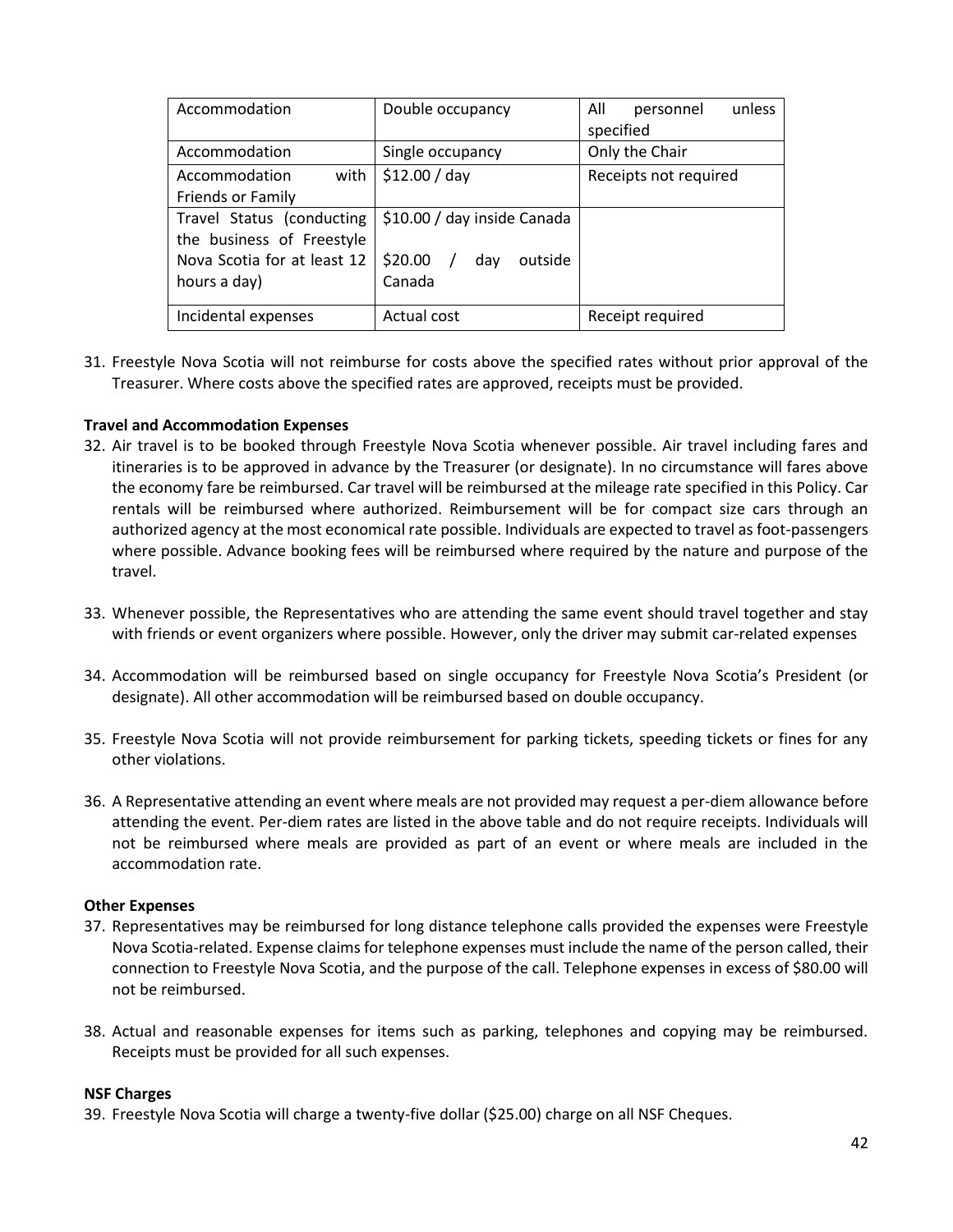| | | |
|---|---|---|
| Accommodation | Double occupancy | All personnel unless specified |
| Accommodation | Single occupancy | Only the Chair |
| Accommodation with Friends or Family | $12.00 / day | Receipts not required |
| Travel Status (conducting the business of Freestyle Nova Scotia for at least 12 hours a day) | $10.00 / day inside Canada<br><br>$20.00 / day outside Canada | |
| Incidental expenses | Actual cost | Receipt required |

31. Freestyle Nova Scotia will not reimburse for costs above the specified rates without prior approval of the Treasurer. Where costs above the specified rates are approved, receipts must be provided.

**Travel and Accommodation Expenses**

32. Air travel is to be booked through Freestyle Nova Scotia whenever possible. Air travel including fares and itineraries is to be approved in advance by the Treasurer (or designate). In no circumstance will fares above the economy fare be reimbursed. Car travel will be reimbursed at the mileage rate specified in this Policy. Car rentals will be reimbursed where authorized. Reimbursement will be for compact size cars through an authorized agency at the most economical rate possible. Individuals are expected to travel as foot-passengers where possible. Advance booking fees will be reimbursed where required by the nature and purpose of the travel.

33. Whenever possible, the Representatives who are attending the same event should travel together and stay with friends or event organizers where possible. However, only the driver may submit car-related expenses

34. Accommodation will be reimbursed based on single occupancy for Freestyle Nova Scotia's President (or designate). All other accommodation will be reimbursed based on double occupancy.

35. Freestyle Nova Scotia will not provide reimbursement for parking tickets, speeding tickets or fines for any other violations.

36. A Representative attending an event where meals are not provided may request a per-diem allowance before attending the event. Per-diem rates are listed in the above table and do not require receipts. Individuals will not be reimbursed where meals are provided as part of an event or where meals are included in the accommodation rate.

**Other Expenses**

37. Representatives may be reimbursed for long distance telephone calls provided the expenses were Freestyle Nova Scotia-related. Expense claims for telephone expenses must include the name of the person called, their connection to Freestyle Nova Scotia, and the purpose of the call. Telephone expenses in excess of $80.00 will not be reimbursed.

38. Actual and reasonable expenses for items such as parking, telephones and copying may be reimbursed. Receipts must be provided for all such expenses.

**NSF Charges**

39. Freestyle Nova Scotia will charge a twenty-five dollar ($25.00) charge on all NSF Cheques.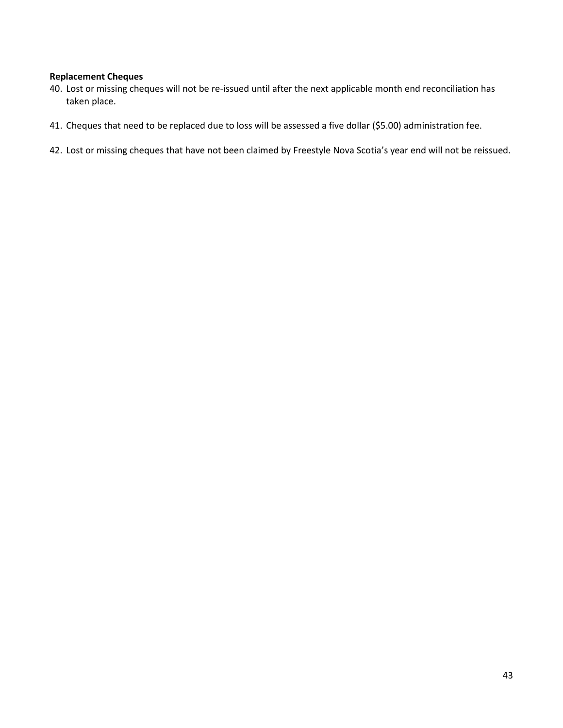**Replacement Cheques**

40. Lost or missing cheques will not be re-issued until after the next applicable month end reconciliation has taken place.

41. Cheques that need to be replaced due to loss will be assessed a five dollar ($5.00) administration fee.

42. Lost or missing cheques that have not been claimed by Freestyle Nova Scotia's year end will not be reissued.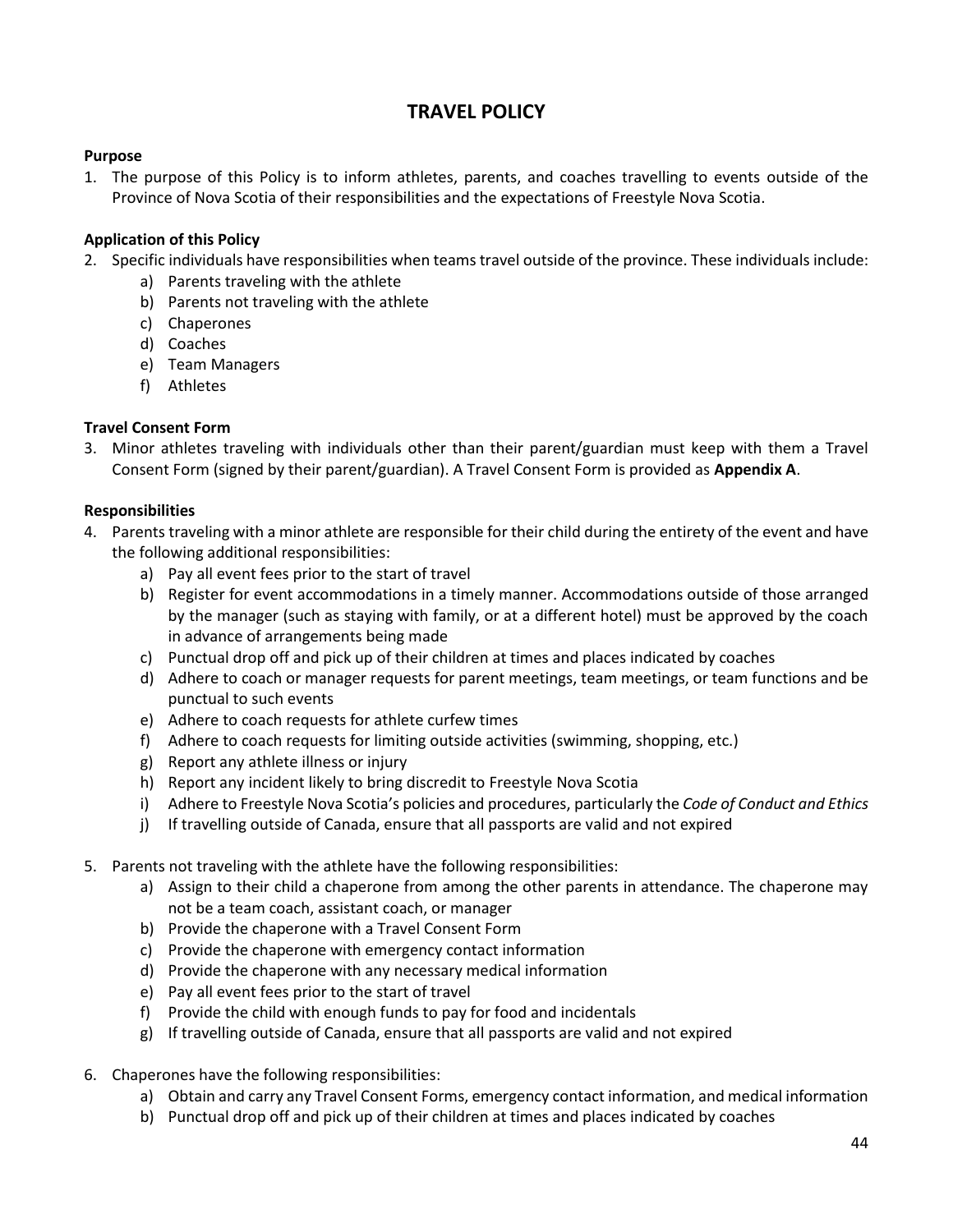# TRAVEL POLICY

**Purpose**

1. The purpose of this Policy is to inform athletes, parents, and coaches travelling to events outside of the Province of Nova Scotia of their responsibilities and the expectations of Freestyle Nova Scotia.

**Application of this Policy**

2. Specific individuals have responsibilities when teams travel outside of the province. These individuals include:
   a) Parents traveling with the athlete
   b) Parents not traveling with the athlete
   c) Chaperones
   d) Coaches
   e) Team Managers
   f) Athletes

**Travel Consent Form**

3. Minor athletes traveling with individuals other than their parent/guardian must keep with them a Travel Consent Form (signed by their parent/guardian). A Travel Consent Form is provided as **Appendix A**.

**Responsibilities**

4. Parents traveling with a minor athlete are responsible for their child during the entirety of the event and have the following additional responsibilities:
   a) Pay all event fees prior to the start of travel
   b) Register for event accommodations in a timely manner. Accommodations outside of those arranged by the manager (such as staying with family, or at a different hotel) must be approved by the coach in advance of arrangements being made
   c) Punctual drop off and pick up of their children at times and places indicated by coaches
   d) Adhere to coach or manager requests for parent meetings, team meetings, or team functions and be punctual to such events
   e) Adhere to coach requests for athlete curfew times
   f) Adhere to coach requests for limiting outside activities (swimming, shopping, etc.)
   g) Report any athlete illness or injury
   h) Report any incident likely to bring discredit to Freestyle Nova Scotia
   i) Adhere to Freestyle Nova Scotia's policies and procedures, particularly the *Code of Conduct and Ethics*
   j) If travelling outside of Canada, ensure that all passports are valid and not expired

5. Parents not traveling with the athlete have the following responsibilities:
   a) Assign to their child a chaperone from among the other parents in attendance. The chaperone may not be a team coach, assistant coach, or manager
   b) Provide the chaperone with a Travel Consent Form
   c) Provide the chaperone with emergency contact information
   d) Provide the chaperone with any necessary medical information
   e) Pay all event fees prior to the start of travel
   f) Provide the child with enough funds to pay for food and incidentals
   g) If travelling outside of Canada, ensure that all passports are valid and not expired

6. Chaperones have the following responsibilities:
   a) Obtain and carry any Travel Consent Forms, emergency contact information, and medical information
   b) Punctual drop off and pick up of their children at times and places indicated by coaches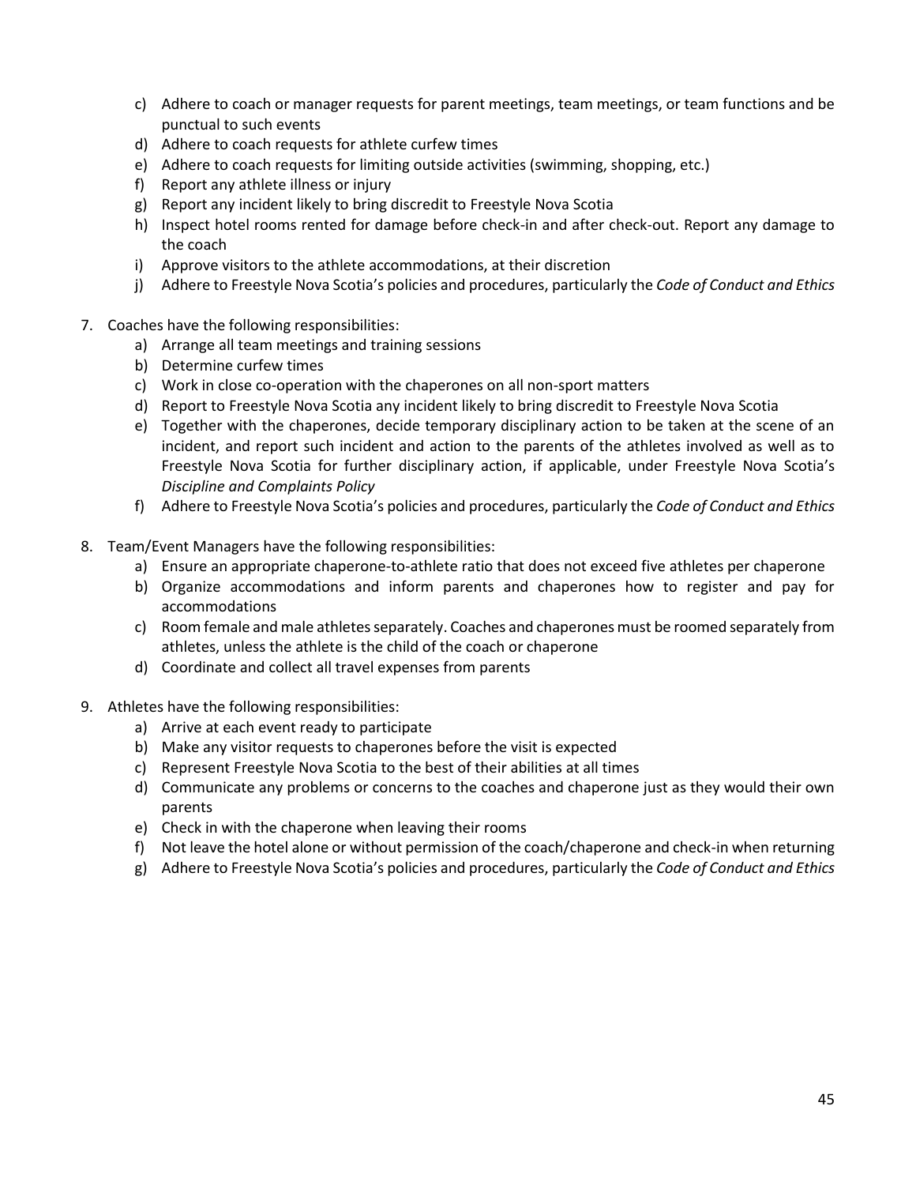c) Adhere to coach or manager requests for parent meetings, team meetings, or team functions and be punctual to such events
d) Adhere to coach requests for athlete curfew times
e) Adhere to coach requests for limiting outside activities (swimming, shopping, etc.)
f) Report any athlete illness or injury
g) Report any incident likely to bring discredit to Freestyle Nova Scotia
h) Inspect hotel rooms rented for damage before check-in and after check-out. Report any damage to the coach
i) Approve visitors to the athlete accommodations, at their discretion
j) Adhere to Freestyle Nova Scotia's policies and procedures, particularly the *Code of Conduct and Ethics*

7. Coaches have the following responsibilities:
    a) Arrange all team meetings and training sessions
    b) Determine curfew times
    c) Work in close co-operation with the chaperones on all non-sport matters
    d) Report to Freestyle Nova Scotia any incident likely to bring discredit to Freestyle Nova Scotia
    e) Together with the chaperones, decide temporary disciplinary action to be taken at the scene of an incident, and report such incident and action to the parents of the athletes involved as well as to Freestyle Nova Scotia for further disciplinary action, if applicable, under Freestyle Nova Scotia's *Discipline and Complaints Policy*
    f) Adhere to Freestyle Nova Scotia's policies and procedures, particularly the *Code of Conduct and Ethics*

8. Team/Event Managers have the following responsibilities:
    a) Ensure an appropriate chaperone-to-athlete ratio that does not exceed five athletes per chaperone
    b) Organize accommodations and inform parents and chaperones how to register and pay for accommodations
    c) Room female and male athletes separately. Coaches and chaperones must be roomed separately from athletes, unless the athlete is the child of the coach or chaperone
    d) Coordinate and collect all travel expenses from parents

9. Athletes have the following responsibilities:
    a) Arrive at each event ready to participate
    b) Make any visitor requests to chaperones before the visit is expected
    c) Represent Freestyle Nova Scotia to the best of their abilities at all times
    d) Communicate any problems or concerns to the coaches and chaperone just as they would their own parents
    e) Check in with the chaperone when leaving their rooms
    f) Not leave the hotel alone or without permission of the coach/chaperone and check-in when returning
    g) Adhere to Freestyle Nova Scotia's policies and procedures, particularly the *Code of Conduct and Ethics*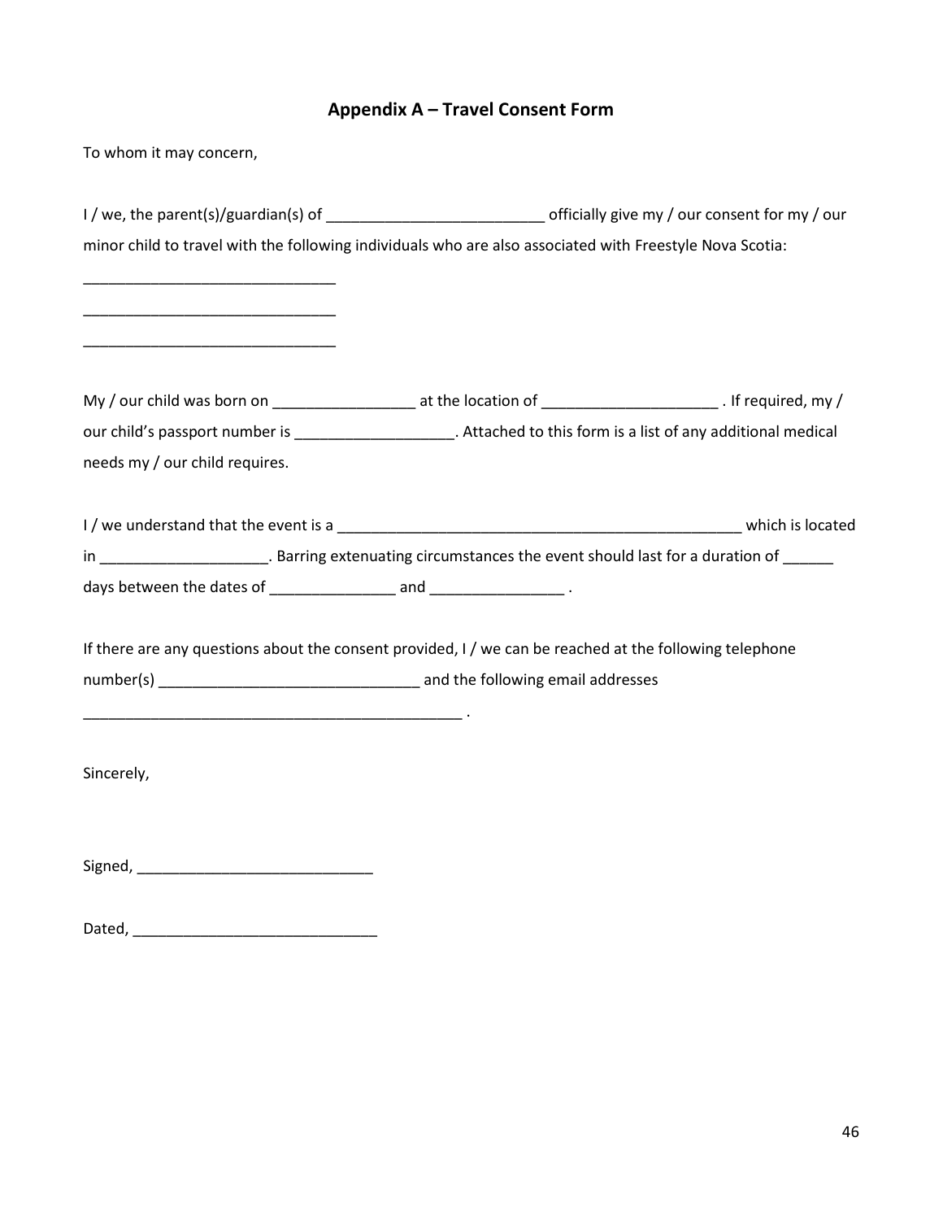## Appendix A – Travel Consent Form

To whom it may concern,

I / we, the parent(s)/guardian(s) of __________________________ officially give my / our consent for my / our minor child to travel with the following individuals who are also associated with Freestyle Nova Scotia:

______________________________

______________________________

______________________________

My / our child was born on _________________ at the location of _____________________ . If required, my / our child's passport number is ___________________. Attached to this form is a list of any additional medical needs my / our child requires.

I / we understand that the event is a __________________________________________________ which is located in ____________________. Barring extenuating circumstances the event should last for a duration of ______ days between the dates of _______________ and ________________ .

If there are any questions about the consent provided, I / we can be reached at the following telephone number(s) ________________________________ and the following email addresses ______________________________________________ .

Sincerely,

Signed, ____________________________

Dated, _____________________________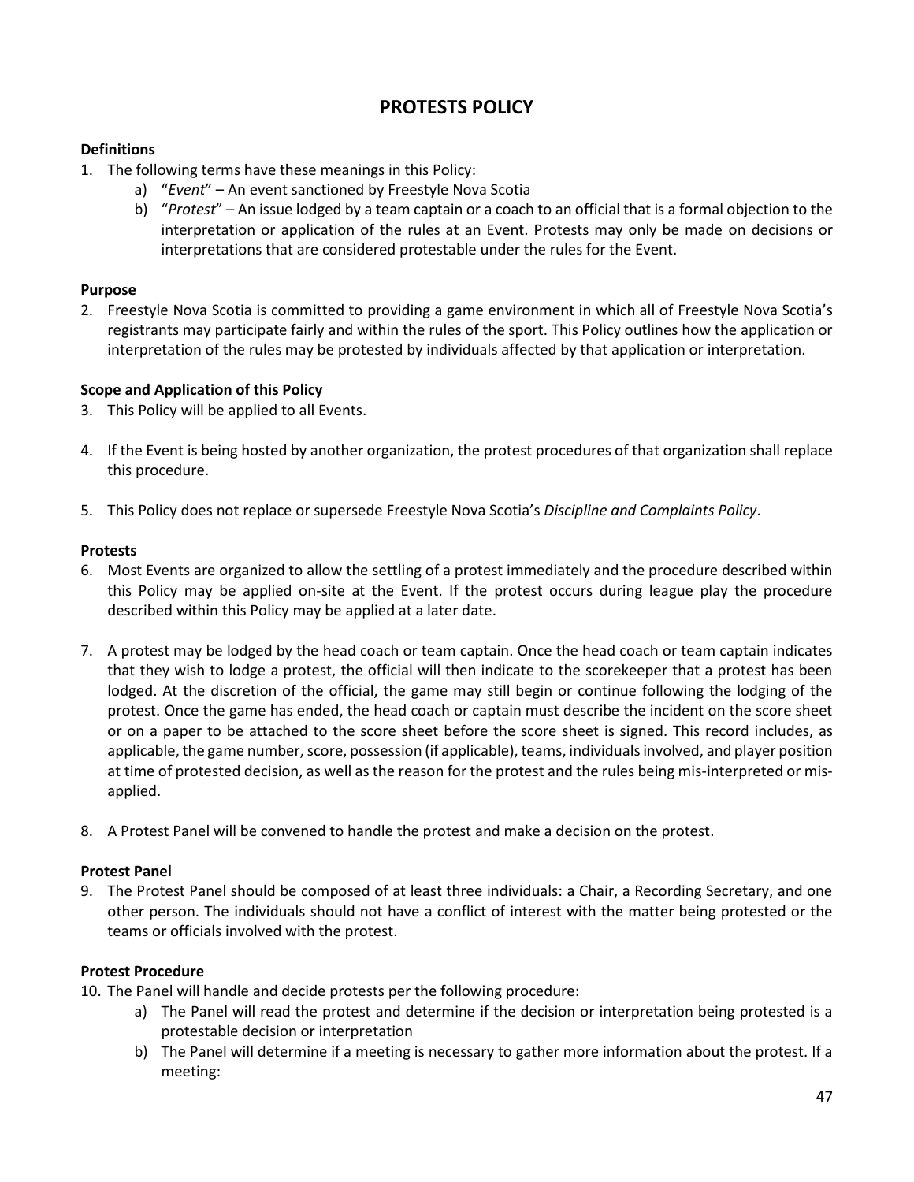# PROTESTS POLICY

**Definitions**

1. The following terms have these meanings in this Policy:
    a) "*Event*" – An event sanctioned by Freestyle Nova Scotia
    b) "*Protest*" – An issue lodged by a team captain or a coach to an official that is a formal objection to the interpretation or application of the rules at an Event. Protests may only be made on decisions or interpretations that are considered protestable under the rules for the Event.

**Purpose**

2. Freestyle Nova Scotia is committed to providing a game environment in which all of Freestyle Nova Scotia's registrants may participate fairly and within the rules of the sport. This Policy outlines how the application or interpretation of the rules may be protested by individuals affected by that application or interpretation.

**Scope and Application of this Policy**

3. This Policy will be applied to all Events.

4. If the Event is being hosted by another organization, the protest procedures of that organization shall replace this procedure.

5. This Policy does not replace or supersede Freestyle Nova Scotia's *Discipline and Complaints Policy*.

**Protests**

6. Most Events are organized to allow the settling of a protest immediately and the procedure described within this Policy may be applied on-site at the Event. If the protest occurs during league play the procedure described within this Policy may be applied at a later date.

7. A protest may be lodged by the head coach or team captain. Once the head coach or team captain indicates that they wish to lodge a protest, the official will then indicate to the scorekeeper that a protest has been lodged. At the discretion of the official, the game may still begin or continue following the lodging of the protest. Once the game has ended, the head coach or captain must describe the incident on the score sheet or on a paper to be attached to the score sheet before the score sheet is signed. This record includes, as applicable, the game number, score, possession (if applicable), teams, individuals involved, and player position at time of protested decision, as well as the reason for the protest and the rules being mis-interpreted or mis-applied.

8. A Protest Panel will be convened to handle the protest and make a decision on the protest.

**Protest Panel**

9. The Protest Panel should be composed of at least three individuals: a Chair, a Recording Secretary, and one other person. The individuals should not have a conflict of interest with the matter being protested or the teams or officials involved with the protest.

**Protest Procedure**

10. The Panel will handle and decide protests per the following procedure:
    a) The Panel will read the protest and determine if the decision or interpretation being protested is a protestable decision or interpretation
    b) The Panel will determine if a meeting is necessary to gather more information about the protest. If a meeting: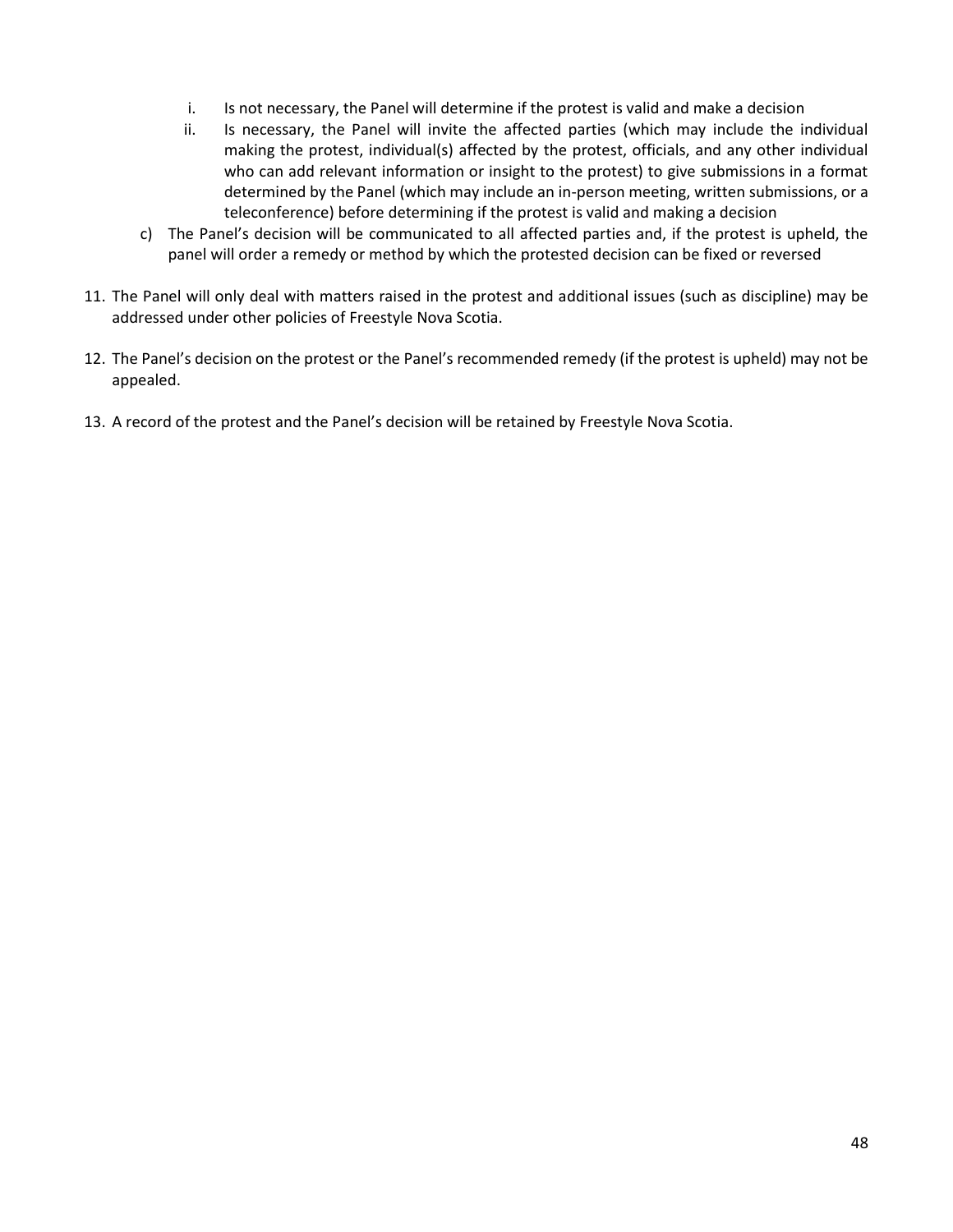i. Is not necessary, the Panel will determine if the protest is valid and make a decision
   ii. Is necessary, the Panel will invite the affected parties (which may include the individual making the protest, individual(s) affected by the protest, officials, and any other individual who can add relevant information or insight to the protest) to give submissions in a format determined by the Panel (which may include an in-person meeting, written submissions, or a teleconference) before determining if the protest is valid and making a decision

c) The Panel's decision will be communicated to all affected parties and, if the protest is upheld, the panel will order a remedy or method by which the protested decision can be fixed or reversed

11. The Panel will only deal with matters raised in the protest and additional issues (such as discipline) may be addressed under other policies of Freestyle Nova Scotia.

12. The Panel's decision on the protest or the Panel's recommended remedy (if the protest is upheld) may not be appealed.

13. A record of the protest and the Panel's decision will be retained by Freestyle Nova Scotia.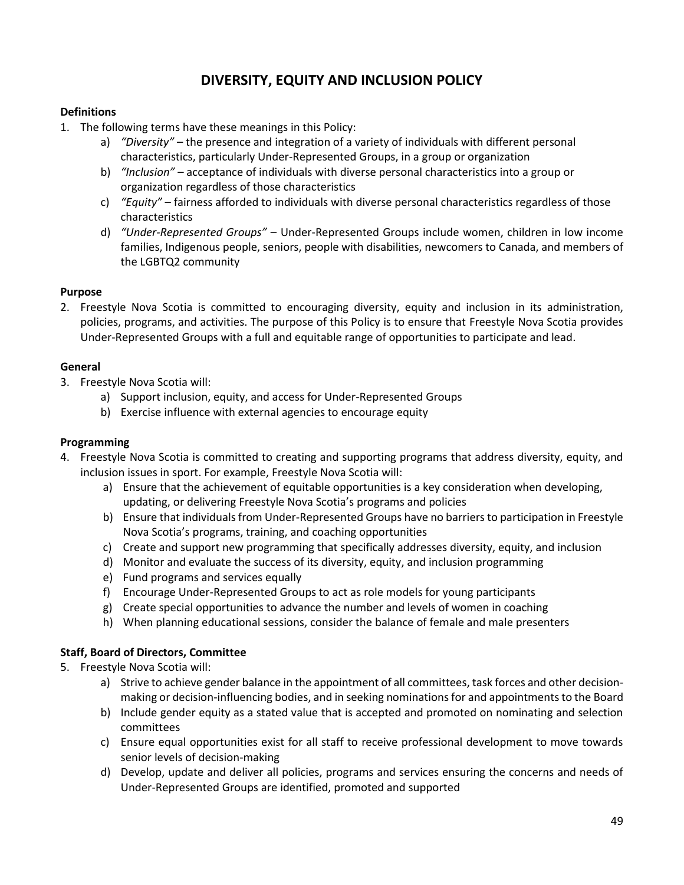# DIVERSITY, EQUITY AND INCLUSION POLICY

**Definitions**

1. The following terms have these meanings in this Policy:
    a) *"Diversity"* – the presence and integration of a variety of individuals with different personal characteristics, particularly Under-Represented Groups, in a group or organization
    b) *"Inclusion"* – acceptance of individuals with diverse personal characteristics into a group or organization regardless of those characteristics
    c) *"Equity"* – fairness afforded to individuals with diverse personal characteristics regardless of those characteristics
    d) *"Under-Represented Groups"* – Under-Represented Groups include women, children in low income families, Indigenous people, seniors, people with disabilities, newcomers to Canada, and members of the LGBTQ2 community

**Purpose**

2. Freestyle Nova Scotia is committed to encouraging diversity, equity and inclusion in its administration, policies, programs, and activities. The purpose of this Policy is to ensure that Freestyle Nova Scotia provides Under-Represented Groups with a full and equitable range of opportunities to participate and lead.

**General**

3. Freestyle Nova Scotia will:
    a) Support inclusion, equity, and access for Under-Represented Groups
    b) Exercise influence with external agencies to encourage equity

**Programming**

4. Freestyle Nova Scotia is committed to creating and supporting programs that address diversity, equity, and inclusion issues in sport. For example, Freestyle Nova Scotia will:
    a) Ensure that the achievement of equitable opportunities is a key consideration when developing, updating, or delivering Freestyle Nova Scotia's programs and policies
    b) Ensure that individuals from Under-Represented Groups have no barriers to participation in Freestyle Nova Scotia's programs, training, and coaching opportunities
    c) Create and support new programming that specifically addresses diversity, equity, and inclusion
    d) Monitor and evaluate the success of its diversity, equity, and inclusion programming
    e) Fund programs and services equally
    f) Encourage Under-Represented Groups to act as role models for young participants
    g) Create special opportunities to advance the number and levels of women in coaching
    h) When planning educational sessions, consider the balance of female and male presenters

**Staff, Board of Directors, Committee**

5. Freestyle Nova Scotia will:
    a) Strive to achieve gender balance in the appointment of all committees, task forces and other decision-making or decision-influencing bodies, and in seeking nominations for and appointments to the Board
    b) Include gender equity as a stated value that is accepted and promoted on nominating and selection committees
    c) Ensure equal opportunities exist for all staff to receive professional development to move towards senior levels of decision-making
    d) Develop, update and deliver all policies, programs and services ensuring the concerns and needs of Under-Represented Groups are identified, promoted and supported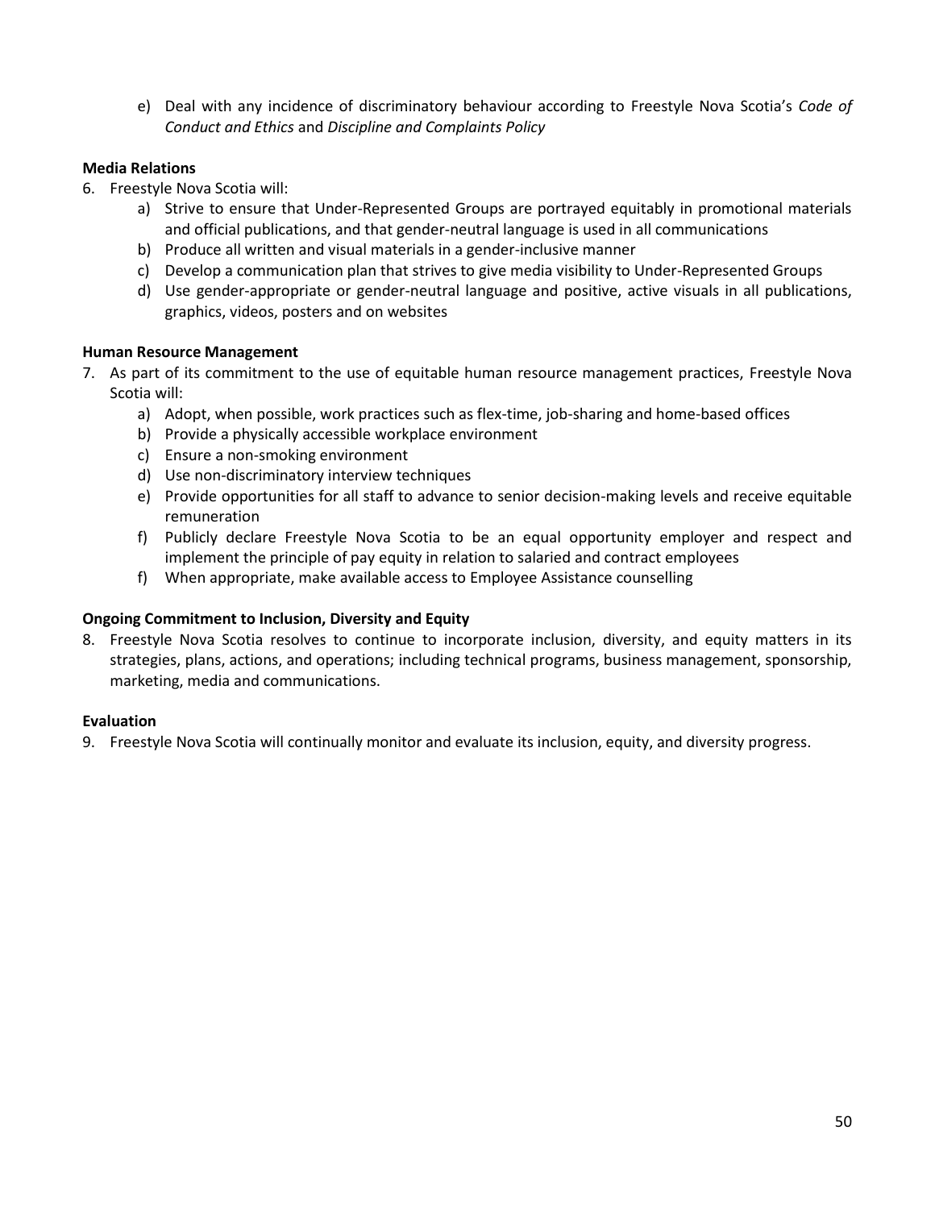e) Deal with any incidence of discriminatory behaviour according to Freestyle Nova Scotia's *Code of Conduct and Ethics* and *Discipline and Complaints Policy*

**Media Relations**

6. Freestyle Nova Scotia will:
   a) Strive to ensure that Under-Represented Groups are portrayed equitably in promotional materials and official publications, and that gender-neutral language is used in all communications
   b) Produce all written and visual materials in a gender-inclusive manner
   c) Develop a communication plan that strives to give media visibility to Under-Represented Groups
   d) Use gender-appropriate or gender-neutral language and positive, active visuals in all publications, graphics, videos, posters and on websites

**Human Resource Management**

7. As part of its commitment to the use of equitable human resource management practices, Freestyle Nova Scotia will:
   a) Adopt, when possible, work practices such as flex-time, job-sharing and home-based offices
   b) Provide a physically accessible workplace environment
   c) Ensure a non-smoking environment
   d) Use non-discriminatory interview techniques
   e) Provide opportunities for all staff to advance to senior decision-making levels and receive equitable remuneration
   f) Publicly declare Freestyle Nova Scotia to be an equal opportunity employer and respect and implement the principle of pay equity in relation to salaried and contract employees
   f) When appropriate, make available access to Employee Assistance counselling

**Ongoing Commitment to Inclusion, Diversity and Equity**

8. Freestyle Nova Scotia resolves to continue to incorporate inclusion, diversity, and equity matters in its strategies, plans, actions, and operations; including technical programs, business management, sponsorship, marketing, media and communications.

**Evaluation**

9. Freestyle Nova Scotia will continually monitor and evaluate its inclusion, equity, and diversity progress.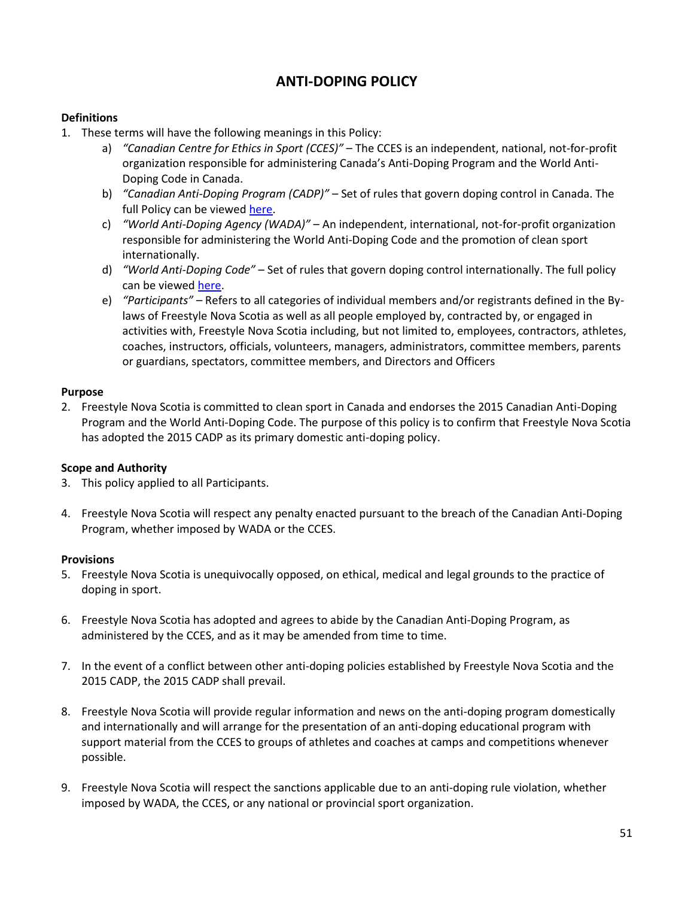# ANTI-DOPING POLICY

**Definitions**

1. These terms will have the following meanings in this Policy:
   a) *"Canadian Centre for Ethics in Sport (CCES)"* – The CCES is an independent, national, not-for-profit organization responsible for administering Canada's Anti-Doping Program and the World Anti-Doping Code in Canada.
   b) *"Canadian Anti-Doping Program (CADP)"* – Set of rules that govern doping control in Canada. The full Policy can be viewed here.
   c) *"World Anti-Doping Agency (WADA)"* – An independent, international, not-for-profit organization responsible for administering the World Anti-Doping Code and the promotion of clean sport internationally.
   d) *"World Anti-Doping Code"* – Set of rules that govern doping control internationally. The full policy can be viewed here.
   e) *"Participants"* – Refers to all categories of individual members and/or registrants defined in the By-laws of Freestyle Nova Scotia as well as all people employed by, contracted by, or engaged in activities with, Freestyle Nova Scotia including, but not limited to, employees, contractors, athletes, coaches, instructors, officials, volunteers, managers, administrators, committee members, parents or guardians, spectators, committee members, and Directors and Officers

**Purpose**

2. Freestyle Nova Scotia is committed to clean sport in Canada and endorses the 2015 Canadian Anti-Doping Program and the World Anti-Doping Code. The purpose of this policy is to confirm that Freestyle Nova Scotia has adopted the 2015 CADP as its primary domestic anti-doping policy.

**Scope and Authority**

3. This policy applied to all Participants.

4. Freestyle Nova Scotia will respect any penalty enacted pursuant to the breach of the Canadian Anti-Doping Program, whether imposed by WADA or the CCES.

**Provisions**

5. Freestyle Nova Scotia is unequivocally opposed, on ethical, medical and legal grounds to the practice of doping in sport.

6. Freestyle Nova Scotia has adopted and agrees to abide by the Canadian Anti-Doping Program, as administered by the CCES, and as it may be amended from time to time.

7. In the event of a conflict between other anti-doping policies established by Freestyle Nova Scotia and the 2015 CADP, the 2015 CADP shall prevail.

8. Freestyle Nova Scotia will provide regular information and news on the anti-doping program domestically and internationally and will arrange for the presentation of an anti-doping educational program with support material from the CCES to groups of athletes and coaches at camps and competitions whenever possible.

9. Freestyle Nova Scotia will respect the sanctions applicable due to an anti-doping rule violation, whether imposed by WADA, the CCES, or any national or provincial sport organization.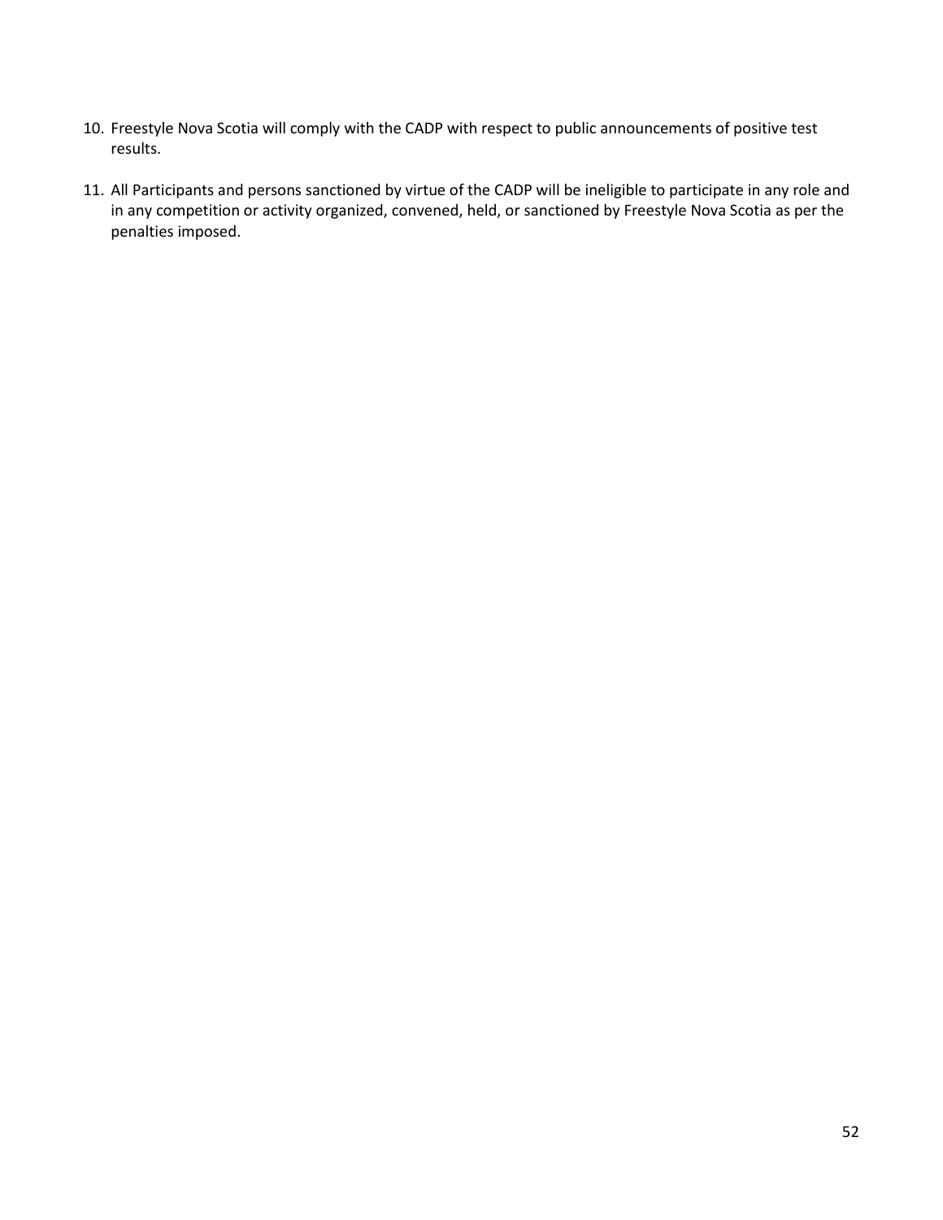10. Freestyle Nova Scotia will comply with the CADP with respect to public announcements of positive test results.

11. All Participants and persons sanctioned by virtue of the CADP will be ineligible to participate in any role and in any competition or activity organized, convened, held, or sanctioned by Freestyle Nova Scotia as per the penalties imposed.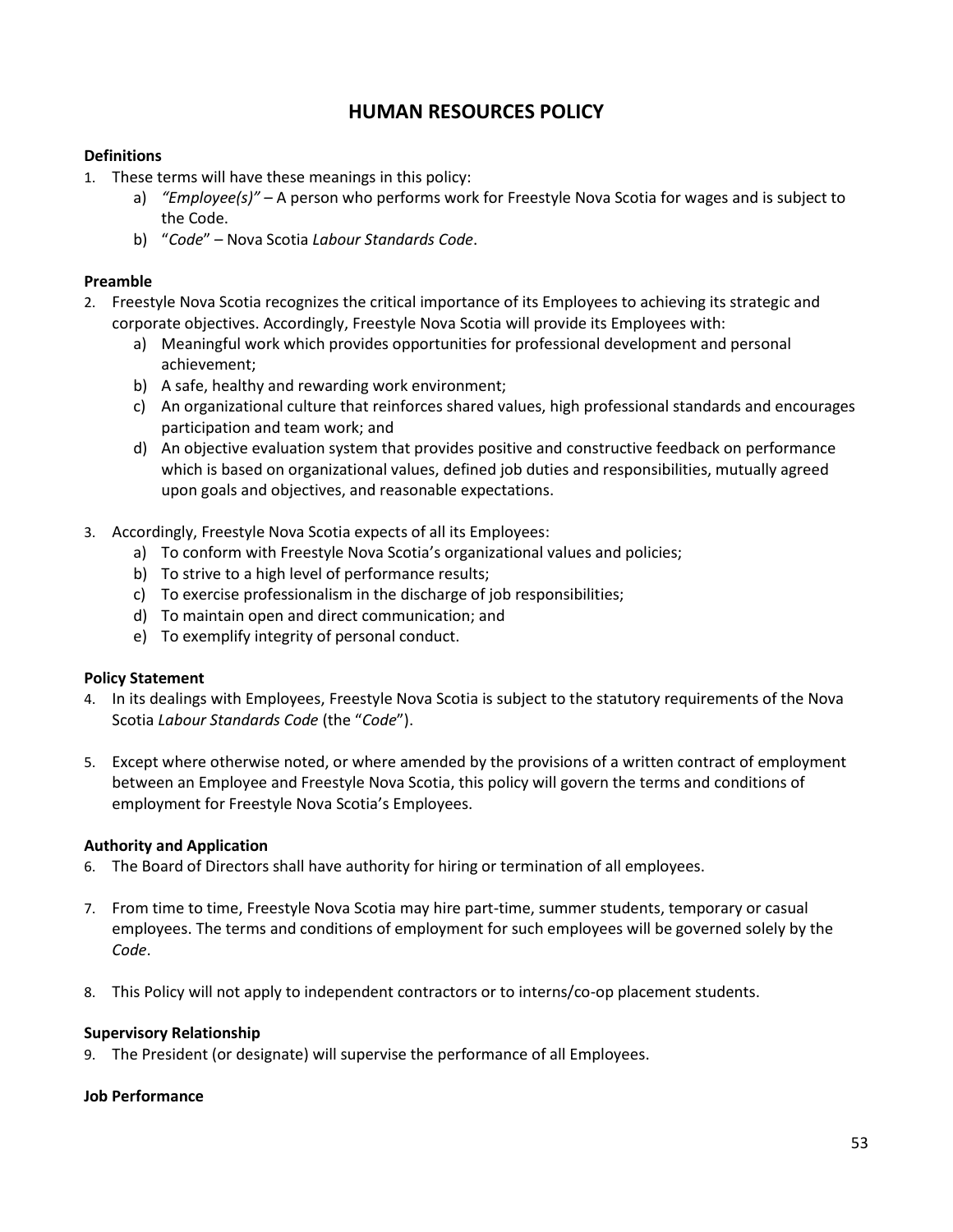# HUMAN RESOURCES POLICY

**Definitions**

1. These terms will have these meanings in this policy:
    a) *"Employee(s)"* – A person who performs work for Freestyle Nova Scotia for wages and is subject to the Code.
    b) "*Code*" – Nova Scotia *Labour Standards Code*.

**Preamble**

2. Freestyle Nova Scotia recognizes the critical importance of its Employees to achieving its strategic and corporate objectives. Accordingly, Freestyle Nova Scotia will provide its Employees with:
    a) Meaningful work which provides opportunities for professional development and personal achievement;
    b) A safe, healthy and rewarding work environment;
    c) An organizational culture that reinforces shared values, high professional standards and encourages participation and team work; and
    d) An objective evaluation system that provides positive and constructive feedback on performance which is based on organizational values, defined job duties and responsibilities, mutually agreed upon goals and objectives, and reasonable expectations.

3. Accordingly, Freestyle Nova Scotia expects of all its Employees:
    a) To conform with Freestyle Nova Scotia's organizational values and policies;
    b) To strive to a high level of performance results;
    c) To exercise professionalism in the discharge of job responsibilities;
    d) To maintain open and direct communication; and
    e) To exemplify integrity of personal conduct.

**Policy Statement**

4. In its dealings with Employees, Freestyle Nova Scotia is subject to the statutory requirements of the Nova Scotia *Labour Standards Code* (the "*Code*").

5. Except where otherwise noted, or where amended by the provisions of a written contract of employment between an Employee and Freestyle Nova Scotia, this policy will govern the terms and conditions of employment for Freestyle Nova Scotia's Employees.

**Authority and Application**

6. The Board of Directors shall have authority for hiring or termination of all employees.

7. From time to time, Freestyle Nova Scotia may hire part-time, summer students, temporary or casual employees. The terms and conditions of employment for such employees will be governed solely by the *Code*.

8. This Policy will not apply to independent contractors or to interns/co-op placement students.

**Supervisory Relationship**

9. The President (or designate) will supervise the performance of all Employees.

**Job Performance**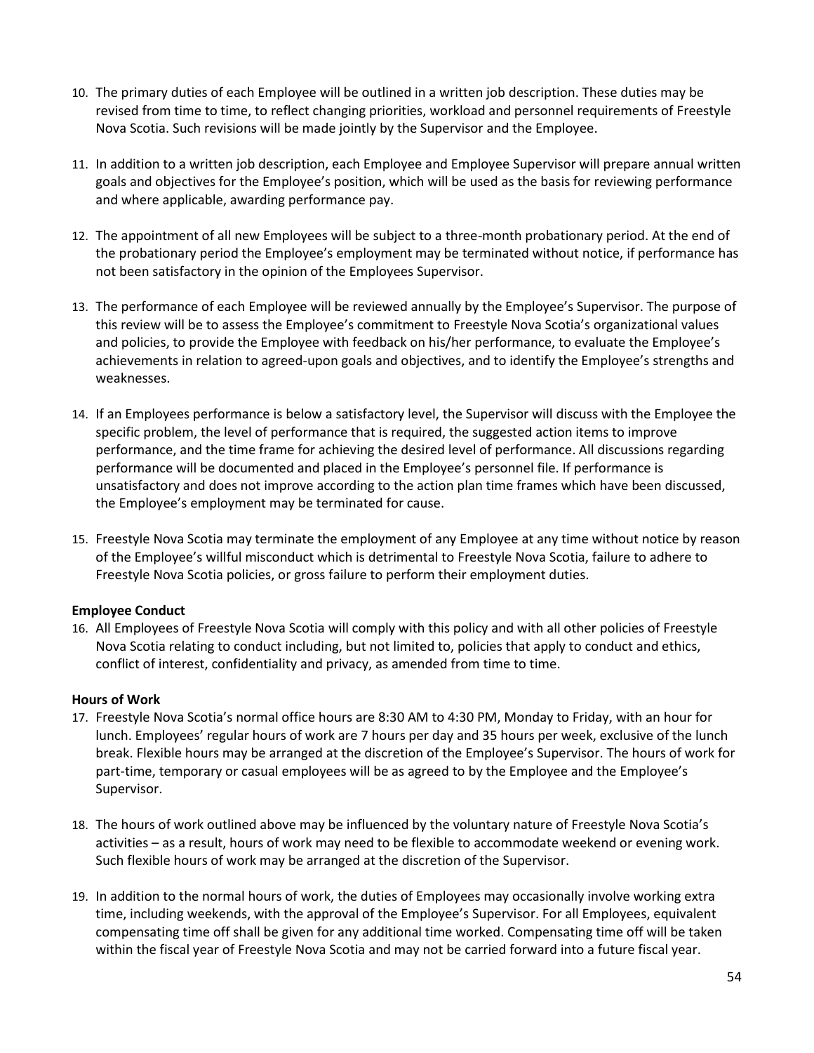10. The primary duties of each Employee will be outlined in a written job description. These duties may be revised from time to time, to reflect changing priorities, workload and personnel requirements of Freestyle Nova Scotia. Such revisions will be made jointly by the Supervisor and the Employee.

11. In addition to a written job description, each Employee and Employee Supervisor will prepare annual written goals and objectives for the Employee's position, which will be used as the basis for reviewing performance and where applicable, awarding performance pay.

12. The appointment of all new Employees will be subject to a three-month probationary period. At the end of the probationary period the Employee's employment may be terminated without notice, if performance has not been satisfactory in the opinion of the Employees Supervisor.

13. The performance of each Employee will be reviewed annually by the Employee's Supervisor. The purpose of this review will be to assess the Employee's commitment to Freestyle Nova Scotia's organizational values and policies, to provide the Employee with feedback on his/her performance, to evaluate the Employee's achievements in relation to agreed-upon goals and objectives, and to identify the Employee's strengths and weaknesses.

14. If an Employees performance is below a satisfactory level, the Supervisor will discuss with the Employee the specific problem, the level of performance that is required, the suggested action items to improve performance, and the time frame for achieving the desired level of performance. All discussions regarding performance will be documented and placed in the Employee's personnel file. If performance is unsatisfactory and does not improve according to the action plan time frames which have been discussed, the Employee's employment may be terminated for cause.

15. Freestyle Nova Scotia may terminate the employment of any Employee at any time without notice by reason of the Employee's willful misconduct which is detrimental to Freestyle Nova Scotia, failure to adhere to Freestyle Nova Scotia policies, or gross failure to perform their employment duties.

**Employee Conduct**

16. All Employees of Freestyle Nova Scotia will comply with this policy and with all other policies of Freestyle Nova Scotia relating to conduct including, but not limited to, policies that apply to conduct and ethics, conflict of interest, confidentiality and privacy, as amended from time to time.

**Hours of Work**

17. Freestyle Nova Scotia's normal office hours are 8:30 AM to 4:30 PM, Monday to Friday, with an hour for lunch. Employees' regular hours of work are 7 hours per day and 35 hours per week, exclusive of the lunch break. Flexible hours may be arranged at the discretion of the Employee's Supervisor. The hours of work for part-time, temporary or casual employees will be as agreed to by the Employee and the Employee's Supervisor.

18. The hours of work outlined above may be influenced by the voluntary nature of Freestyle Nova Scotia's activities – as a result, hours of work may need to be flexible to accommodate weekend or evening work. Such flexible hours of work may be arranged at the discretion of the Supervisor.

19. In addition to the normal hours of work, the duties of Employees may occasionally involve working extra time, including weekends, with the approval of the Employee's Supervisor. For all Employees, equivalent compensating time off shall be given for any additional time worked. Compensating time off will be taken within the fiscal year of Freestyle Nova Scotia and may not be carried forward into a future fiscal year.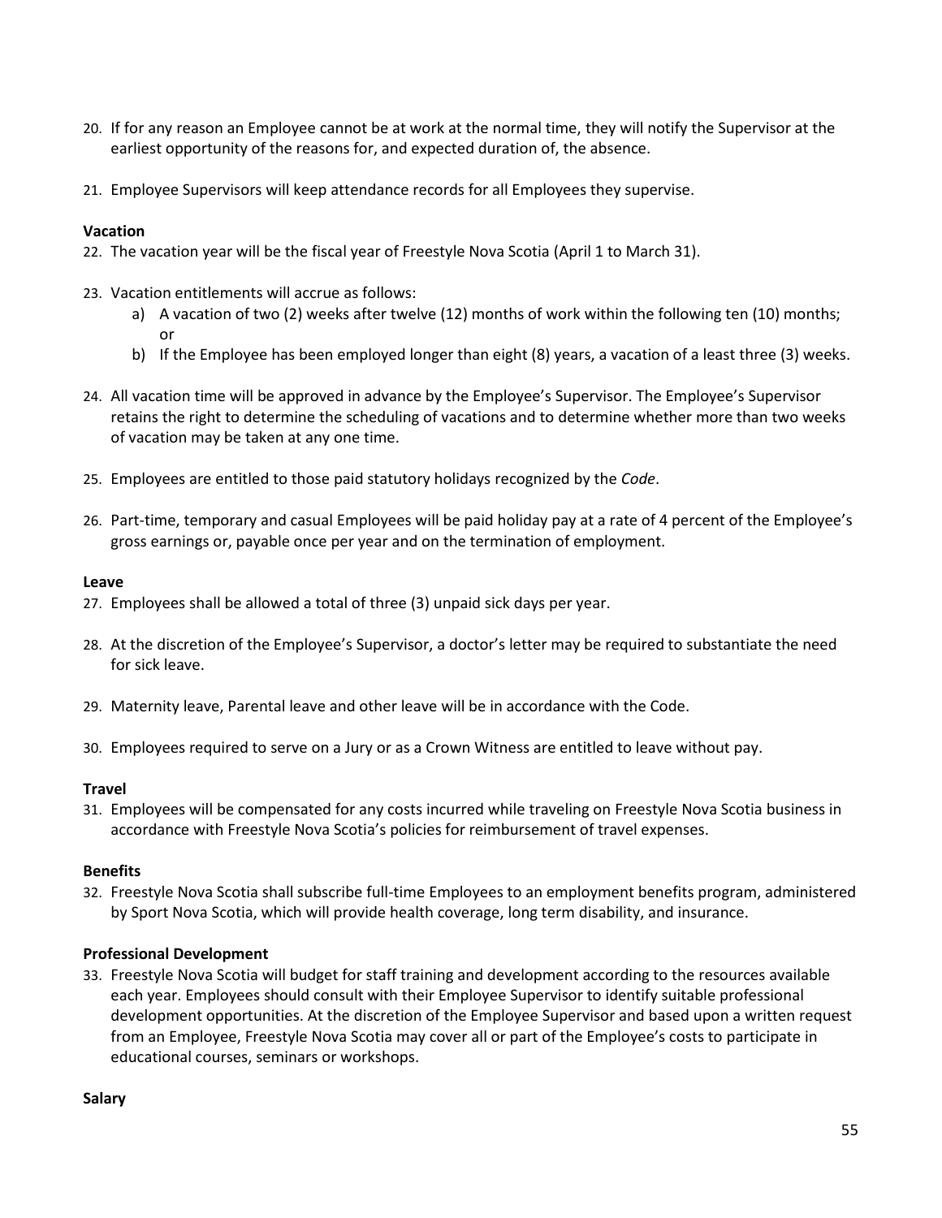20. If for any reason an Employee cannot be at work at the normal time, they will notify the Supervisor at the earliest opportunity of the reasons for, and expected duration of, the absence.

21. Employee Supervisors will keep attendance records for all Employees they supervise.

**Vacation**

22. The vacation year will be the fiscal year of Freestyle Nova Scotia (April 1 to March 31).

23. Vacation entitlements will accrue as follows:
    a) A vacation of two (2) weeks after twelve (12) months of work within the following ten (10) months; or
    b) If the Employee has been employed longer than eight (8) years, a vacation of a least three (3) weeks.

24. All vacation time will be approved in advance by the Employee's Supervisor. The Employee's Supervisor retains the right to determine the scheduling of vacations and to determine whether more than two weeks of vacation may be taken at any one time.

25. Employees are entitled to those paid statutory holidays recognized by the *Code*.

26. Part-time, temporary and casual Employees will be paid holiday pay at a rate of 4 percent of the Employee's gross earnings or, payable once per year and on the termination of employment.

**Leave**

27. Employees shall be allowed a total of three (3) unpaid sick days per year.

28. At the discretion of the Employee's Supervisor, a doctor's letter may be required to substantiate the need for sick leave.

29. Maternity leave, Parental leave and other leave will be in accordance with the Code.

30. Employees required to serve on a Jury or as a Crown Witness are entitled to leave without pay.

**Travel**

31. Employees will be compensated for any costs incurred while traveling on Freestyle Nova Scotia business in accordance with Freestyle Nova Scotia's policies for reimbursement of travel expenses.

**Benefits**

32. Freestyle Nova Scotia shall subscribe full-time Employees to an employment benefits program, administered by Sport Nova Scotia, which will provide health coverage, long term disability, and insurance.

**Professional Development**

33. Freestyle Nova Scotia will budget for staff training and development according to the resources available each year. Employees should consult with their Employee Supervisor to identify suitable professional development opportunities. At the discretion of the Employee Supervisor and based upon a written request from an Employee, Freestyle Nova Scotia may cover all or part of the Employee's costs to participate in educational courses, seminars or workshops.

**Salary**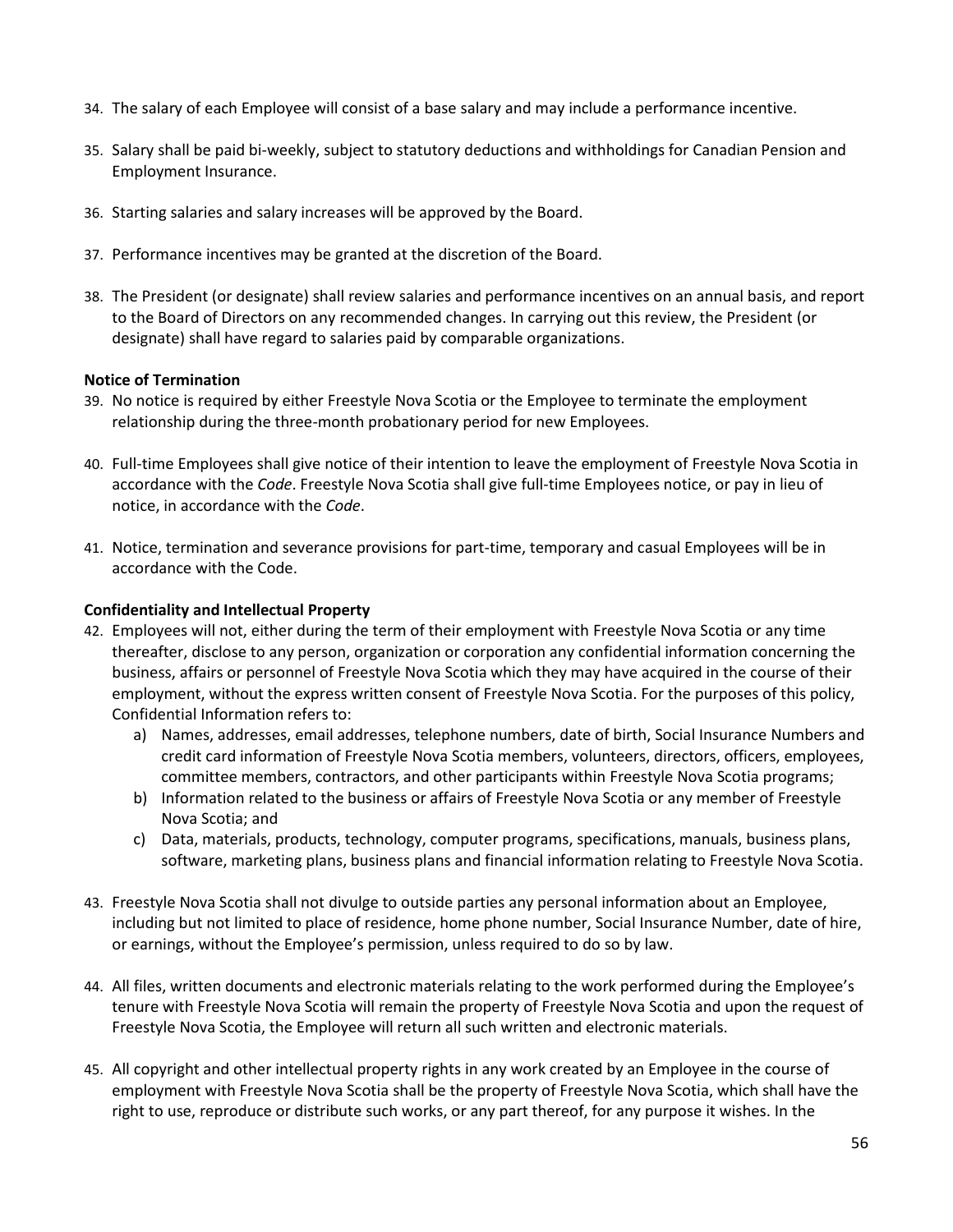34. The salary of each Employee will consist of a base salary and may include a performance incentive.

35. Salary shall be paid bi-weekly, subject to statutory deductions and withholdings for Canadian Pension and Employment Insurance.

36. Starting salaries and salary increases will be approved by the Board.

37. Performance incentives may be granted at the discretion of the Board.

38. The President (or designate) shall review salaries and performance incentives on an annual basis, and report to the Board of Directors on any recommended changes. In carrying out this review, the President (or designate) shall have regard to salaries paid by comparable organizations.

**Notice of Termination**

39. No notice is required by either Freestyle Nova Scotia or the Employee to terminate the employment relationship during the three-month probationary period for new Employees.

40. Full-time Employees shall give notice of their intention to leave the employment of Freestyle Nova Scotia in accordance with the *Code*. Freestyle Nova Scotia shall give full-time Employees notice, or pay in lieu of notice, in accordance with the *Code*.

41. Notice, termination and severance provisions for part-time, temporary and casual Employees will be in accordance with the Code.

**Confidentiality and Intellectual Property**

42. Employees will not, either during the term of their employment with Freestyle Nova Scotia or any time thereafter, disclose to any person, organization or corporation any confidential information concerning the business, affairs or personnel of Freestyle Nova Scotia which they may have acquired in the course of their employment, without the express written consent of Freestyle Nova Scotia. For the purposes of this policy, Confidential Information refers to:
    a) Names, addresses, email addresses, telephone numbers, date of birth, Social Insurance Numbers and credit card information of Freestyle Nova Scotia members, volunteers, directors, officers, employees, committee members, contractors, and other participants within Freestyle Nova Scotia programs;
    b) Information related to the business or affairs of Freestyle Nova Scotia or any member of Freestyle Nova Scotia; and
    c) Data, materials, products, technology, computer programs, specifications, manuals, business plans, software, marketing plans, business plans and financial information relating to Freestyle Nova Scotia.

43. Freestyle Nova Scotia shall not divulge to outside parties any personal information about an Employee, including but not limited to place of residence, home phone number, Social Insurance Number, date of hire, or earnings, without the Employee's permission, unless required to do so by law.

44. All files, written documents and electronic materials relating to the work performed during the Employee's tenure with Freestyle Nova Scotia will remain the property of Freestyle Nova Scotia and upon the request of Freestyle Nova Scotia, the Employee will return all such written and electronic materials.

45. All copyright and other intellectual property rights in any work created by an Employee in the course of employment with Freestyle Nova Scotia shall be the property of Freestyle Nova Scotia, which shall have the right to use, reproduce or distribute such works, or any part thereof, for any purpose it wishes. In the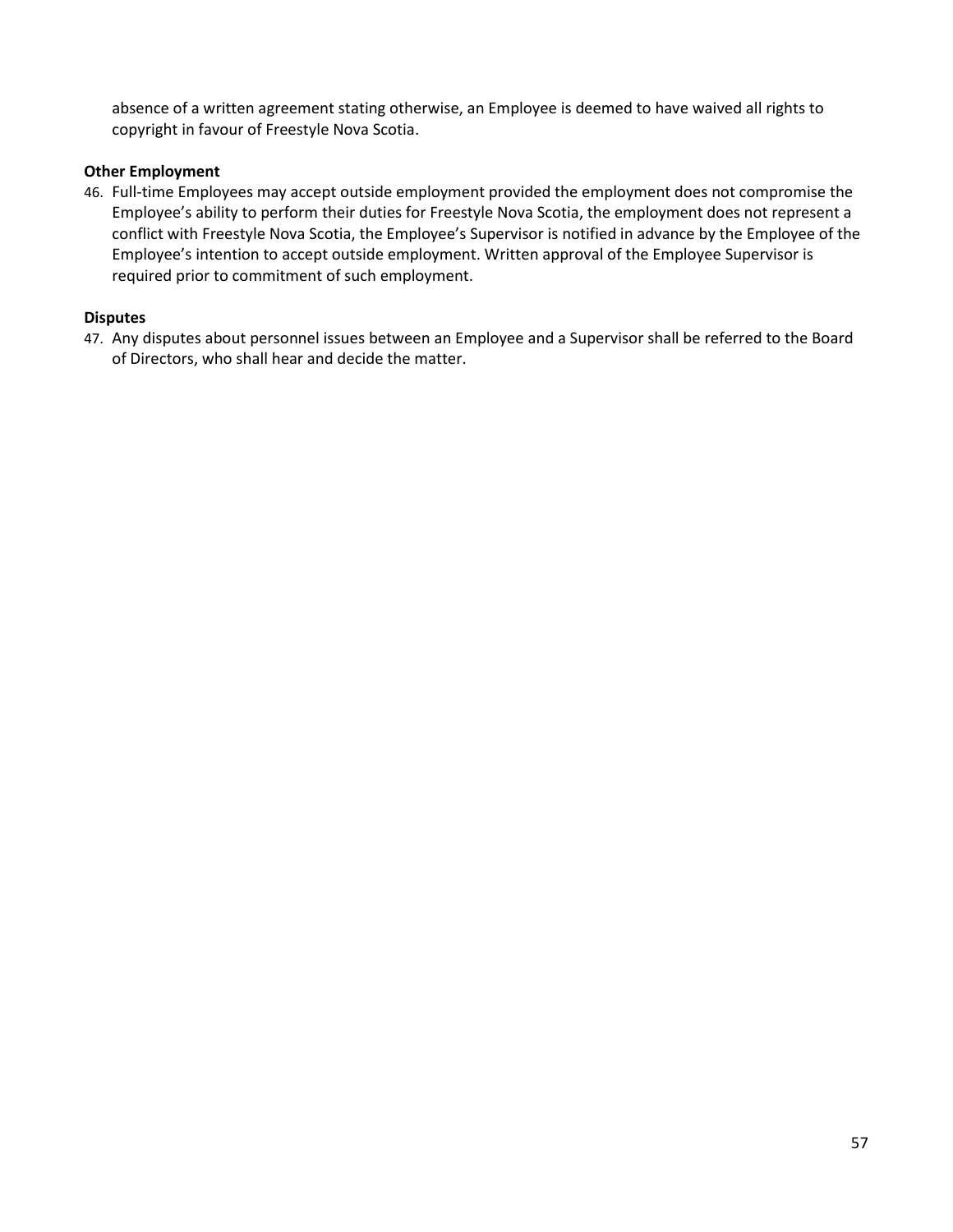absence of a written agreement stating otherwise, an Employee is deemed to have waived all rights to copyright in favour of Freestyle Nova Scotia.

**Other Employment**

46. Full-time Employees may accept outside employment provided the employment does not compromise the Employee's ability to perform their duties for Freestyle Nova Scotia, the employment does not represent a conflict with Freestyle Nova Scotia, the Employee's Supervisor is notified in advance by the Employee of the Employee's intention to accept outside employment. Written approval of the Employee Supervisor is required prior to commitment of such employment.

**Disputes**

47. Any disputes about personnel issues between an Employee and a Supervisor shall be referred to the Board of Directors, who shall hear and decide the matter.